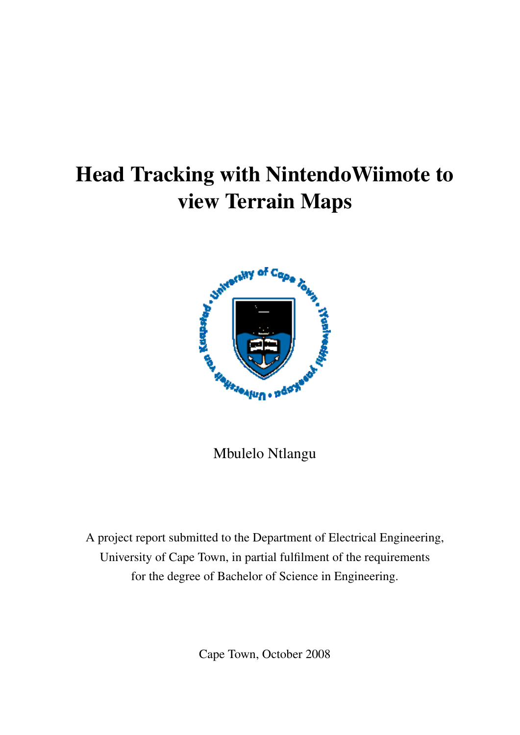# Head Tracking with NintendoWiimote to view Terrain Maps

Mbulelo Ntlangu

A project report submitted to the Department of Electrical Engineering, University of Cape Town, in partial fulfilment of the requirements for the degree of Bachelor of Science in Engineering.

Cape Town, October 2008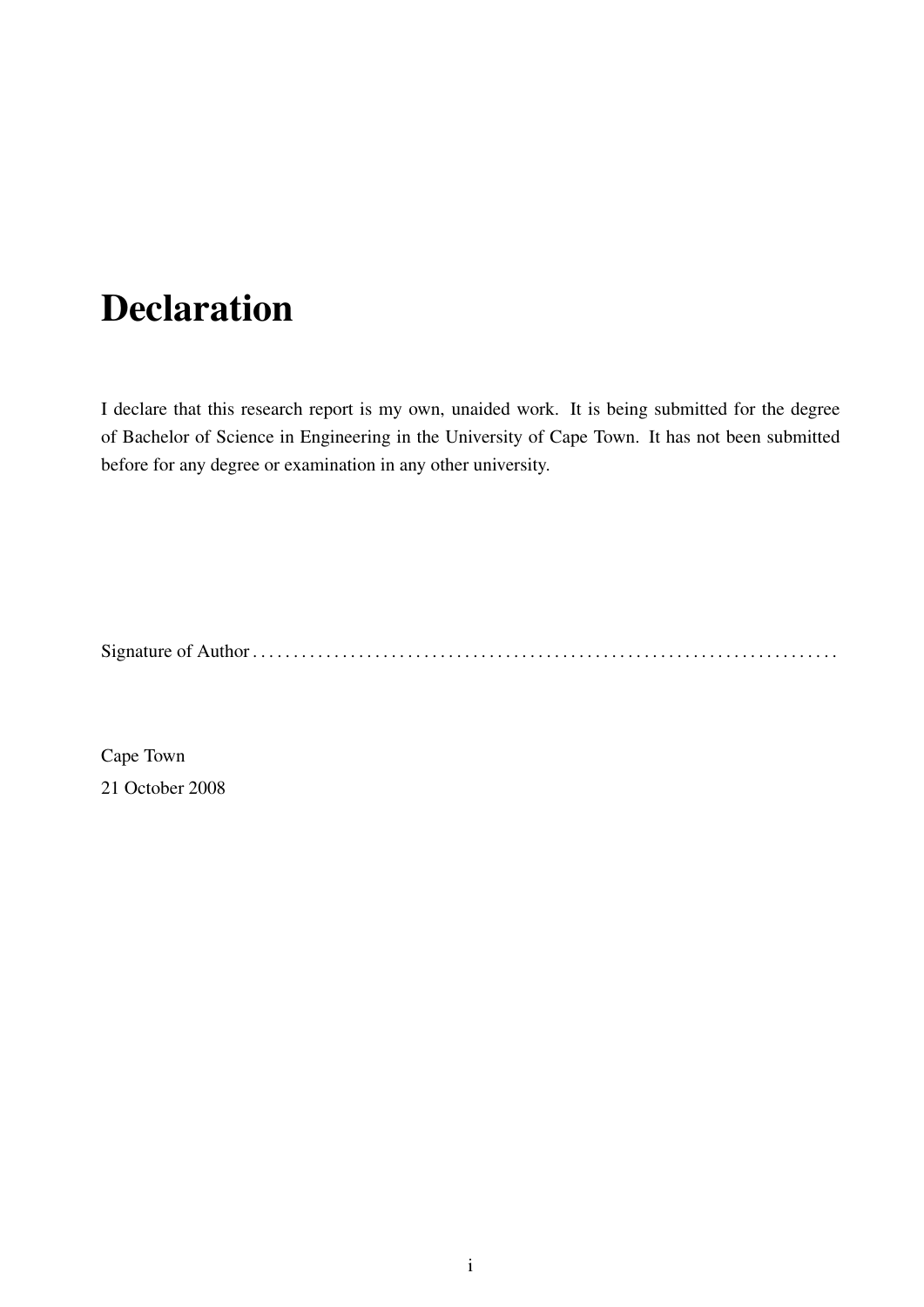# Declaration

I declare that this research report is my own, unaided work. It is being submitted for the degree of Bachelor of Science in Engineering in the University of Cape Town. It has not been submitted before for any degree or examination in any other university.

Signature of Author . . . . . . . . . . . . . . . . . . . . . . . . . . . . . . . . . . . . . . . . . . . . . . . . . . . . . . . . . . . . . . . . . . . . . . . . .

Cape Town
21 October 2008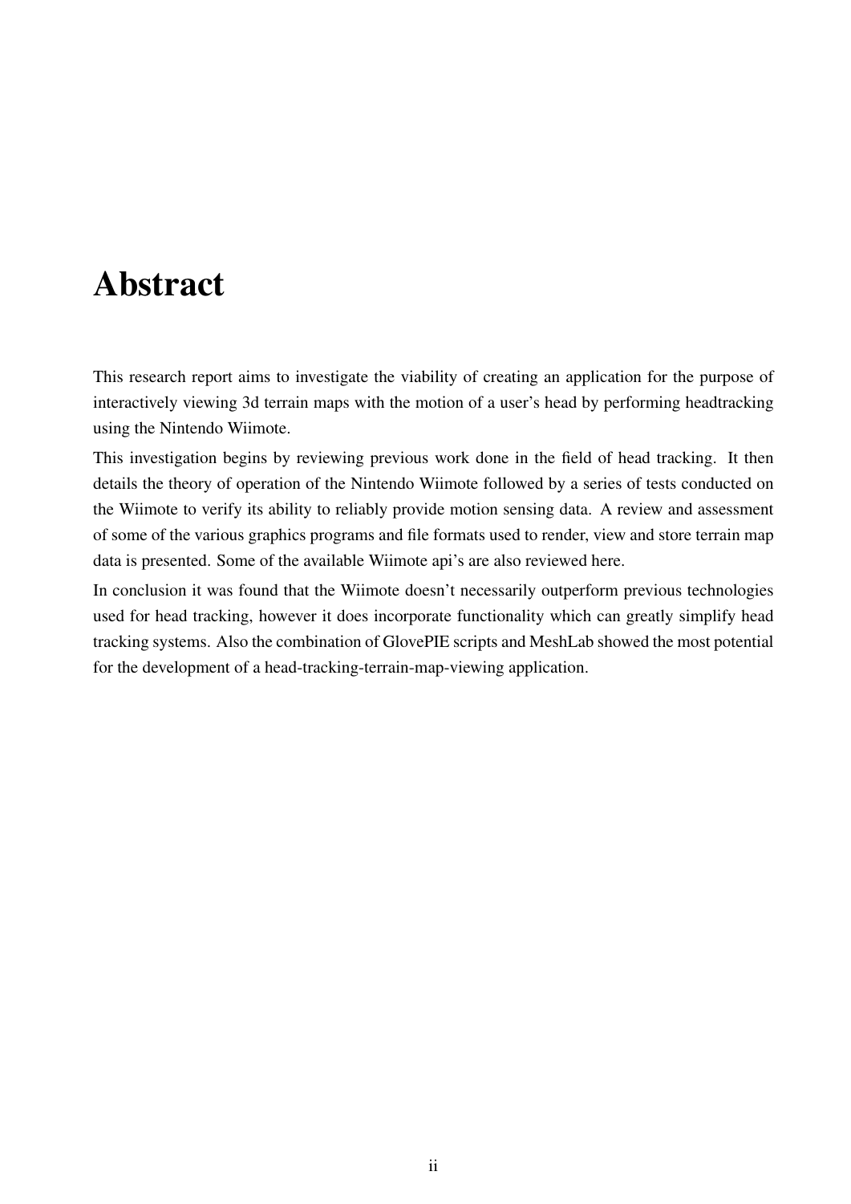# Abstract

This research report aims to investigate the viability of creating an application for the purpose of interactively viewing 3d terrain maps with the motion of a user's head by performing headtracking using the Nintendo Wiimote.

This investigation begins by reviewing previous work done in the field of head tracking. It then details the theory of operation of the Nintendo Wiimote followed by a series of tests conducted on the Wiimote to verify its ability to reliably provide motion sensing data. A review and assessment of some of the various graphics programs and file formats used to render, view and store terrain map data is presented. Some of the available Wiimote api's are also reviewed here.

In conclusion it was found that the Wiimote doesn't necessarily outperform previous technologies used for head tracking, however it does incorporate functionality which can greatly simplify head tracking systems. Also the combination of GlovePIE scripts and MeshLab showed the most potential for the development of a head-tracking-terrain-map-viewing application.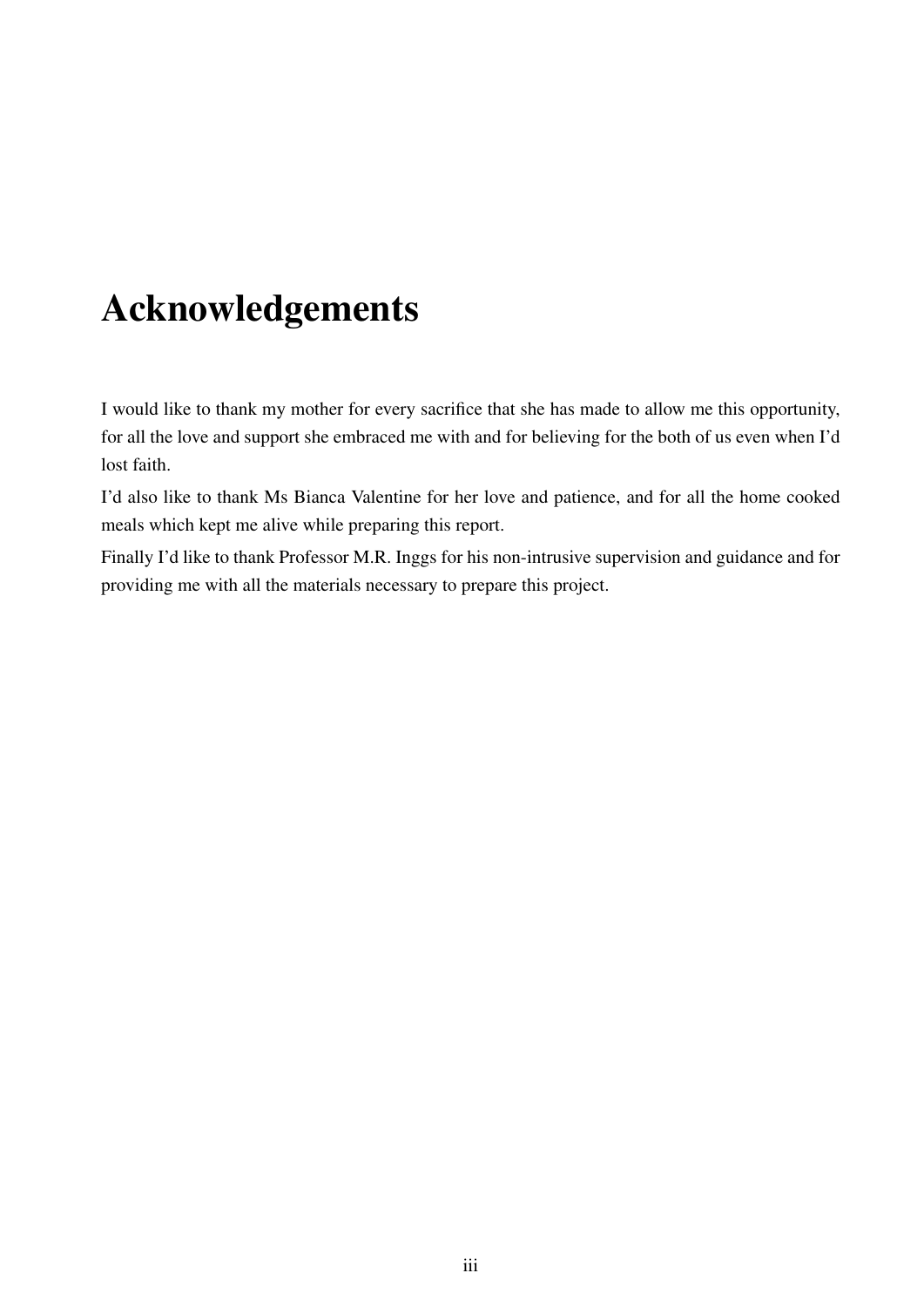# Acknowledgements

I would like to thank my mother for every sacrifice that she has made to allow me this opportunity, for all the love and support she embraced me with and for believing for the both of us even when I'd lost faith.

I'd also like to thank Ms Bianca Valentine for her love and patience, and for all the home cooked meals which kept me alive while preparing this report.

Finally I'd like to thank Professor M.R. Inggs for his non-intrusive supervision and guidance and for providing me with all the materials necessary to prepare this project.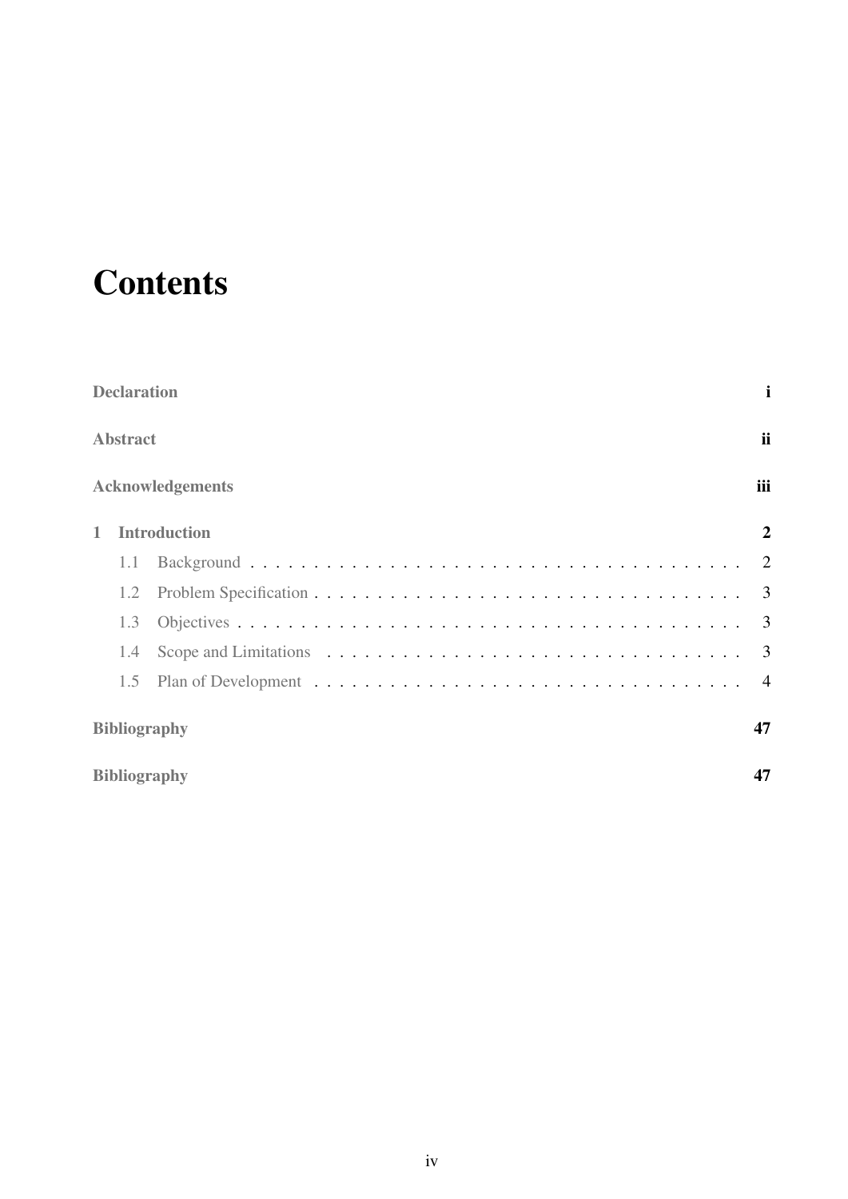# Contents

**Declaration** **i**

**Abstract** **ii**

**Acknowledgements** **iii**

**1 Introduction** **2**

- 1.1 Background . . . . . . . . . . . . . . . . . . . . . . . . . . . . . . . . . . . . . . . 2
- 1.2 Problem Specification . . . . . . . . . . . . . . . . . . . . . . . . . . . . . . . . . 3
- 1.3 Objectives . . . . . . . . . . . . . . . . . . . . . . . . . . . . . . . . . . . . . . . . 3
- 1.4 Scope and Limitations . . . . . . . . . . . . . . . . . . . . . . . . . . . . . . . . . 3
- 1.5 Plan of Development . . . . . . . . . . . . . . . . . . . . . . . . . . . . . . . . . . 4

**Bibliography** **47**

**Bibliography** **47**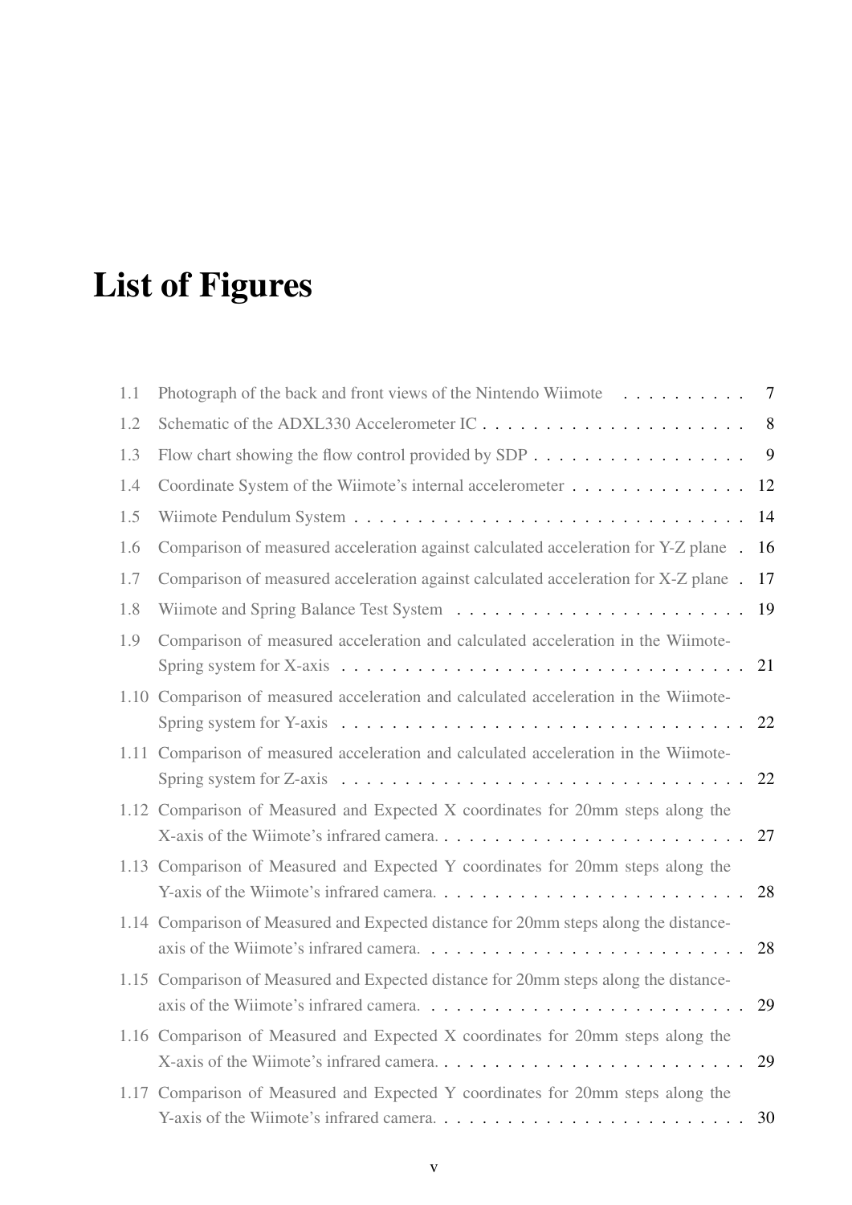# List of Figures

1.1 Photograph of the back and front views of the Nintendo Wiimote . . . . . . . . . . 7

1.2 Schematic of the ADXL330 Accelerometer IC . . . . . . . . . . . . . . . . . . . . . . 8

1.3 Flow chart showing the flow control provided by SDP . . . . . . . . . . . . . . . . . 9

1.4 Coordinate System of the Wiimote's internal accelerometer . . . . . . . . . . . . . 12

1.5 Wiimote Pendulum System . . . . . . . . . . . . . . . . . . . . . . . . . . . . . . . 14

1.6 Comparison of measured acceleration against calculated acceleration for Y-Z plane . 16

1.7 Comparison of measured acceleration against calculated acceleration for X-Z plane . 17

1.8 Wiimote and Spring Balance Test System . . . . . . . . . . . . . . . . . . . . . . . 19

1.9 Comparison of measured acceleration and calculated acceleration in the Wiimote-Spring system for X-axis . . . . . . . . . . . . . . . . . . . . . . . . . . . . . . . . 21

1.10 Comparison of measured acceleration and calculated acceleration in the Wiimote-Spring system for Y-axis . . . . . . . . . . . . . . . . . . . . . . . . . . . . . . . . 22

1.11 Comparison of measured acceleration and calculated acceleration in the Wiimote-Spring system for Z-axis . . . . . . . . . . . . . . . . . . . . . . . . . . . . . . . . 22

1.12 Comparison of Measured and Expected X coordinates for 20mm steps along the X-axis of the Wiimote's infrared camera. . . . . . . . . . . . . . . . . . . . . . . . . 27

1.13 Comparison of Measured and Expected Y coordinates for 20mm steps along the Y-axis of the Wiimote's infrared camera. . . . . . . . . . . . . . . . . . . . . . . . . 28

1.14 Comparison of Measured and Expected distance for 20mm steps along the distance-axis of the Wiimote's infrared camera. . . . . . . . . . . . . . . . . . . . . . . . . 28

1.15 Comparison of Measured and Expected distance for 20mm steps along the distance-axis of the Wiimote's infrared camera. . . . . . . . . . . . . . . . . . . . . . . . . 29

1.16 Comparison of Measured and Expected X coordinates for 20mm steps along the X-axis of the Wiimote's infrared camera. . . . . . . . . . . . . . . . . . . . . . . . . 29

1.17 Comparison of Measured and Expected Y coordinates for 20mm steps along the Y-axis of the Wiimote's infrared camera. . . . . . . . . . . . . . . . . . . . . . . . . 30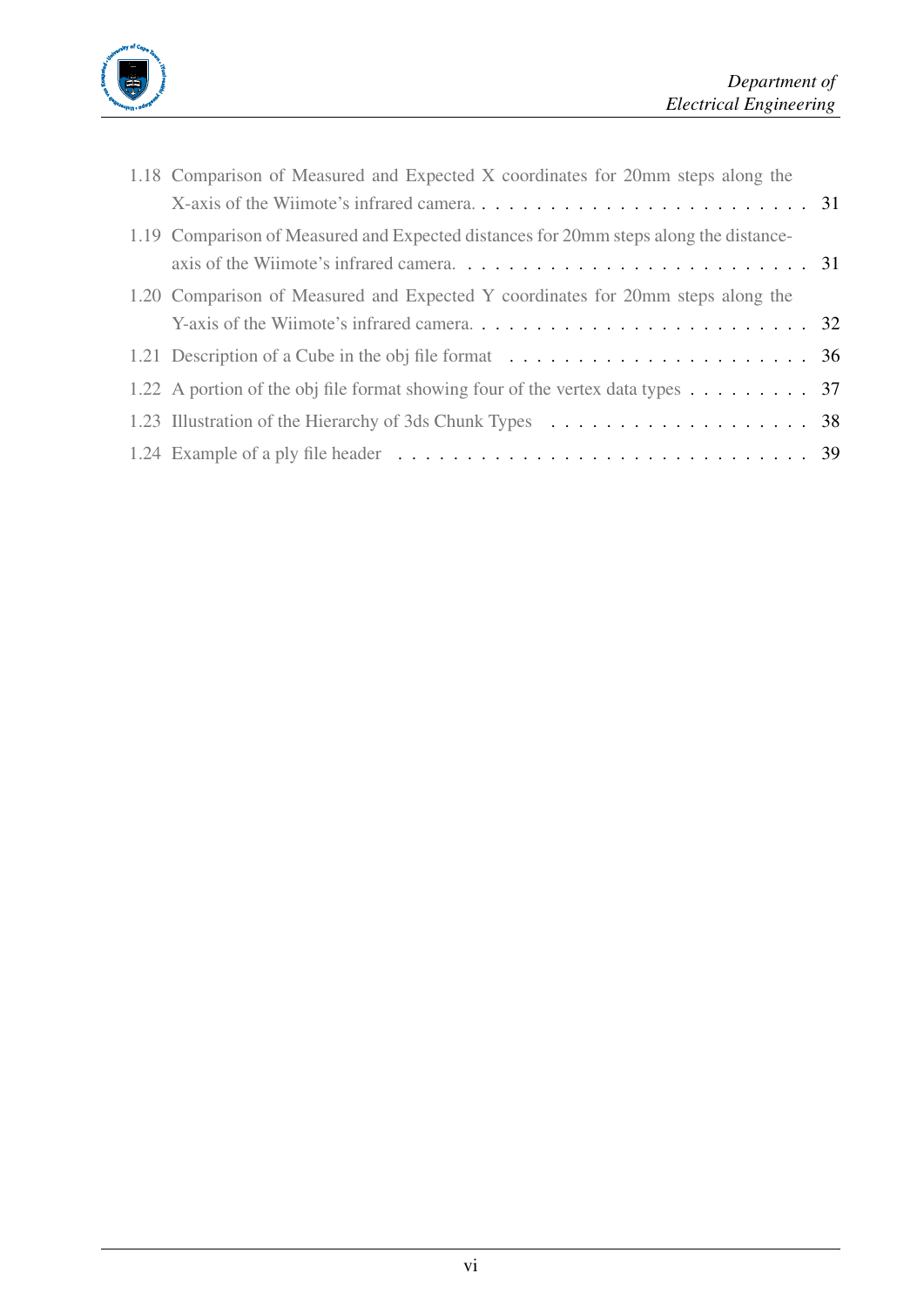1.18 Comparison of Measured and Expected X coordinates for 20mm steps along the X-axis of the Wiimote's infrared camera. . . . . . . . . . . . . . . . . . . . . . . . . 31

1.19 Comparison of Measured and Expected distances for 20mm steps along the distance-axis of the Wiimote's infrared camera. . . . . . . . . . . . . . . . . . . . . . . . . 31

1.20 Comparison of Measured and Expected Y coordinates for 20mm steps along the Y-axis of the Wiimote's infrared camera. . . . . . . . . . . . . . . . . . . . . . . . . 32

1.21 Description of a Cube in the obj file format . . . . . . . . . . . . . . . . . . . . . . 36

1.22 A portion of the obj file format showing four of the vertex data types . . . . . . . . . 37

1.23 Illustration of the Hierarchy of 3ds Chunk Types . . . . . . . . . . . . . . . . . . . . 38

1.24 Example of a ply file header . . . . . . . . . . . . . . . . . . . . . . . . . . . . . . 39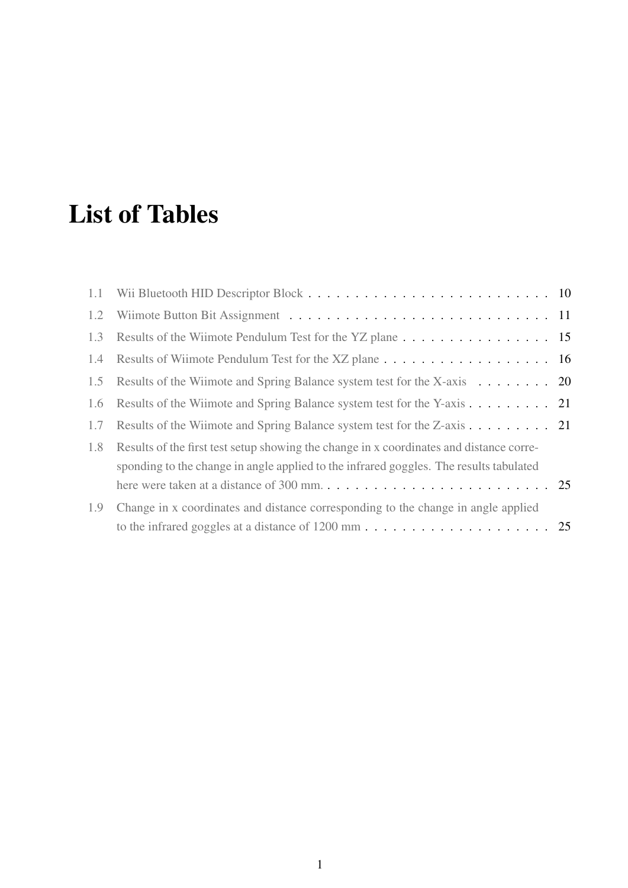# List of Tables

1.1 Wii Bluetooth HID Descriptor Block . . . . . . . . . . . . . . . . . . . . . . . . . . 10

1.2 Wiimote Button Bit Assignment . . . . . . . . . . . . . . . . . . . . . . . . . . . . 11

1.3 Results of the Wiimote Pendulum Test for the YZ plane . . . . . . . . . . . . . . . . . 15

1.4 Results of Wiimote Pendulum Test for the XZ plane . . . . . . . . . . . . . . . . . . 16

1.5 Results of the Wiimote and Spring Balance system test for the X-axis . . . . . . . . 20

1.6 Results of the Wiimote and Spring Balance system test for the Y-axis . . . . . . . . . 21

1.7 Results of the Wiimote and Spring Balance system test for the Z-axis . . . . . . . . . 21

1.8 Results of the first test setup showing the change in x coordinates and distance corresponding to the change in angle applied to the infrared goggles. The results tabulated here were taken at a distance of 300 mm. . . . . . . . . . . . . . . . . . . . . . . . . . 25

1.9 Change in x coordinates and distance corresponding to the change in angle applied to the infrared goggles at a distance of 1200 mm . . . . . . . . . . . . . . . . . . . . . 25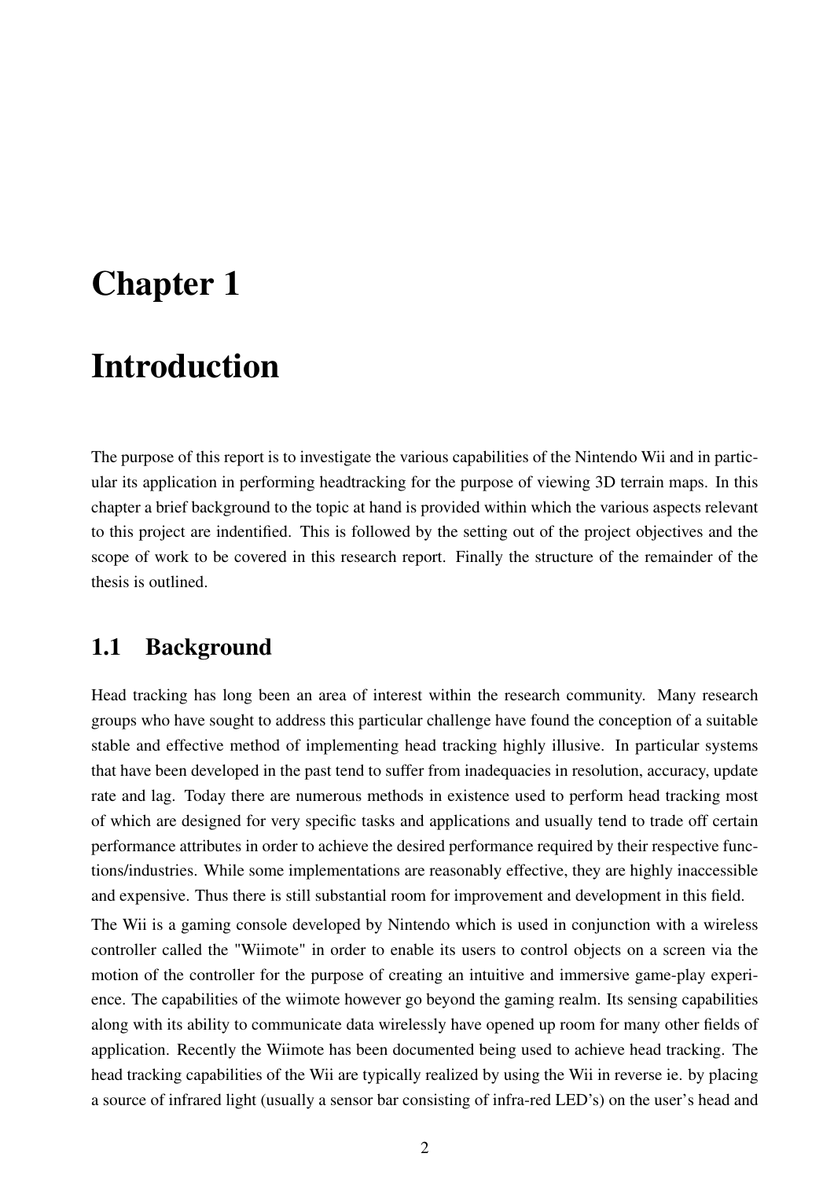# Chapter 1

# Introduction

The purpose of this report is to investigate the various capabilities of the Nintendo Wii and in particular its application in performing headtracking for the purpose of viewing 3D terrain maps. In this chapter a brief background to the topic at hand is provided within which the various aspects relevant to this project are indentified. This is followed by the setting out of the project objectives and the scope of work to be covered in this research report. Finally the structure of the remainder of the thesis is outlined.

## 1.1 Background

Head tracking has long been an area of interest within the research community. Many research groups who have sought to address this particular challenge have found the conception of a suitable stable and effective method of implementing head tracking highly illusive. In particular systems that have been developed in the past tend to suffer from inadequacies in resolution, accuracy, update rate and lag. Today there are numerous methods in existence used to perform head tracking most of which are designed for very specific tasks and applications and usually tend to trade off certain performance attributes in order to achieve the desired performance required by their respective functions/industries. While some implementations are reasonably effective, they are highly inaccessible and expensive. Thus there is still substantial room for improvement and development in this field.

The Wii is a gaming console developed by Nintendo which is used in conjunction with a wireless controller called the "Wiimote" in order to enable its users to control objects on a screen via the motion of the controller for the purpose of creating an intuitive and immersive game-play experience. The capabilities of the wiimote however go beyond the gaming realm. Its sensing capabilities along with its ability to communicate data wirelessly have opened up room for many other fields of application. Recently the Wiimote has been documented being used to achieve head tracking. The head tracking capabilities of the Wii are typically realized by using the Wii in reverse ie. by placing a source of infrared light (usually a sensor bar consisting of infra-red LED's) on the user's head and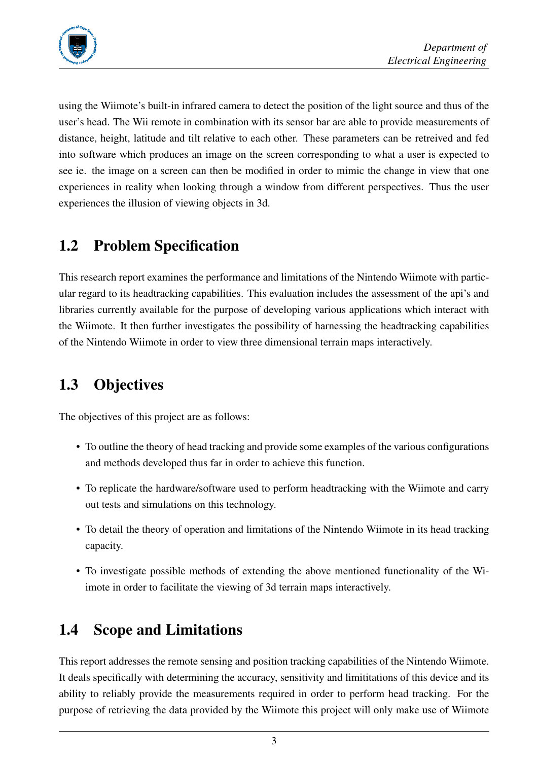using the Wiimote's built-in infrared camera to detect the position of the light source and thus of the user's head. The Wii remote in combination with its sensor bar are able to provide measurements of distance, height, latitude and tilt relative to each other. These parameters can be retreived and fed into software which produces an image on the screen corresponding to what a user is expected to see ie. the image on a screen can then be modified in order to mimic the change in view that one experiences in reality when looking through a window from different perspectives. Thus the user experiences the illusion of viewing objects in 3d.

## 1.2 Problem Specification

This research report examines the performance and limitations of the Nintendo Wiimote with particular regard to its headtracking capabilities. This evaluation includes the assessment of the api's and libraries currently available for the purpose of developing various applications which interact with the Wiimote. It then further investigates the possibility of harnessing the headtracking capabilities of the Nintendo Wiimote in order to view three dimensional terrain maps interactively.

## 1.3 Objectives

The objectives of this project are as follows:

- To outline the theory of head tracking and provide some examples of the various configurations and methods developed thus far in order to achieve this function.
- To replicate the hardware/software used to perform headtracking with the Wiimote and carry out tests and simulations on this technology.
- To detail the theory of operation and limitations of the Nintendo Wiimote in its head tracking capacity.
- To investigate possible methods of extending the above mentioned functionality of the Wiimote in order to facilitate the viewing of 3d terrain maps interactively.

## 1.4 Scope and Limitations

This report addresses the remote sensing and position tracking capabilities of the Nintendo Wiimote. It deals specifically with determining the accuracy, sensitivity and limititations of this device and its ability to reliably provide the measurements required in order to perform head tracking. For the purpose of retrieving the data provided by the Wiimote this project will only make use of Wiimote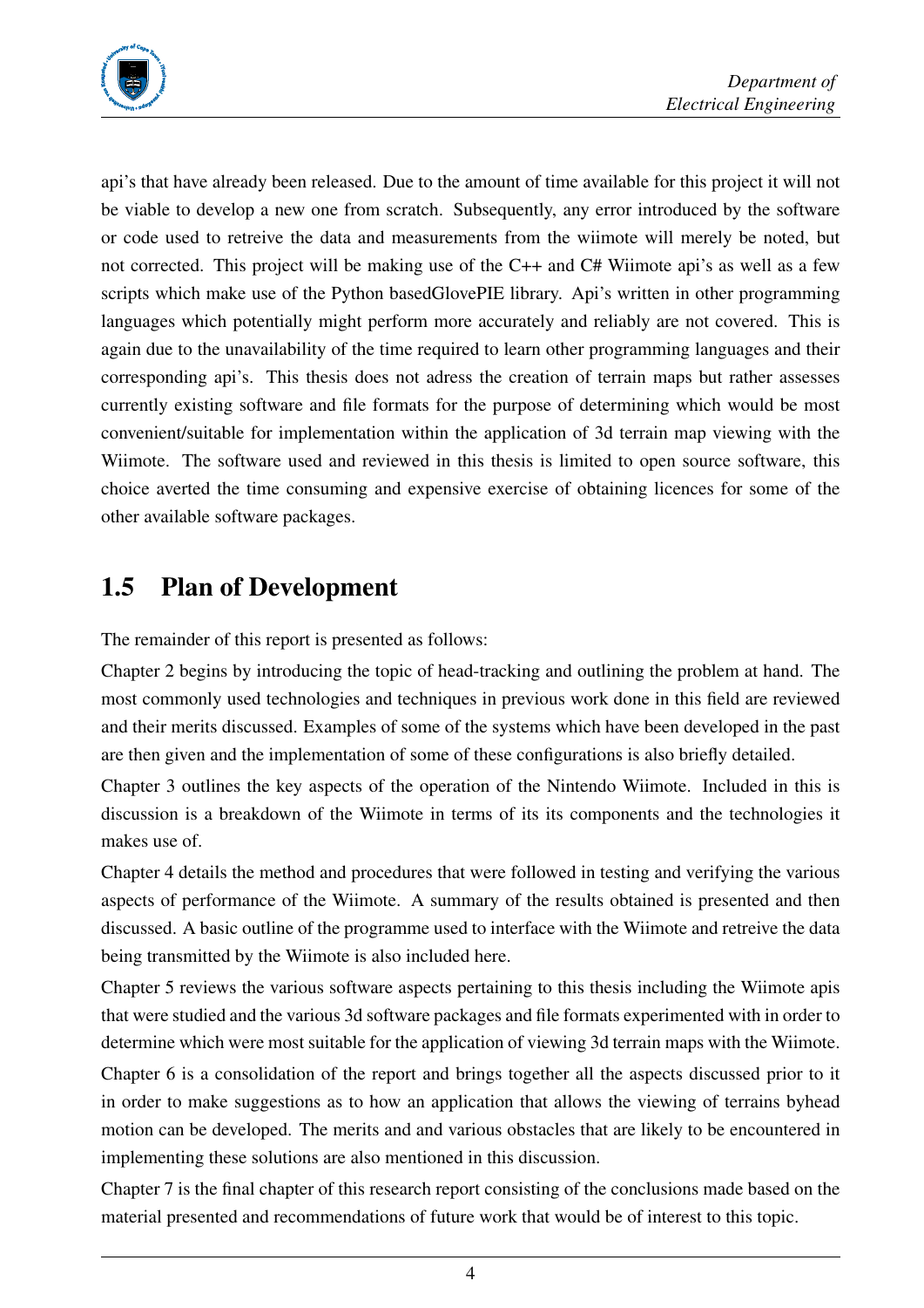api's that have already been released. Due to the amount of time available for this project it will not be viable to develop a new one from scratch. Subsequently, any error introduced by the software or code used to retreive the data and measurements from the wiimote will merely be noted, but not corrected. This project will be making use of the C++ and C# Wiimote api's as well as a few scripts which make use of the Python basedGlovePIE library. Api's written in other programming languages which potentially might perform more accurately and reliably are not covered. This is again due to the unavailability of the time required to learn other programming languages and their corresponding api's. This thesis does not adress the creation of terrain maps but rather assesses currently existing software and file formats for the purpose of determining which would be most convenient/suitable for implementation within the application of 3d terrain map viewing with the Wiimote. The software used and reviewed in this thesis is limited to open source software, this choice averted the time consuming and expensive exercise of obtaining licences for some of the other available software packages.

## 1.5 Plan of Development

The remainder of this report is presented as follows:

Chapter 2 begins by introducing the topic of head-tracking and outlining the problem at hand. The most commonly used technologies and techniques in previous work done in this field are reviewed and their merits discussed. Examples of some of the systems which have been developed in the past are then given and the implementation of some of these configurations is also briefly detailed.

Chapter 3 outlines the key aspects of the operation of the Nintendo Wiimote. Included in this is discussion is a breakdown of the Wiimote in terms of its its components and the technologies it makes use of.

Chapter 4 details the method and procedures that were followed in testing and verifying the various aspects of performance of the Wiimote. A summary of the results obtained is presented and then discussed. A basic outline of the programme used to interface with the Wiimote and retreive the data being transmitted by the Wiimote is also included here.

Chapter 5 reviews the various software aspects pertaining to this thesis including the Wiimote apis that were studied and the various 3d software packages and file formats experimented with in order to determine which were most suitable for the application of viewing 3d terrain maps with the Wiimote.

Chapter 6 is a consolidation of the report and brings together all the aspects discussed prior to it in order to make suggestions as to how an application that allows the viewing of terrains byhead motion can be developed. The merits and and various obstacles that are likely to be encountered in implementing these solutions are also mentioned in this discussion.

Chapter 7 is the final chapter of this research report consisting of the conclusions made based on the material presented and recommendations of future work that would be of interest to this topic.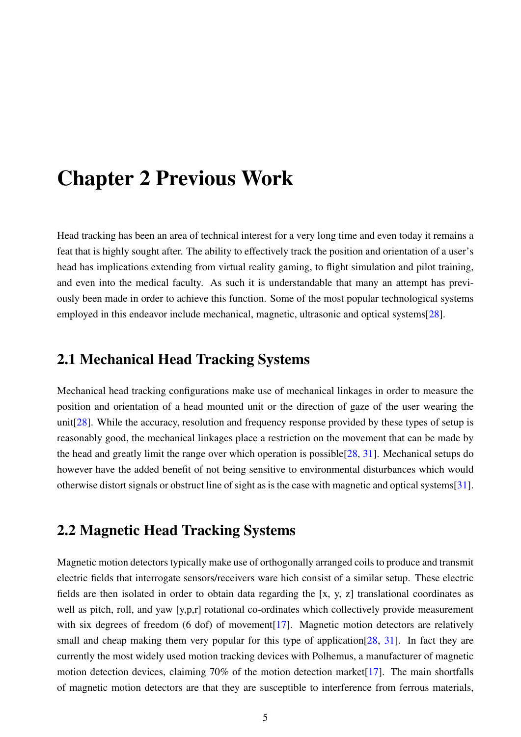# Chapter 2 Previous Work

Head tracking has been an area of technical interest for a very long time and even today it remains a feat that is highly sought after. The ability to effectively track the position and orientation of a user's head has implications extending from virtual reality gaming, to flight simulation and pilot training, and even into the medical faculty. As such it is understandable that many an attempt has previously been made in order to achieve this function. Some of the most popular technological systems employed in this endeavor include mechanical, magnetic, ultrasonic and optical systems[28].

## 2.1 Mechanical Head Tracking Systems

Mechanical head tracking configurations make use of mechanical linkages in order to measure the position and orientation of a head mounted unit or the direction of gaze of the user wearing the unit[28]. While the accuracy, resolution and frequency response provided by these types of setup is reasonably good, the mechanical linkages place a restriction on the movement that can be made by the head and greatly limit the range over which operation is possible[28, 31]. Mechanical setups do however have the added benefit of not being sensitive to environmental disturbances which would otherwise distort signals or obstruct line of sight as is the case with magnetic and optical systems[31].

## 2.2 Magnetic Head Tracking Systems

Magnetic motion detectors typically make use of orthogonally arranged coils to produce and transmit electric fields that interrogate sensors/receivers ware hich consist of a similar setup. These electric fields are then isolated in order to obtain data regarding the [x, y, z] translational coordinates as well as pitch, roll, and yaw [y,p,r] rotational co-ordinates which collectively provide measurement with six degrees of freedom (6 dof) of movement[17]. Magnetic motion detectors are relatively small and cheap making them very popular for this type of application[28, 31]. In fact they are currently the most widely used motion tracking devices with Polhemus, a manufacturer of magnetic motion detection devices, claiming 70% of the motion detection market[17]. The main shortfalls of magnetic motion detectors are that they are susceptible to interference from ferrous materials,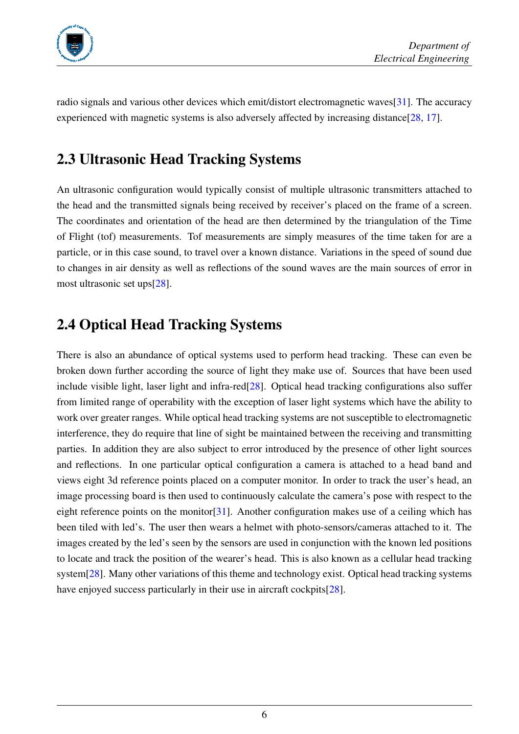radio signals and various other devices which emit/distort electromagnetic waves[31]. The accuracy experienced with magnetic systems is also adversely affected by increasing distance[28, 17].

## 2.3 Ultrasonic Head Tracking Systems

An ultrasonic configuration would typically consist of multiple ultrasonic transmitters attached to the head and the transmitted signals being received by receiver's placed on the frame of a screen. The coordinates and orientation of the head are then determined by the triangulation of the Time of Flight (tof) measurements. Tof measurements are simply measures of the time taken for are a particle, or in this case sound, to travel over a known distance. Variations in the speed of sound due to changes in air density as well as reflections of the sound waves are the main sources of error in most ultrasonic set ups[28].

## 2.4 Optical Head Tracking Systems

There is also an abundance of optical systems used to perform head tracking. These can even be broken down further according the source of light they make use of. Sources that have been used include visible light, laser light and infra-red[28]. Optical head tracking configurations also suffer from limited range of operability with the exception of laser light systems which have the ability to work over greater ranges. While optical head tracking systems are not susceptible to electromagnetic interference, they do require that line of sight be maintained between the receiving and transmitting parties. In addition they are also subject to error introduced by the presence of other light sources and reflections. In one particular optical configuration a camera is attached to a head band and views eight 3d reference points placed on a computer monitor. In order to track the user's head, an image processing board is then used to continuously calculate the camera's pose with respect to the eight reference points on the monitor[31]. Another configuration makes use of a ceiling which has been tiled with led's. The user then wears a helmet with photo-sensors/cameras attached to it. The images created by the led's seen by the sensors are used in conjunction with the known led positions to locate and track the position of the wearer's head. This is also known as a cellular head tracking system[28]. Many other variations of this theme and technology exist. Optical head tracking systems have enjoyed success particularly in their use in aircraft cockpits[28].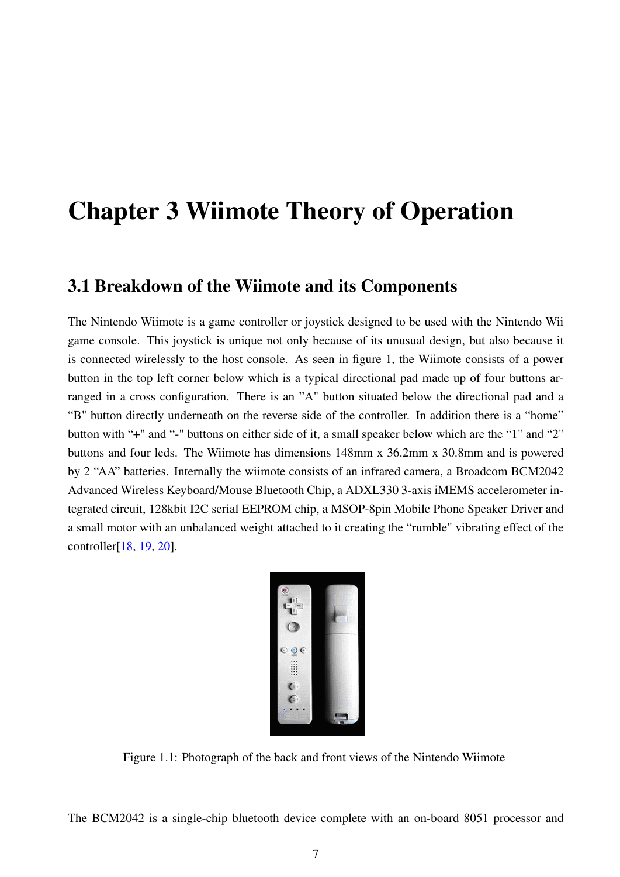# Chapter 3 Wiimote Theory of Operation

## 3.1 Breakdown of the Wiimote and its Components

The Nintendo Wiimote is a game controller or joystick designed to be used with the Nintendo Wii game console. This joystick is unique not only because of its unusual design, but also because it is connected wirelessly to the host console. As seen in figure 1, the Wiimote consists of a power button in the top left corner below which is a typical directional pad made up of four buttons arranged in a cross configuration. There is an ”A" button situated below the directional pad and a “B" button directly underneath on the reverse side of the controller. In addition there is a “home” button with “+" and “-" buttons on either side of it, a small speaker below which are the “1" and “2" buttons and four leds. The Wiimote has dimensions 148mm x 36.2mm x 30.8mm and is powered by 2 “AA” batteries. Internally the wiimote consists of an infrared camera, a Broadcom BCM2042 Advanced Wireless Keyboard/Mouse Bluetooth Chip, a ADXL330 3-axis iMEMS accelerometer integrated circuit, 128kbit I2C serial EEPROM chip, a MSOP-8pin Mobile Phone Speaker Driver and a small motor with an unbalanced weight attached to it creating the “rumble" vibrating effect of the controller[18, 19, 20].

Figure 1.1: Photograph of the back and front views of the Nintendo Wiimote

The BCM2042 is a single-chip bluetooth device complete with an on-board 8051 processor and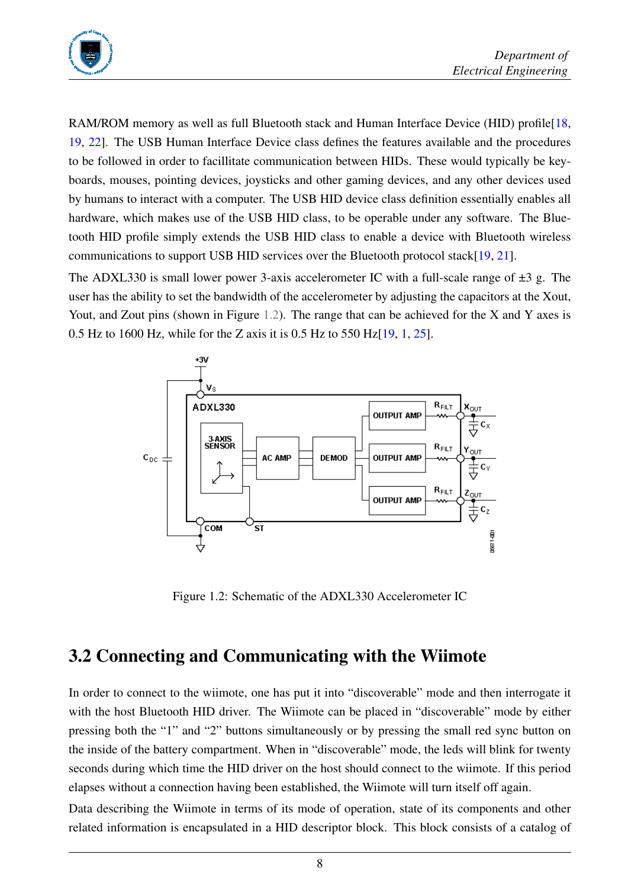RAM/ROM memory as well as full Bluetooth stack and Human Interface Device (HID) profile[18, 19, 22]. The USB Human Interface Device class defines the features available and the procedures to be followed in order to facillitate communication between HIDs. These would typically be keyboards, mouses, pointing devices, joysticks and other gaming devices, and any other devices used by humans to interact with a computer. The USB HID device class definition essentially enables all hardware, which makes use of the USB HID class, to be operable under any software. The Bluetooth HID profile simply extends the USB HID class to enable a device with Bluetooth wireless communications to support USB HID services over the Bluetooth protocol stack[19, 21].

The ADXL330 is small lower power 3-axis accelerometer IC with a full-scale range of ±3 g. The user has the ability to set the bandwidth of the accelerometer by adjusting the capacitors at the Xout, Yout, and Zout pins (shown in Figure 1.2). The range that can be achieved for the X and Y axes is 0.5 Hz to 1600 Hz, while for the Z axis it is 0.5 Hz to 550 Hz[19, 1, 25].

Figure 1.2: Schematic of the ADXL330 Accelerometer IC

## 3.2 Connecting and Communicating with the Wiimote

In order to connect to the wiimote, one has put it into "discoverable" mode and then interrogate it with the host Bluetooth HID driver. The Wiimote can be placed in "discoverable" mode by either pressing both the "1" and "2" buttons simultaneously or by pressing the small red sync button on the inside of the battery compartment. When in "discoverable" mode, the leds will blink for twenty seconds during which time the HID driver on the host should connect to the wiimote. If this period elapses without a connection having been established, the Wiimote will turn itself off again.

Data describing the Wiimote in terms of its mode of operation, state of its components and other related information is encapsulated in a HID descriptor block. This block consists of a catalog of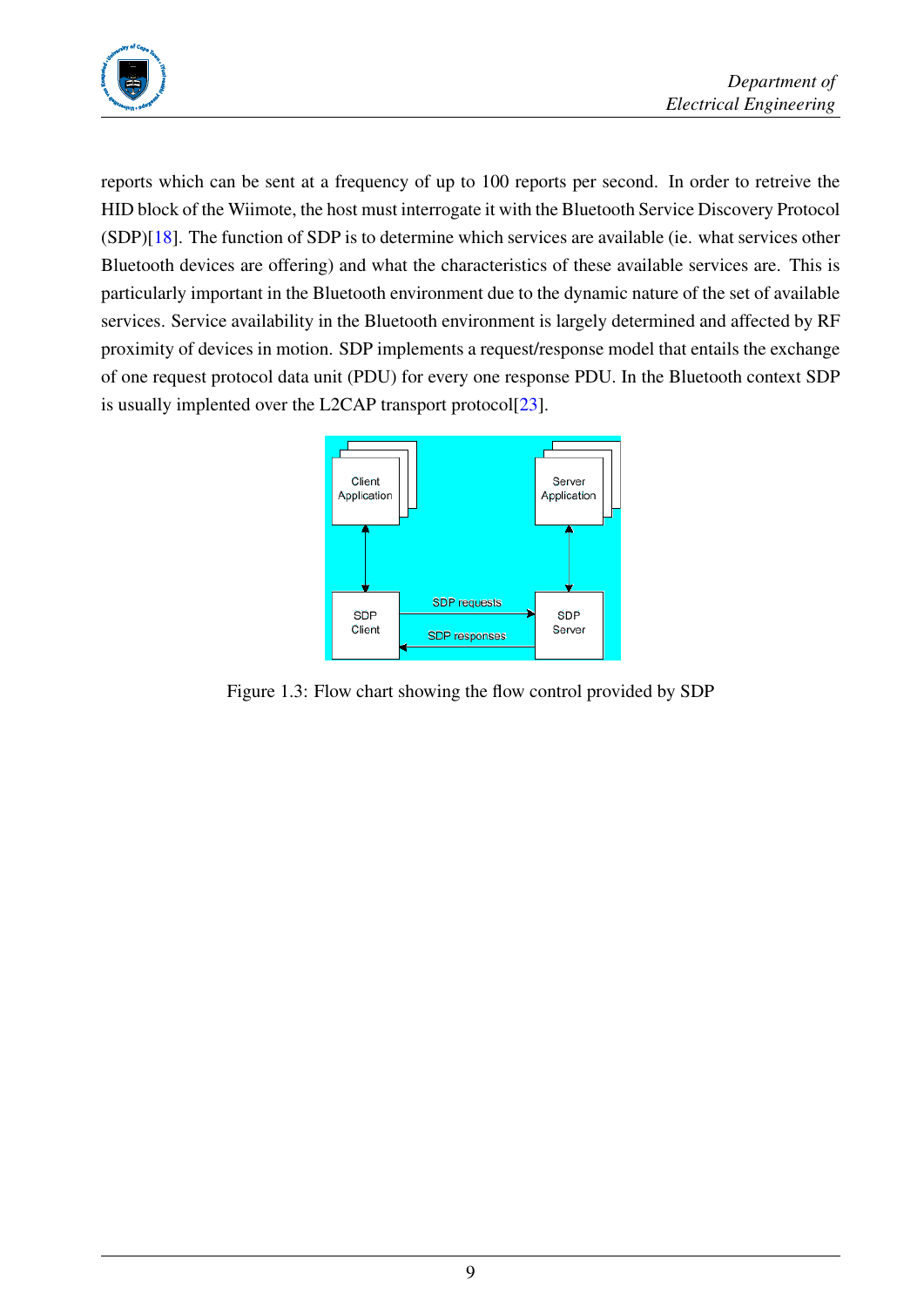reports which can be sent at a frequency of up to 100 reports per second. In order to retreive the HID block of the Wiimote, the host must interrogate it with the Bluetooth Service Discovery Protocol (SDP)[18]. The function of SDP is to determine which services are available (ie. what services other Bluetooth devices are offering) and what the characteristics of these available services are. This is particularly important in the Bluetooth environment due to the dynamic nature of the set of available services. Service availability in the Bluetooth environment is largely determined and affected by RF proximity of devices in motion. SDP implements a request/response model that entails the exchange of one request protocol data unit (PDU) for every one response PDU. In the Bluetooth context SDP is usually implented over the L2CAP transport protocol[23].

Figure 1.3: Flow chart showing the flow control provided by SDP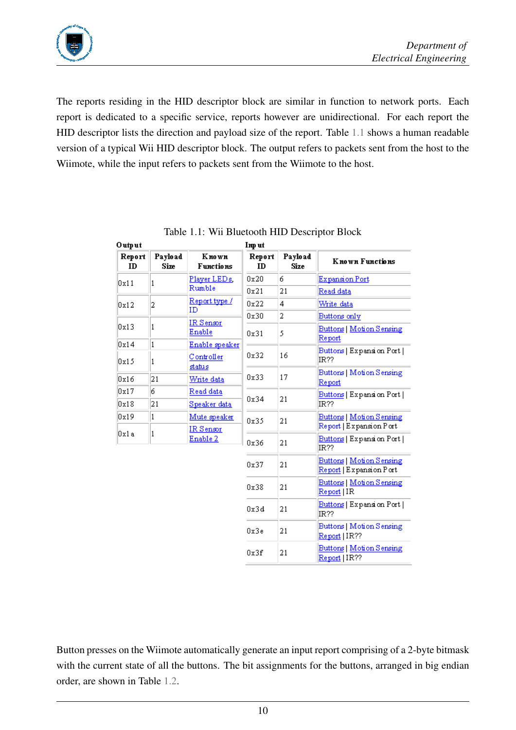The reports residing in the HID descriptor block are similar in function to network ports. Each report is dedicated to a specific service, reports however are unidirectional. For each report the HID descriptor lists the direction and payload size of the report. Table 1.1 shows a human readable version of a typical Wii HID descriptor block. The output refers to packets sent from the host to the Wiimote, while the input refers to packets sent from the Wiimote to the host.

Table 1.1: Wii Bluetooth HID Descriptor Block

**Output**

| Report ID | Payload Size | Known Functions |
|---|---|---|
| 0x11 | 1 | Player LEDs, Rumble |
| 0x12 | 2 | Report type / ID |
| 0x13 | 1 | IR Sensor Enable |
| 0x14 | 1 | Enable speaker |
| 0x15 | 1 | Controller status |
| 0x16 | 21 | Write data |
| 0x17 | 6 | Read data |
| 0x18 | 21 | Speaker data |
| 0x19 | 1 | Mute speaker |
| 0x1a | 1 | IR Sensor Enable 2 |

**Input**

| Report ID | Payload Size | Known Functions |
|---|---|---|
| 0x20 | 6 | Expansion Port |
| 0x21 | 21 | Read data |
| 0x22 | 4 | Write data |
| 0x30 | 2 | Buttons only |
| 0x31 | 5 | Buttons \| Motion Sensing Report |
| 0x32 | 16 | Buttons \| Expansion Port \| IR?? |
| 0x33 | 17 | Buttons \| Motion Sensing Report |
| 0x34 | 21 | Buttons \| Expansion Port \| IR?? |
| 0x35 | 21 | Buttons \| Motion Sensing Report \| Expansion Port |
| 0x36 | 21 | Buttons \| Expansion Port \| IR?? |
| 0x37 | 21 | Buttons \| Motion Sensing Report \| Expansion Port |
| 0x38 | 21 | Buttons \| Motion Sensing Report \| IR |
| 0x3d | 21 | Buttons \| Expansion Port \| IR?? |
| 0x3e | 21 | Buttons \| Motion Sensing Report \| IR?? |
| 0x3f | 21 | Buttons \| Motion Sensing Report \| IR?? |

Button presses on the Wiimote automatically generate an input report comprising of a 2-byte bitmask with the current state of all the buttons. The bit assignments for the buttons, arranged in big endian order, are shown in Table 1.2.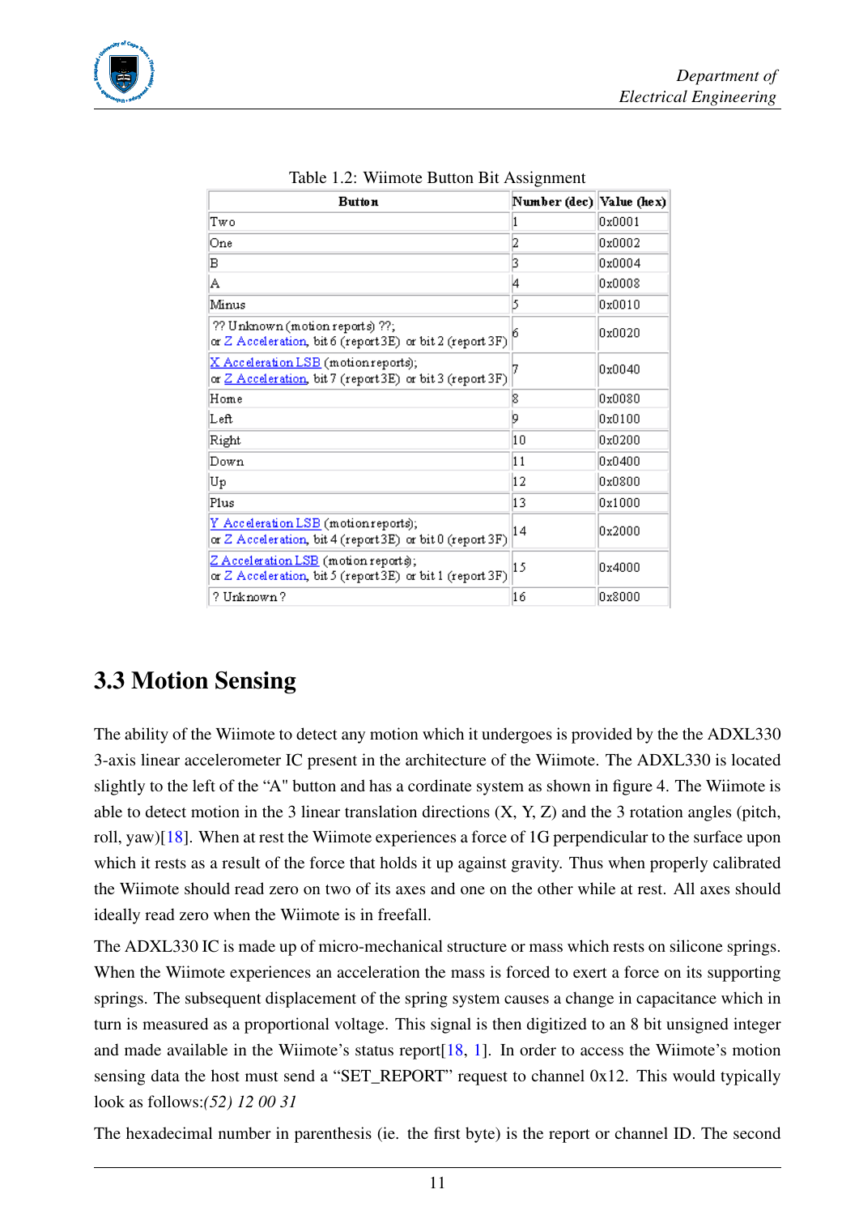Table 1.2: Wiimote Button Bit Assignment

| Button | Number (dec) | Value (hex) |
|---|---|---|
| Two | 1 | 0x0001 |
| One | 2 | 0x0002 |
| B | 3 | 0x0004 |
| A | 4 | 0x0008 |
| Minus | 5 | 0x0010 |
| ?? Unknown (motion reports) ??; or Z Acceleration, bit 6 (report 3E) or bit 2 (report 3F) | 6 | 0x0020 |
| X Acceleration LSB (motion reports); or Z Acceleration, bit 7 (report 3E) or bit 3 (report 3F) | 7 | 0x0040 |
| Home | 8 | 0x0080 |
| Left | 9 | 0x0100 |
| Right | 10 | 0x0200 |
| Down | 11 | 0x0400 |
| Up | 12 | 0x0800 |
| Plus | 13 | 0x1000 |
| Y Acceleration LSB (motion reports); or Z Acceleration, bit 4 (report 3E) or bit 0 (report 3F) | 14 | 0x2000 |
| Z Acceleration LSB (motion reports); or Z Acceleration, bit 5 (report 3E) or bit 1 (report 3F) | 15 | 0x4000 |
| ? Unknown ? | 16 | 0x8000 |

## 3.3 Motion Sensing

The ability of the Wiimote to detect any motion which it undergoes is provided by the the ADXL330 3-axis linear accelerometer IC present in the architecture of the Wiimote. The ADXL330 is located slightly to the left of the "A" button and has a cordinate system as shown in figure 4. The Wiimote is able to detect motion in the 3 linear translation directions (X, Y, Z) and the 3 rotation angles (pitch, roll, yaw)[18]. When at rest the Wiimote experiences a force of 1G perpendicular to the surface upon which it rests as a result of the force that holds it up against gravity. Thus when properly calibrated the Wiimote should read zero on two of its axes and one on the other while at rest. All axes should ideally read zero when the Wiimote is in freefall.

The ADXL330 IC is made up of micro-mechanical structure or mass which rests on silicone springs. When the Wiimote experiences an acceleration the mass is forced to exert a force on its supporting springs. The subsequent displacement of the spring system causes a change in capacitance which in turn is measured as a proportional voltage. This signal is then digitized to an 8 bit unsigned integer and made available in the Wiimote's status report[18, 1]. In order to access the Wiimote's motion sensing data the host must send a "SET_REPORT" request to channel 0x12. This would typically look as follows:*(52) 12 00 31*

The hexadecimal number in parenthesis (ie. the first byte) is the report or channel ID. The second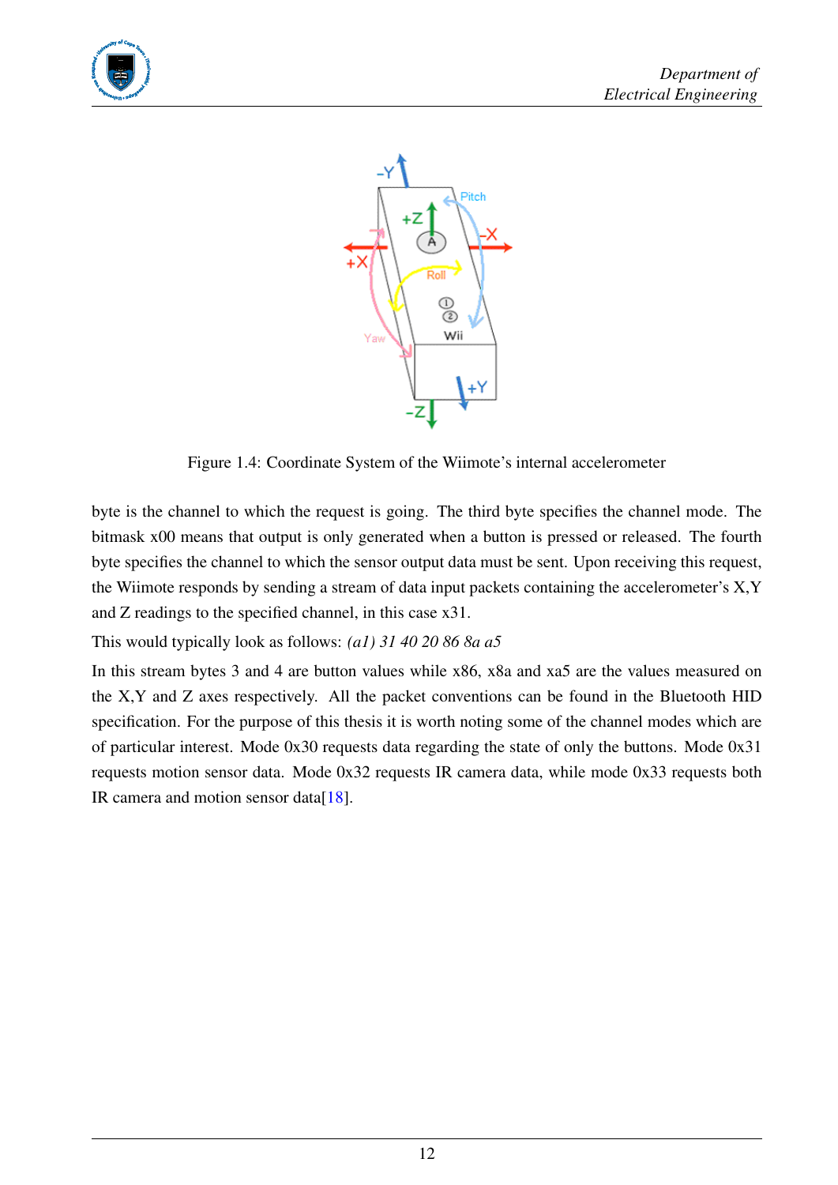Figure 1.4: Coordinate System of the Wiimote's internal accelerometer

byte is the channel to which the request is going. The third byte specifies the channel mode. The bitmask x00 means that output is only generated when a button is pressed or released. The fourth byte specifies the channel to which the sensor output data must be sent. Upon receiving this request, the Wiimote responds by sending a stream of data input packets containing the accelerometer's X,Y and Z readings to the specified channel, in this case x31.

This would typically look as follows: *(a1) 31 40 20 86 8a a5*

In this stream bytes 3 and 4 are button values while x86, x8a and xa5 are the values measured on the X,Y and Z axes respectively. All the packet conventions can be found in the Bluetooth HID specification. For the purpose of this thesis it is worth noting some of the channel modes which are of particular interest. Mode 0x30 requests data regarding the state of only the buttons. Mode 0x31 requests motion sensor data. Mode 0x32 requests IR camera data, while mode 0x33 requests both IR camera and motion sensor data[18].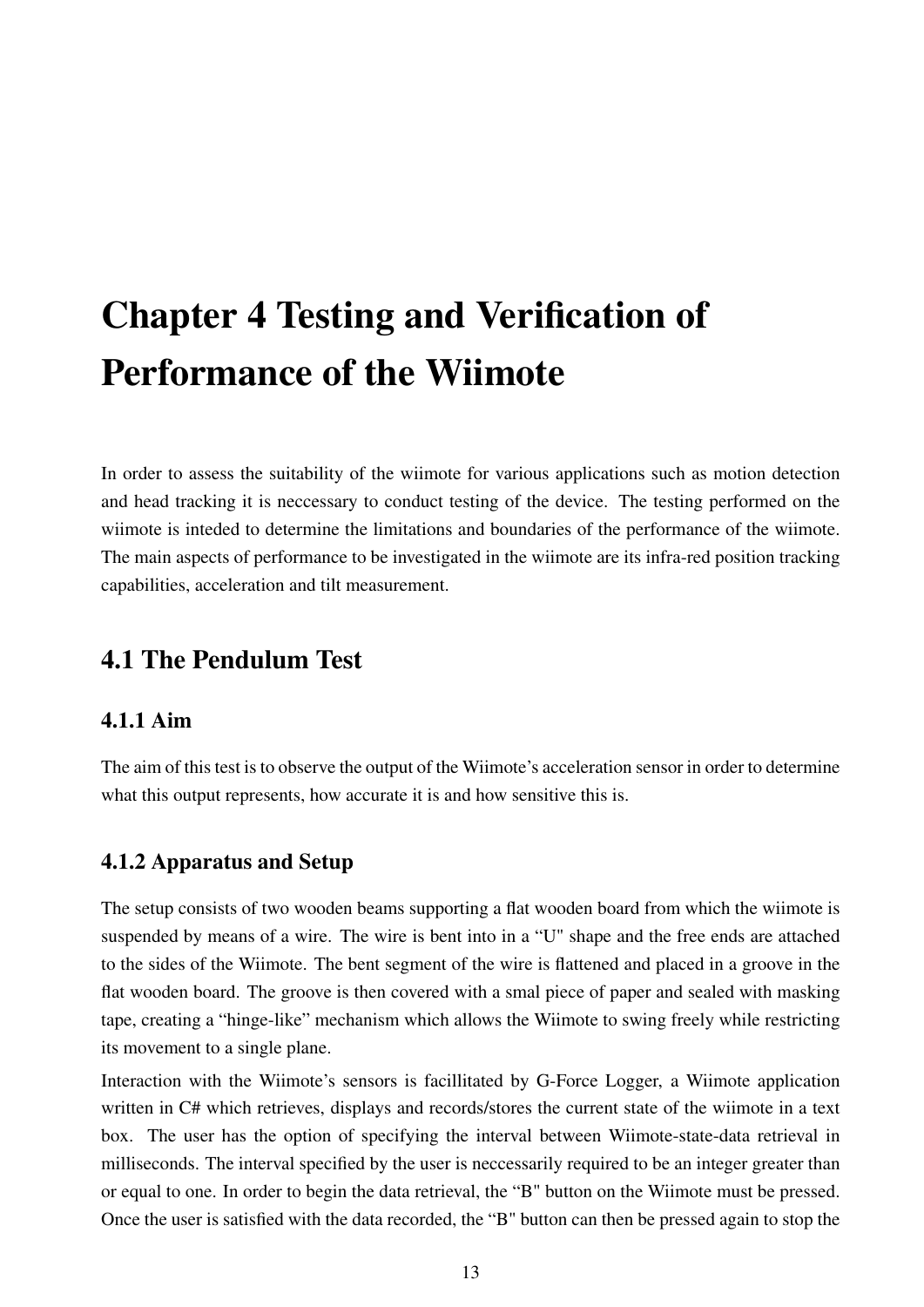# Chapter 4 Testing and Verification of Performance of the Wiimote

In order to assess the suitability of the wiimote for various applications such as motion detection and head tracking it is neccessary to conduct testing of the device. The testing performed on the wiimote is inteded to determine the limitations and boundaries of the performance of the wiimote. The main aspects of performance to be investigated in the wiimote are its infra-red position tracking capabilities, acceleration and tilt measurement.

## 4.1 The Pendulum Test

### 4.1.1 Aim

The aim of this test is to observe the output of the Wiimote's acceleration sensor in order to determine what this output represents, how accurate it is and how sensitive this is.

### 4.1.2 Apparatus and Setup

The setup consists of two wooden beams supporting a flat wooden board from which the wiimote is suspended by means of a wire. The wire is bent into in a "U" shape and the free ends are attached to the sides of the Wiimote. The bent segment of the wire is flattened and placed in a groove in the flat wooden board. The groove is then covered with a smal piece of paper and sealed with masking tape, creating a "hinge-like" mechanism which allows the Wiimote to swing freely while restricting its movement to a single plane.

Interaction with the Wiimote's sensors is facillitated by G-Force Logger, a Wiimote application written in C# which retrieves, displays and records/stores the current state of the wiimote in a text box. The user has the option of specifying the interval between Wiimote-state-data retrieval in milliseconds. The interval specified by the user is neccessarily required to be an integer greater than or equal to one. In order to begin the data retrieval, the "B" button on the Wiimote must be pressed. Once the user is satisfied with the data recorded, the "B" button can then be pressed again to stop the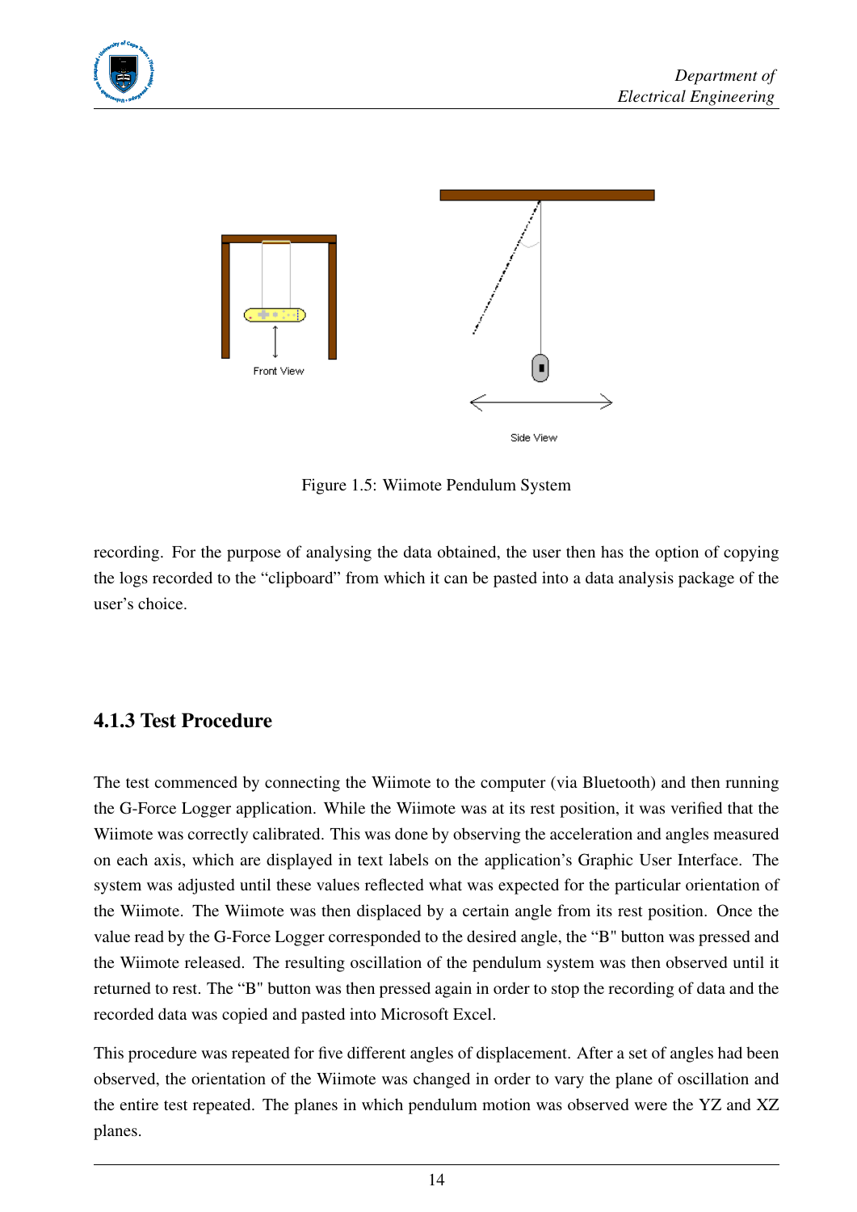Figure 1.5: Wiimote Pendulum System

recording. For the purpose of analysing the data obtained, the user then has the option of copying the logs recorded to the "clipboard" from which it can be pasted into a data analysis package of the user's choice.

### 4.1.3 Test Procedure

The test commenced by connecting the Wiimote to the computer (via Bluetooth) and then running the G-Force Logger application. While the Wiimote was at its rest position, it was verified that the Wiimote was correctly calibrated. This was done by observing the acceleration and angles measured on each axis, which are displayed in text labels on the application's Graphic User Interface. The system was adjusted until these values reflected what was expected for the particular orientation of the Wiimote. The Wiimote was then displaced by a certain angle from its rest position. Once the value read by the G-Force Logger corresponded to the desired angle, the "B" button was pressed and the Wiimote released. The resulting oscillation of the pendulum system was then observed until it returned to rest. The "B" button was then pressed again in order to stop the recording of data and the recorded data was copied and pasted into Microsoft Excel.

This procedure was repeated for five different angles of displacement. After a set of angles had been observed, the orientation of the Wiimote was changed in order to vary the plane of oscillation and the entire test repeated. The planes in which pendulum motion was observed were the YZ and XZ planes.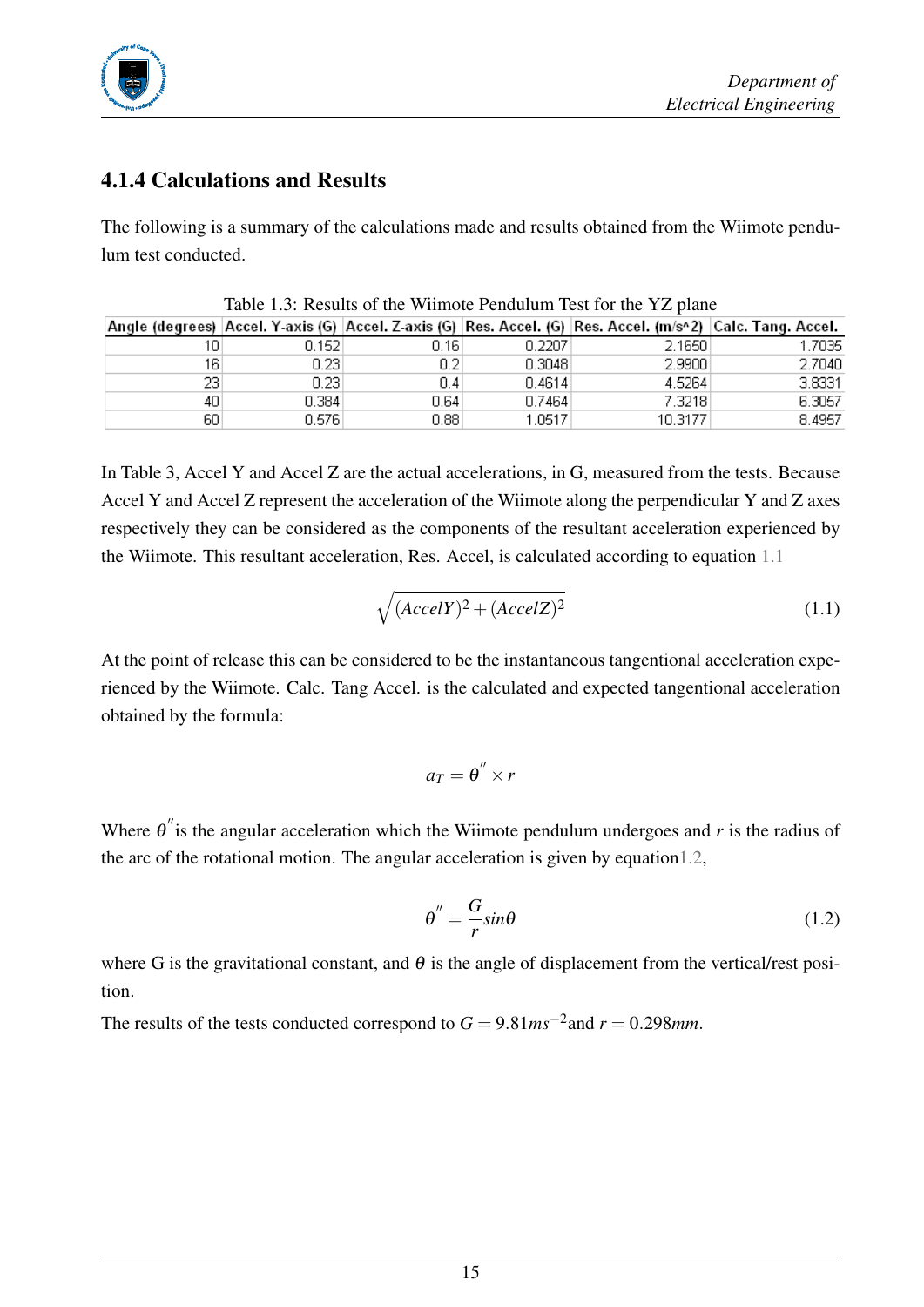### 4.1.4 Calculations and Results

The following is a summary of the calculations made and results obtained from the Wiimote pendulum test conducted.

Table 1.3: Results of the Wiimote Pendulum Test for the YZ plane

| Angle (degrees) | Accel. Y-axis (G) | Accel. Z-axis (G) | Res. Accel. (G) | Res. Accel. (m/s^2) | Calc. Tang. Accel. |
|---|---|---|---|---|---|
| 10 | 0.152 | 0.16 | 0.2207 | 2.1650 | 1.7035 |
| 16 | 0.23 | 0.2 | 0.3048 | 2.9900 | 2.7040 |
| 23 | 0.23 | 0.4 | 0.4614 | 4.5264 | 3.8331 |
| 40 | 0.384 | 0.64 | 0.7464 | 7.3218 | 6.3057 |
| 60 | 0.576 | 0.88 | 1.0517 | 10.3177 | 8.4957 |

In Table 3, Accel Y and Accel Z are the actual accelerations, in G, measured from the tests. Because Accel Y and Accel Z represent the acceleration of the Wiimote along the perpendicular Y and Z axes respectively they can be considered as the components of the resultant acceleration experienced by the Wiimote. This resultant acceleration, Res. Accel, is calculated according to equation 1.1

$$\sqrt{(AccelY)^2 + (AccelZ)^2} \tag{1.1}$$

At the point of release this can be considered to be the instantaneous tangential acceleration experienced by the Wiimote. Calc. Tang Accel. is the calculated and expected tangential acceleration obtained by the formula:

$$a_T = \theta^{''} \times r$$

Where $\theta^{''}$ is the angular acceleration which the Wiimote pendulum undergoes and $r$ is the radius of the arc of the rotational motion. The angular acceleration is given by equation 1.2,

$$\theta^{''} = \frac{G}{r} sin\theta \tag{1.2}$$

where G is the gravitational constant, and $\theta$ is the angle of displacement from the vertical/rest position.

The results of the tests conducted correspond to $G = 9.81ms^{-2}$ and $r = 0.298mm$.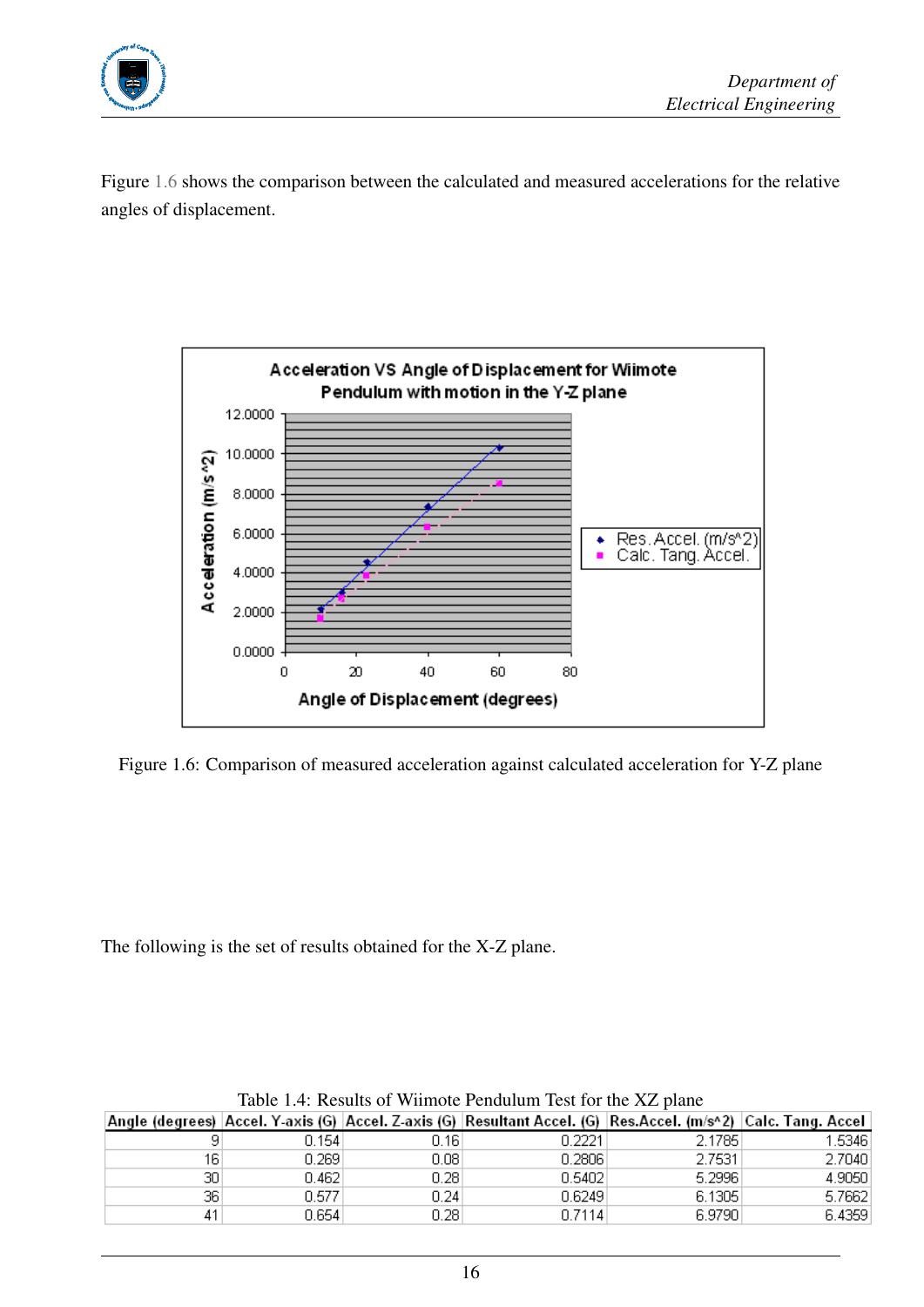Figure 1.6 shows the comparison between the calculated and measured accelerations for the relative angles of displacement.

Figure 1.6: Comparison of measured acceleration against calculated acceleration for Y-Z plane

The following is the set of results obtained for the X-Z plane.

Table 1.4: Results of Wiimote Pendulum Test for the XZ plane

| Angle (degrees) | Accel. Y-axis (G) | Accel. Z-axis (G) | Resultant Accel. (G) | Res.Accel. (m/s^2) | Calc. Tang. Accel |
|---|---|---|---|---|---|
| 9 | 0.154 | 0.16 | 0.2221 | 2.1785 | 1.5346 |
| 16 | 0.269 | 0.08 | 0.2806 | 2.7531 | 2.7040 |
| 30 | 0.462 | 0.28 | 0.5402 | 5.2996 | 4.9050 |
| 36 | 0.577 | 0.24 | 0.6249 | 6.1305 | 5.7662 |
| 41 | 0.654 | 0.28 | 0.7114 | 6.9790 | 6.4359 |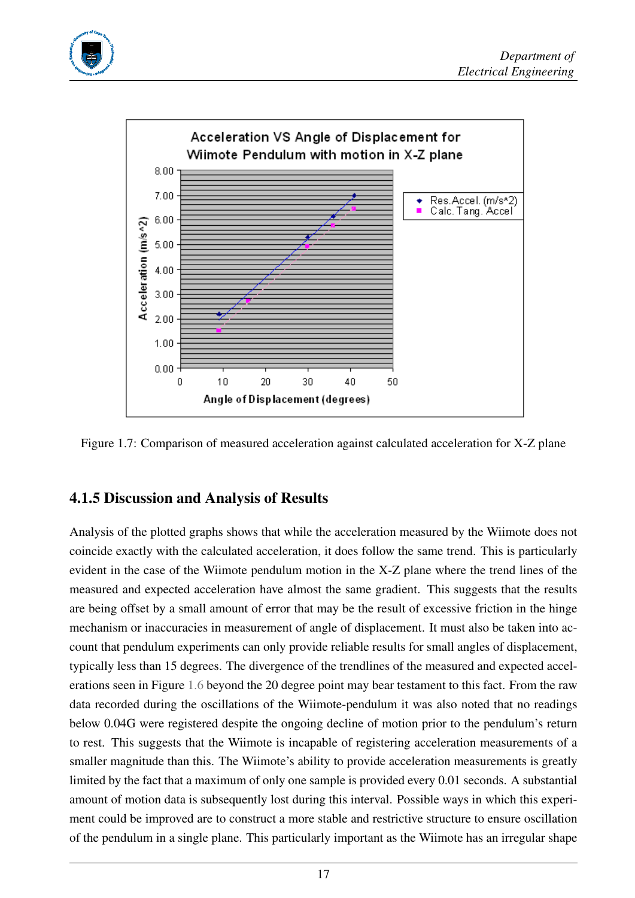Figure 1.7: Comparison of measured acceleration against calculated acceleration for X-Z plane

### 4.1.5 Discussion and Analysis of Results

Analysis of the plotted graphs shows that while the acceleration measured by the Wiimote does not coincide exactly with the calculated acceleration, it does follow the same trend. This is particularly evident in the case of the Wiimote pendulum motion in the X-Z plane where the trend lines of the measured and expected acceleration have almost the same gradient. This suggests that the results are being offset by a small amount of error that may be the result of excessive friction in the hinge mechanism or inaccuracies in measurement of angle of displacement. It must also be taken into account that pendulum experiments can only provide reliable results for small angles of displacement, typically less than 15 degrees. The divergence of the trendlines of the measured and expected accelerations seen in Figure 1.6 beyond the 20 degree point may bear testament to this fact. From the raw data recorded during the oscillations of the Wiimote-pendulum it was also noted that no readings below 0.04G were registered despite the ongoing decline of motion prior to the pendulum's return to rest. This suggests that the Wiimote is incapable of registering acceleration measurements of a smaller magnitude than this. The Wiimote's ability to provide acceleration measurements is greatly limited by the fact that a maximum of only one sample is provided every 0.01 seconds. A substantial amount of motion data is subsequently lost during this interval. Possible ways in which this experiment could be improved are to construct a more stable and restrictive structure to ensure oscillation of the pendulum in a single plane. This particularly important as the Wiimote has an irregular shape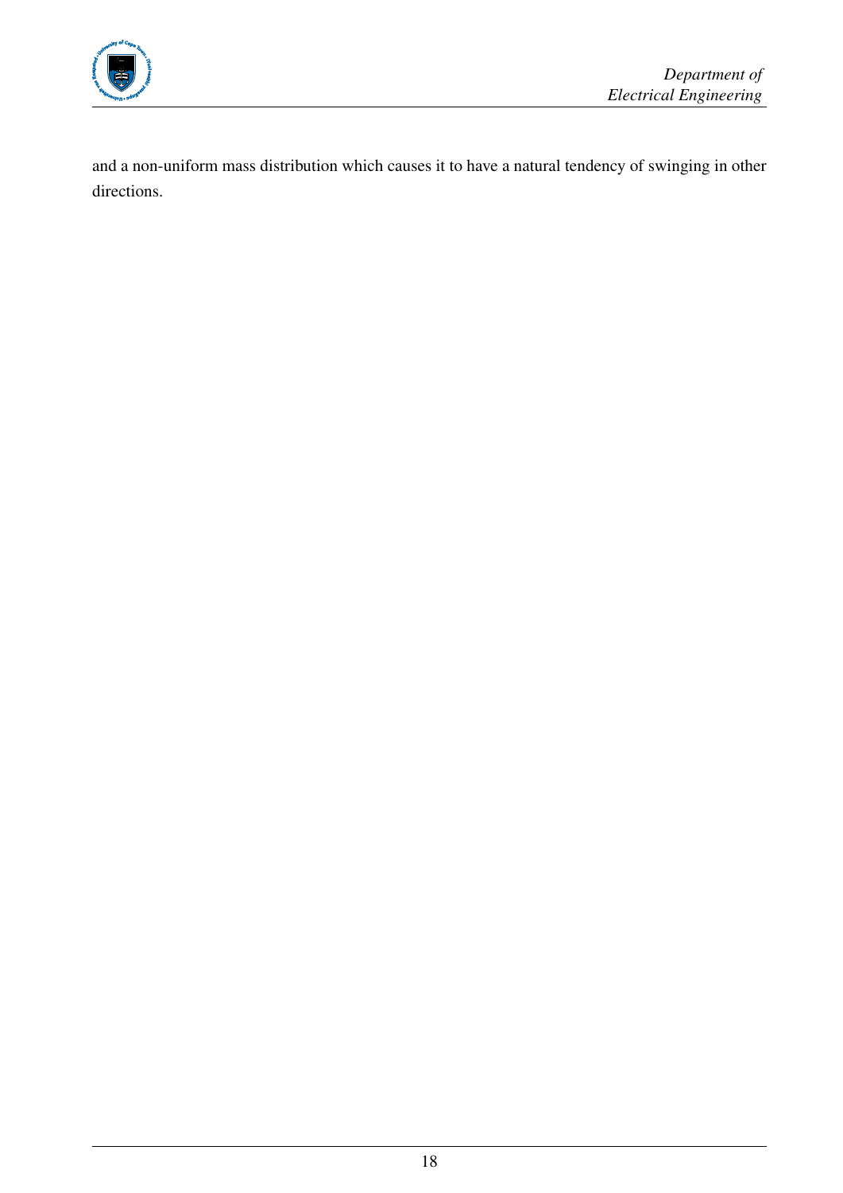and a non-uniform mass distribution which causes it to have a natural tendency of swinging in other directions.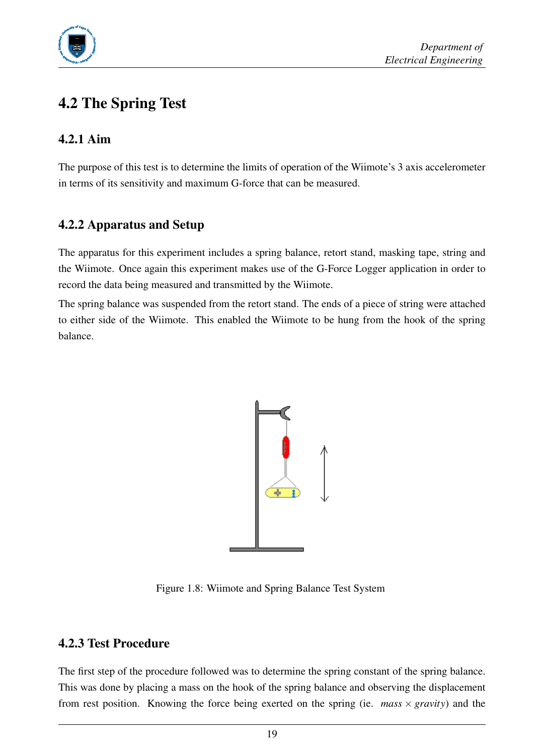## 4.2 The Spring Test

### 4.2.1 Aim

The purpose of this test is to determine the limits of operation of the Wiimote's 3 axis accelerometer in terms of its sensitivity and maximum G-force that can be measured.

### 4.2.2 Apparatus and Setup

The apparatus for this experiment includes a spring balance, retort stand, masking tape, string and the Wiimote. Once again this experiment makes use of the G-Force Logger application in order to record the data being measured and transmitted by the Wiimote.

The spring balance was suspended from the retort stand. The ends of a piece of string were attached to either side of the Wiimote. This enabled the Wiimote to be hung from the hook of the spring balance.

Figure 1.8: Wiimote and Spring Balance Test System

### 4.2.3 Test Procedure

The first step of the procedure followed was to determine the spring constant of the spring balance. This was done by placing a mass on the hook of the spring balance and observing the displacement from rest position. Knowing the force being exerted on the spring (ie. $mass \times gravity$) and the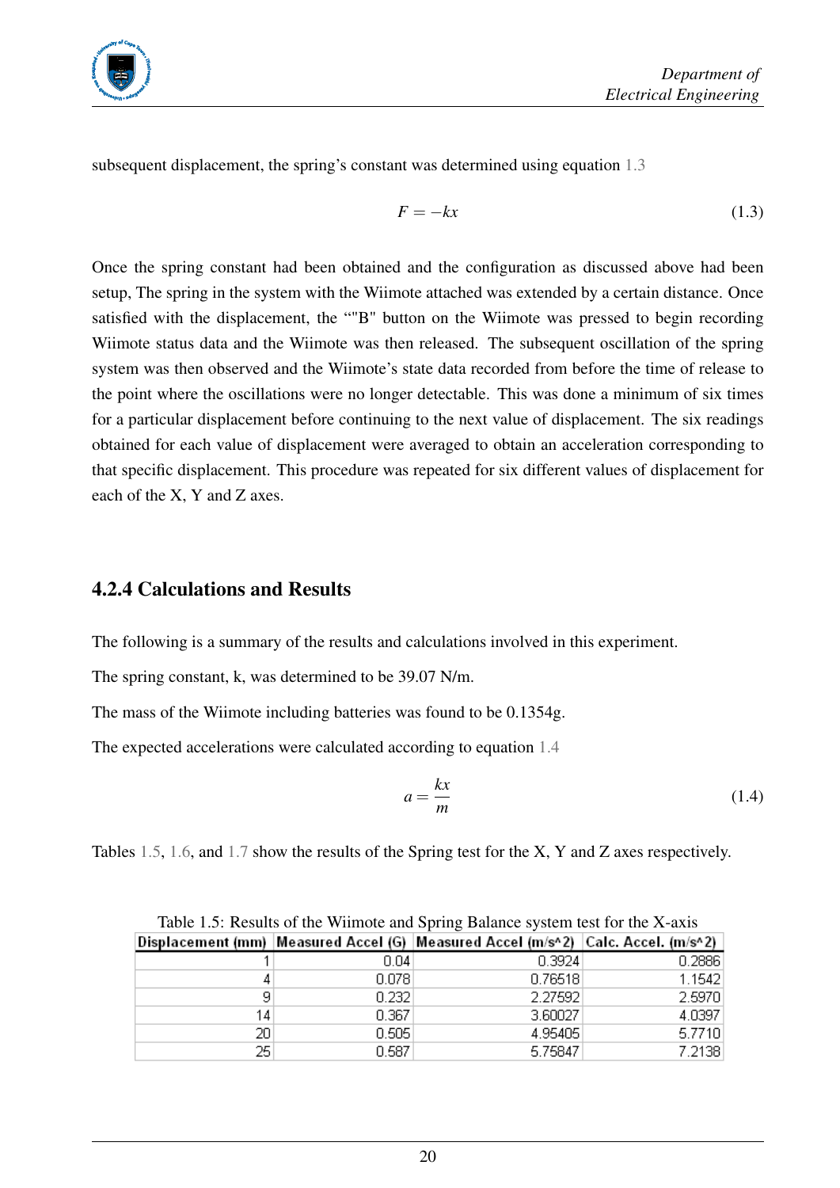subsequent displacement, the spring's constant was determined using equation 1.3

$$F = -kx \tag{1.3}$$

Once the spring constant had been obtained and the configuration as discussed above had been setup, The spring in the system with the Wiimote attached was extended by a certain distance. Once satisfied with the displacement, the ""B" button on the Wiimote was pressed to begin recording Wiimote status data and the Wiimote was then released. The subsequent oscillation of the spring system was then observed and the Wiimote's state data recorded from before the time of release to the point where the oscillations were no longer detectable. This was done a minimum of six times for a particular displacement before continuing to the next value of displacement. The six readings obtained for each value of displacement were averaged to obtain an acceleration corresponding to that specific displacement. This procedure was repeated for six different values of displacement for each of the X, Y and Z axes.

### 4.2.4 Calculations and Results

The following is a summary of the results and calculations involved in this experiment.

The spring constant, k, was determined to be 39.07 N/m.

The mass of the Wiimote including batteries was found to be 0.1354g.

The expected accelerations were calculated according to equation 1.4

$$a = \frac{kx}{m} \tag{1.4}$$

Tables 1.5, 1.6, and 1.7 show the results of the Spring test for the X, Y and Z axes respectively.

Table 1.5: Results of the Wiimote and Spring Balance system test for the X-axis

| Displacement (mm) | Measured Accel (G) | Measured Accel (m/s^2) | Calc. Accel. (m/s^2) |
|---|---|---|---|
| 1 | 0.04 | 0.3924 | 0.2886 |
| 4 | 0.078 | 0.76518 | 1.1542 |
| 9 | 0.232 | 2.27592 | 2.5970 |
| 14 | 0.367 | 3.60027 | 4.0397 |
| 20 | 0.505 | 4.95405 | 5.7710 |
| 25 | 0.587 | 5.75847 | 7.2138 |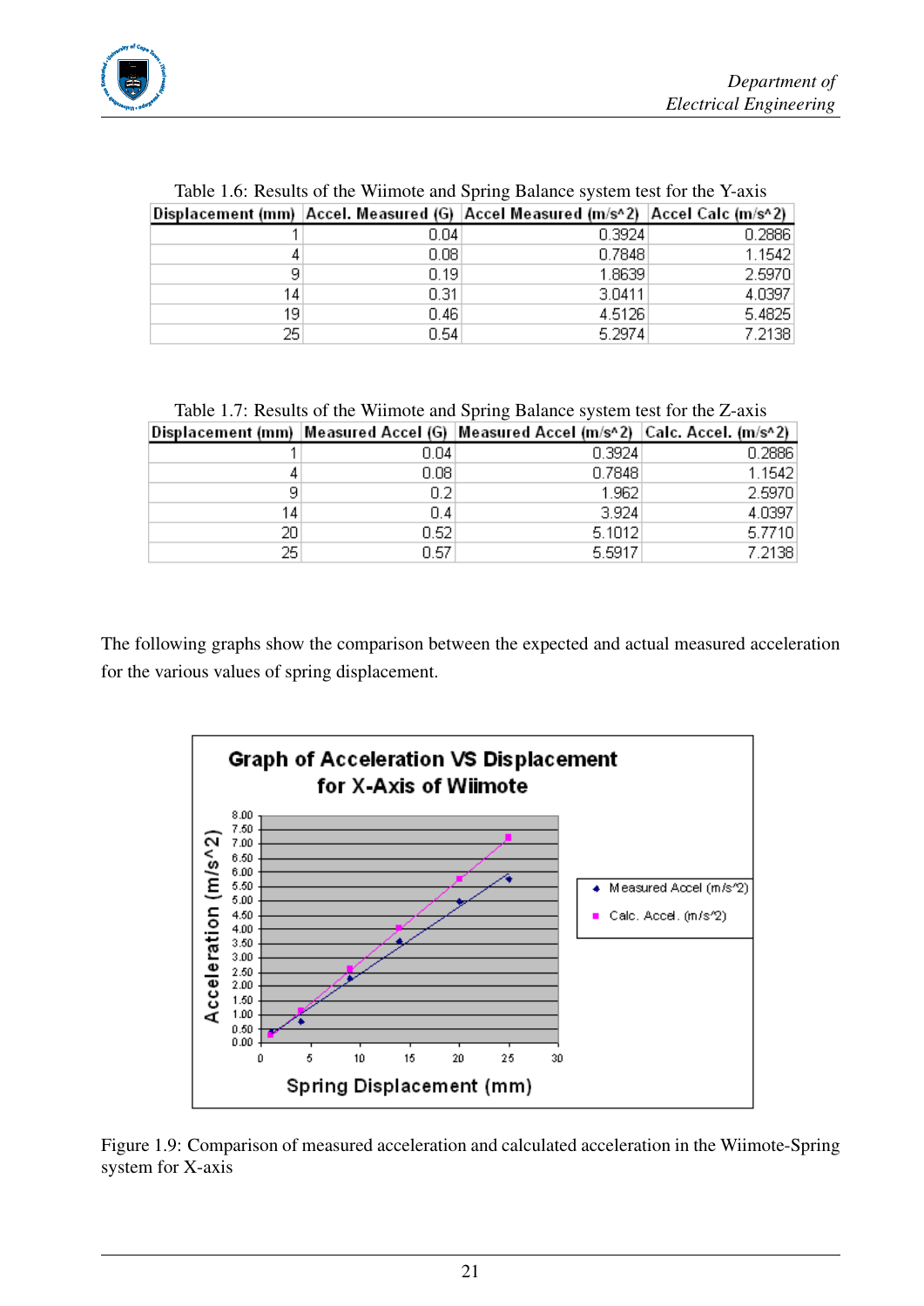Table 1.6: Results of the Wiimote and Spring Balance system test for the Y-axis

| Displacement (mm) | Accel. Measured (G) | Accel Measured (m/s^2) | Accel Calc (m/s^2) |
|---|---|---|---|
| 1 | 0.04 | 0.3924 | 0.2886 |
| 4 | 0.08 | 0.7848 | 1.1542 |
| 9 | 0.19 | 1.8639 | 2.5970 |
| 14 | 0.31 | 3.0411 | 4.0397 |
| 19 | 0.46 | 4.5126 | 5.4825 |
| 25 | 0.54 | 5.2974 | 7.2138 |

Table 1.7: Results of the Wiimote and Spring Balance system test for the Z-axis

| Displacement (mm) | Measured Accel (G) | Measured Accel (m/s^2) | Calc. Accel. (m/s^2) |
|---|---|---|---|
| 1 | 0.04 | 0.3924 | 0.2886 |
| 4 | 0.08 | 0.7848 | 1.1542 |
| 9 | 0.2 | 1.962 | 2.5970 |
| 14 | 0.4 | 3.924 | 4.0397 |
| 20 | 0.52 | 5.1012 | 5.7710 |
| 25 | 0.57 | 5.5917 | 7.2138 |

The following graphs show the comparison between the expected and actual measured acceleration for the various values of spring displacement.

Figure 1.9: Comparison of measured acceleration and calculated acceleration in the Wiimote-Spring system for X-axis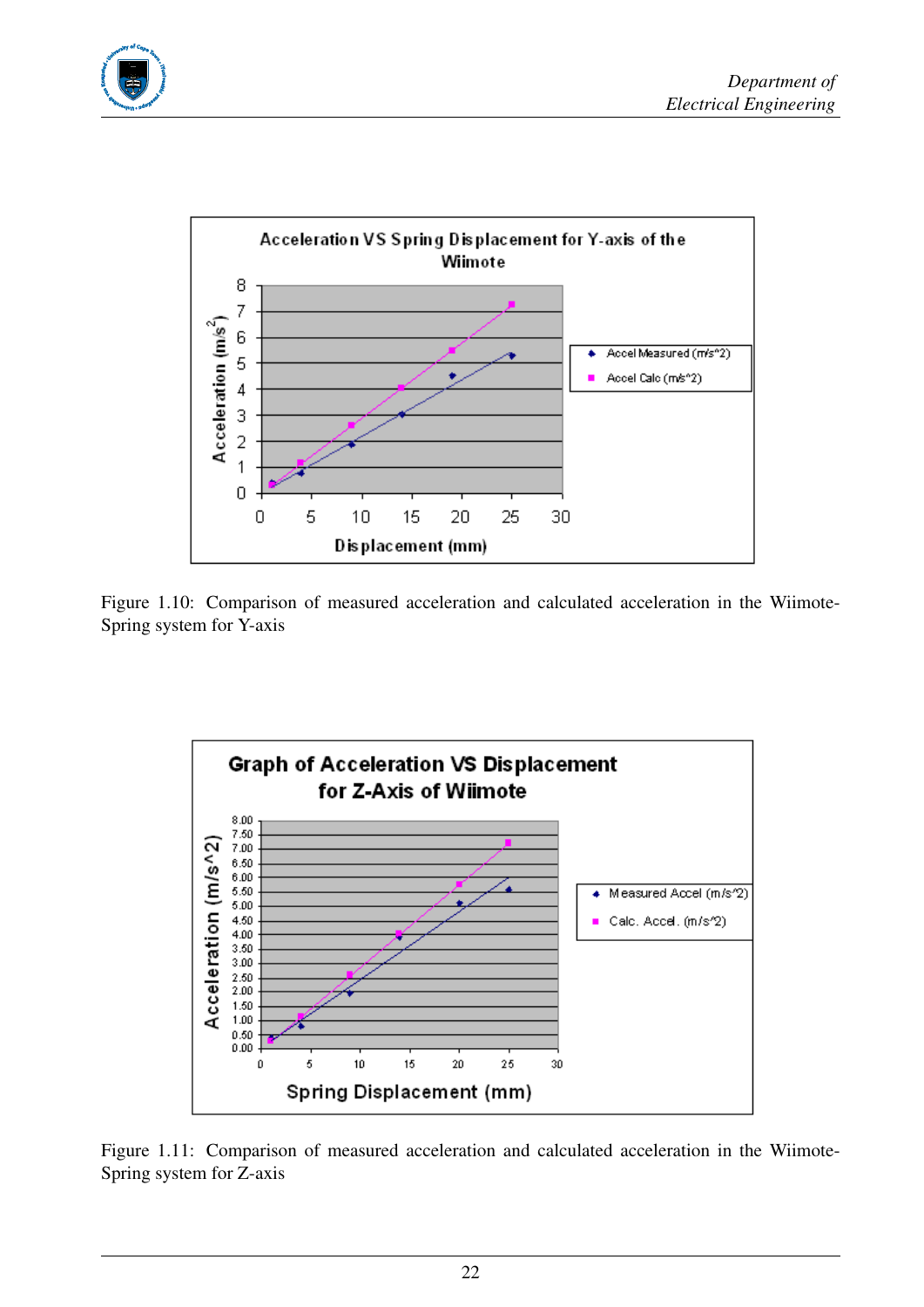Figure 1.10: Comparison of measured acceleration and calculated acceleration in the Wiimote-Spring system for Y-axis

Figure 1.11: Comparison of measured acceleration and calculated acceleration in the Wiimote-Spring system for Z-axis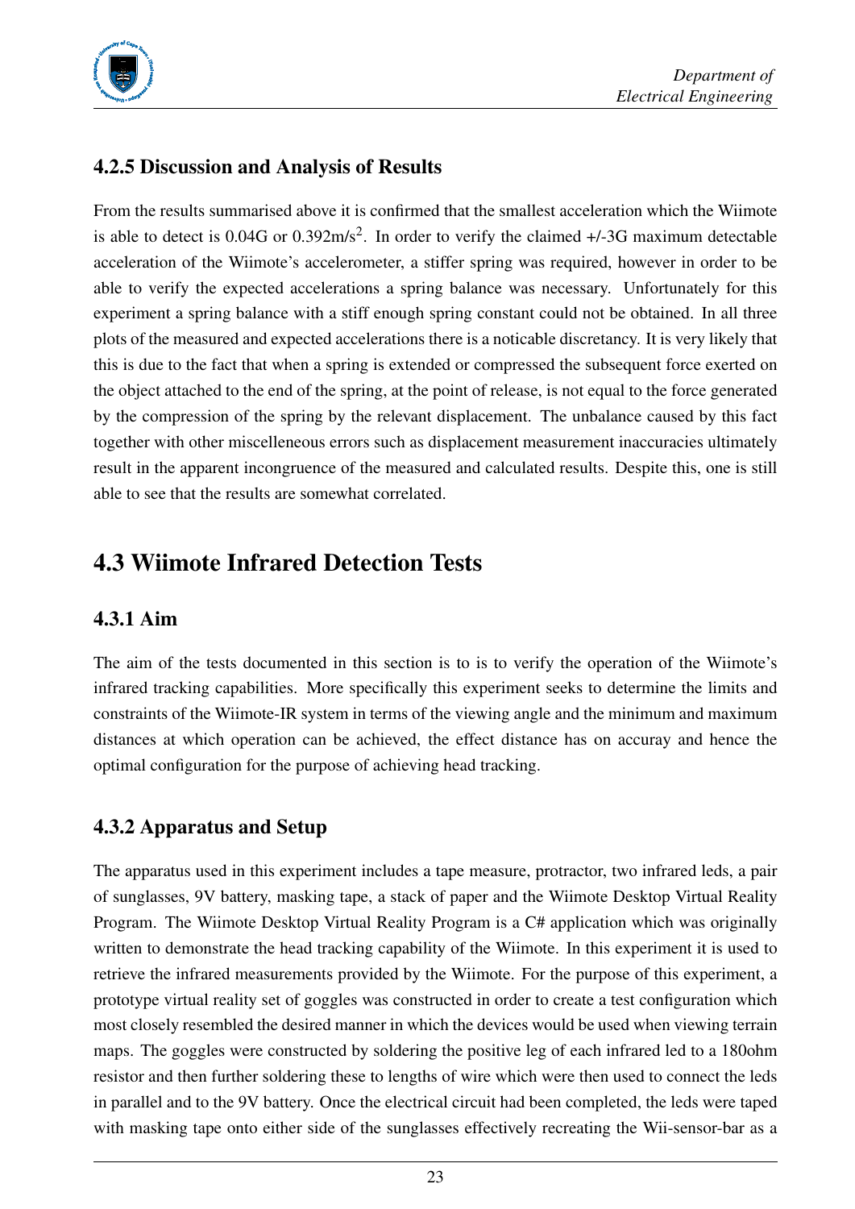### 4.2.5 Discussion and Analysis of Results

From the results summarised above it is confirmed that the smallest acceleration which the Wiimote is able to detect is 0.04G or 0.392m/s$^2$. In order to verify the claimed +/-3G maximum detectable acceleration of the Wiimote's accelerometer, a stiffer spring was required, however in order to be able to verify the expected accelerations a spring balance was necessary. Unfortunately for this experiment a spring balance with a stiff enough spring constant could not be obtained. In all three plots of the measured and expected accelerations there is a noticable discretancy. It is very likely that this is due to the fact that when a spring is extended or compressed the subsequent force exerted on the object attached to the end of the spring, at the point of release, is not equal to the force generated by the compression of the spring by the relevant displacement. The unbalance caused by this fact together with other miscelleneous errors such as displacement measurement inaccuracies ultimately result in the apparent incongruence of the measured and calculated results. Despite this, one is still able to see that the results are somewhat correlated.

## 4.3 Wiimote Infrared Detection Tests

### 4.3.1 Aim

The aim of the tests documented in this section is to is to verify the operation of the Wiimote's infrared tracking capabilities. More specifically this experiment seeks to determine the limits and constraints of the Wiimote-IR system in terms of the viewing angle and the minimum and maximum distances at which operation can be achieved, the effect distance has on accuray and hence the optimal configuration for the purpose of achieving head tracking.

### 4.3.2 Apparatus and Setup

The apparatus used in this experiment includes a tape measure, protractor, two infrared leds, a pair of sunglasses, 9V battery, masking tape, a stack of paper and the Wiimote Desktop Virtual Reality Program. The Wiimote Desktop Virtual Reality Program is a C# application which was originally written to demonstrate the head tracking capability of the Wiimote. In this experiment it is used to retrieve the infrared measurements provided by the Wiimote. For the purpose of this experiment, a prototype virtual reality set of goggles was constructed in order to create a test configuration which most closely resembled the desired manner in which the devices would be used when viewing terrain maps. The goggles were constructed by soldering the positive leg of each infrared led to a 180ohm resistor and then further soldering these to lengths of wire which were then used to connect the leds in parallel and to the 9V battery. Once the electrical circuit had been completed, the leds were taped with masking tape onto either side of the sunglasses effectively recreating the Wii-sensor-bar as a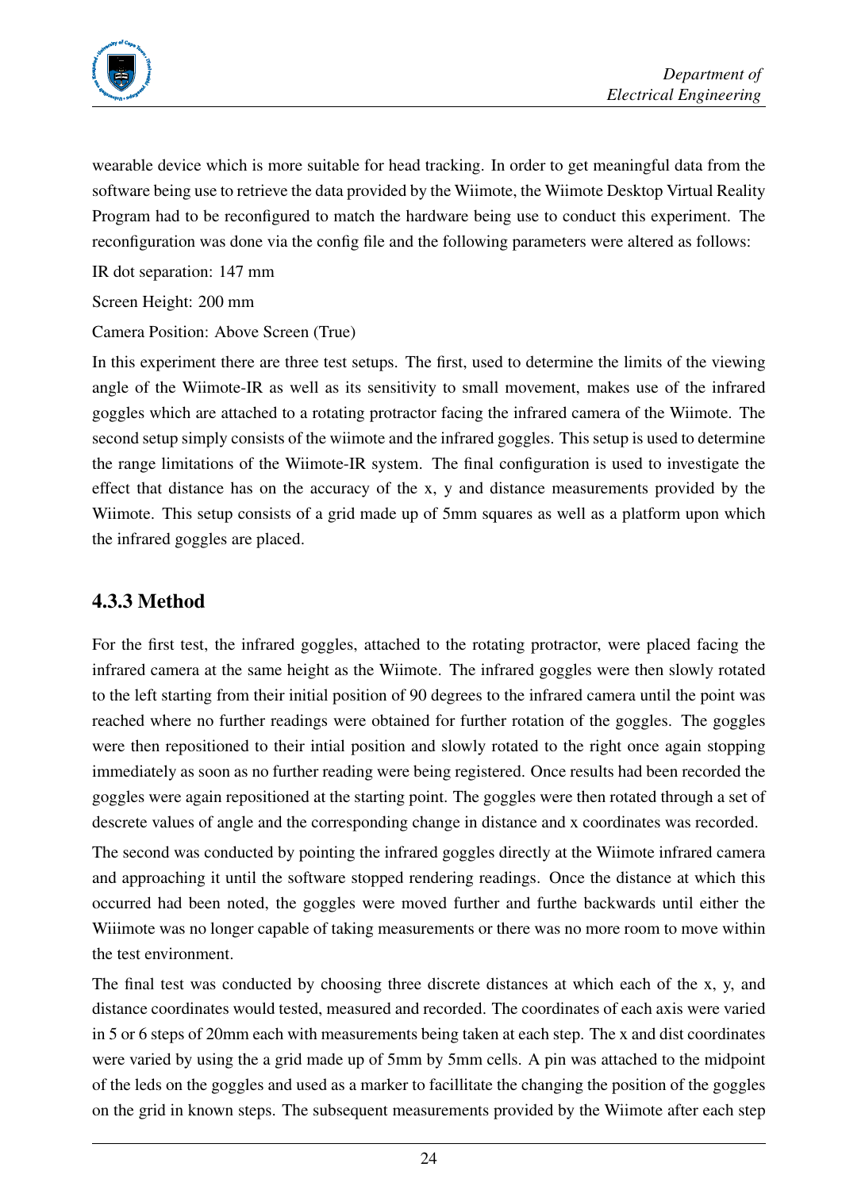wearable device which is more suitable for head tracking. In order to get meaningful data from the software being use to retrieve the data provided by the Wiimote, the Wiimote Desktop Virtual Reality Program had to be reconfigured to match the hardware being use to conduct this experiment. The reconfiguration was done via the config file and the following parameters were altered as follows:

IR dot separation: 147 mm

Screen Height: 200 mm

Camera Position: Above Screen (True)

In this experiment there are three test setups. The first, used to determine the limits of the viewing angle of the Wiimote-IR as well as its sensitivity to small movement, makes use of the infrared goggles which are attached to a rotating protractor facing the infrared camera of the Wiimote. The second setup simply consists of the wiimote and the infrared goggles. This setup is used to determine the range limitations of the Wiimote-IR system. The final configuration is used to investigate the effect that distance has on the accuracy of the x, y and distance measurements provided by the Wiimote. This setup consists of a grid made up of 5mm squares as well as a platform upon which the infrared goggles are placed.

### 4.3.3 Method

For the first test, the infrared goggles, attached to the rotating protractor, were placed facing the infrared camera at the same height as the Wiimote. The infrared goggles were then slowly rotated to the left starting from their initial position of 90 degrees to the infrared camera until the point was reached where no further readings were obtained for further rotation of the goggles. The goggles were then repositioned to their intial position and slowly rotated to the right once again stopping immediately as soon as no further reading were being registered. Once results had been recorded the goggles were again repositioned at the starting point. The goggles were then rotated through a set of descrete values of angle and the corresponding change in distance and x coordinates was recorded.

The second was conducted by pointing the infrared goggles directly at the Wiimote infrared camera and approaching it until the software stopped rendering readings. Once the distance at which this occurred had been noted, the goggles were moved further and furthe backwards until either the Wiiimote was no longer capable of taking measurements or there was no more room to move within the test environment.

The final test was conducted by choosing three discrete distances at which each of the x, y, and distance coordinates would tested, measured and recorded. The coordinates of each axis were varied in 5 or 6 steps of 20mm each with measurements being taken at each step. The x and dist coordinates were varied by using the a grid made up of 5mm by 5mm cells. A pin was attached to the midpoint of the leds on the goggles and used as a marker to facillitate the changing the position of the goggles on the grid in known steps. The subsequent measurements provided by the Wiimote after each step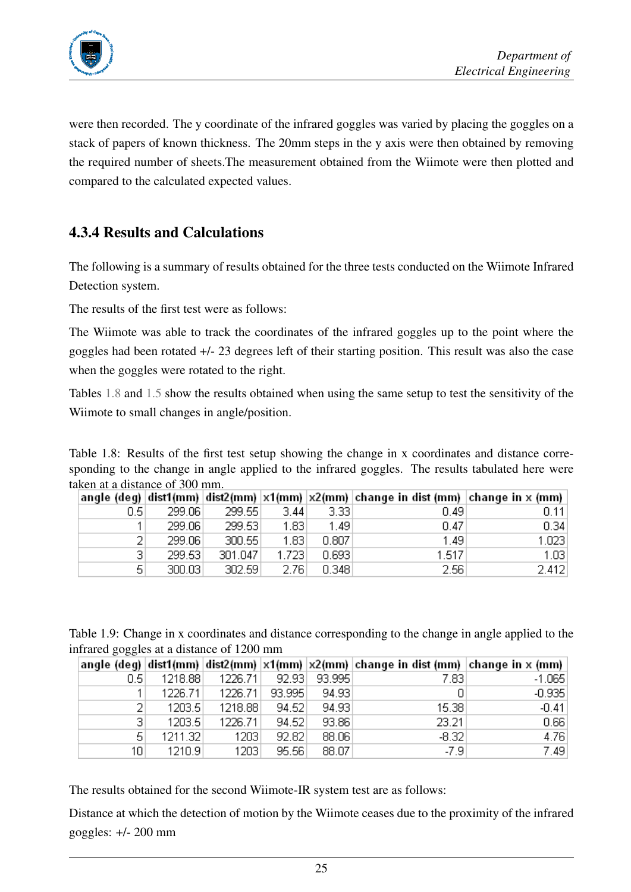were then recorded. The y coordinate of the infrared goggles was varied by placing the goggles on a stack of papers of known thickness. The 20mm steps in the y axis were then obtained by removing the required number of sheets.The measurement obtained from the Wiimote were then plotted and compared to the calculated expected values.

### 4.3.4 Results and Calculations

The following is a summary of results obtained for the three tests conducted on the Wiimote Infrared Detection system.

The results of the first test were as follows:

The Wiimote was able to track the coordinates of the infrared goggles up to the point where the goggles had been rotated +/- 23 degrees left of their starting position. This result was also the case when the goggles were rotated to the right.

Tables 1.8 and 1.5 show the results obtained when using the same setup to test the sensitivity of the Wiimote to small changes in angle/position.

Table 1.8: Results of the first test setup showing the change in x coordinates and distance corresponding to the change in angle applied to the infrared goggles. The results tabulated here were taken at a distance of 300 mm.

| angle (deg) | dist1(mm) | dist2(mm) | x1(mm) | x2(mm) | change in dist (mm) | change in x (mm) |
|---|---|---|---|---|---|---|
| 0.5 | 299.06 | 299.55 | 3.44 | 3.33 | 0.49 | 0.11 |
| 1 | 299.06 | 299.53 | 1.83 | 1.49 | 0.47 | 0.34 |
| 2 | 299.06 | 300.55 | 1.83 | 0.807 | 1.49 | 1.023 |
| 3 | 299.53 | 301.047 | 1.723 | 0.693 | 1.517 | 1.03 |
| 5 | 300.03 | 302.59 | 2.76 | 0.348 | 2.56 | 2.412 |

Table 1.9: Change in x coordinates and distance corresponding to the change in angle applied to the infrared goggles at a distance of 1200 mm

| angle (deg) | dist1(mm) | dist2(mm) | x1(mm) | x2(mm) | change in dist (mm) | change in x (mm) |
|---|---|---|---|---|---|---|
| 0.5 | 1218.88 | 1226.71 | 92.93 | 93.995 | 7.83 | -1.065 |
| 1 | 1226.71 | 1226.71 | 93.995 | 94.93 | 0 | -0.935 |
| 2 | 1203.5 | 1218.88 | 94.52 | 94.93 | 15.38 | -0.41 |
| 3 | 1203.5 | 1226.71 | 94.52 | 93.86 | 23.21 | 0.66 |
| 5 | 1211.32 | 1203 | 92.82 | 88.06 | -8.32 | 4.76 |
| 10 | 1210.9 | 1203 | 95.56 | 88.07 | -7.9 | 7.49 |

The results obtained for the second Wiimote-IR system test are as follows:

Distance at which the detection of motion by the Wiimote ceases due to the proximity of the infrared goggles: +/- 200 mm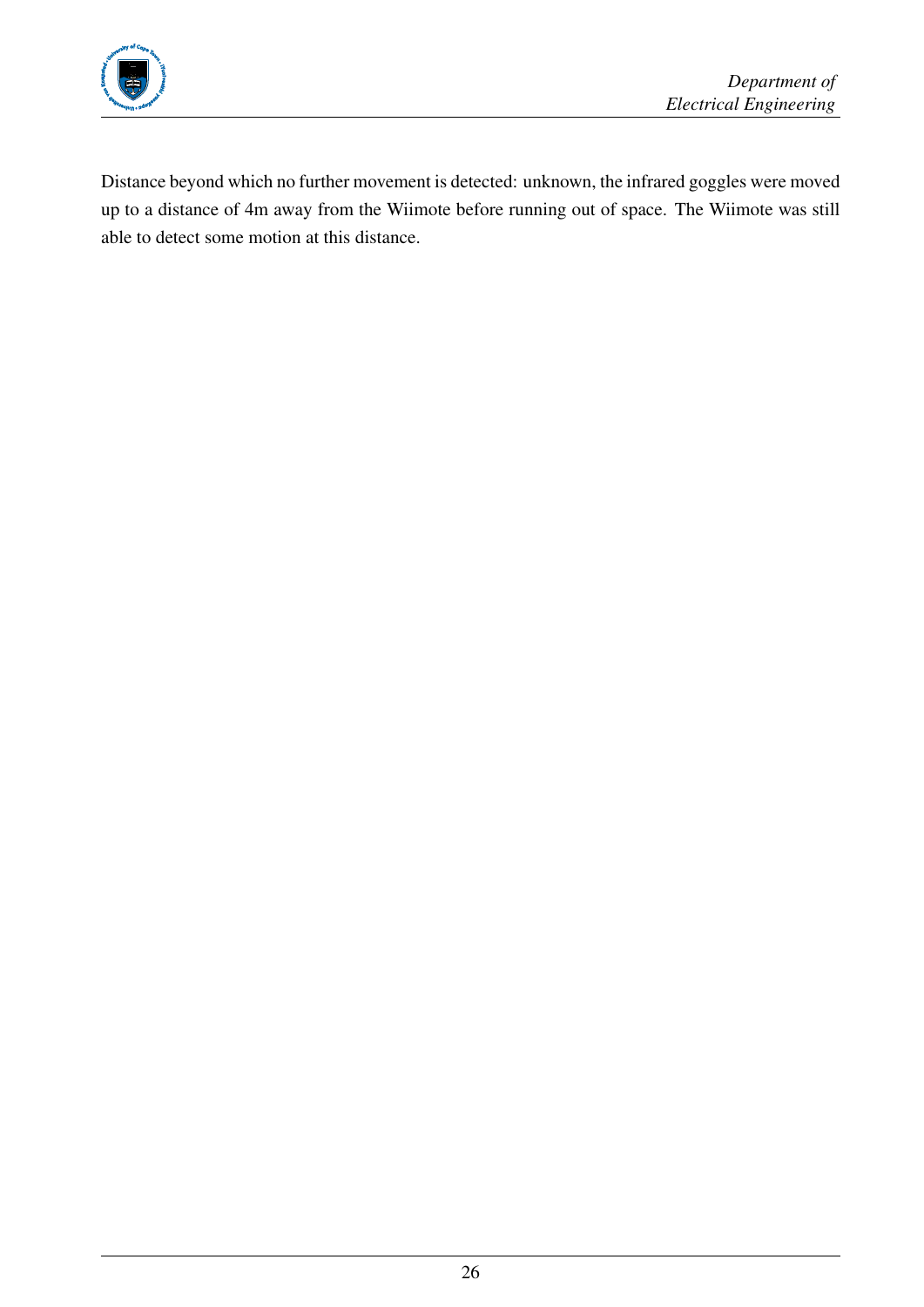Distance beyond which no further movement is detected: unknown, the infrared goggles were moved up to a distance of 4m away from the Wiimote before running out of space. The Wiimote was still able to detect some motion at this distance.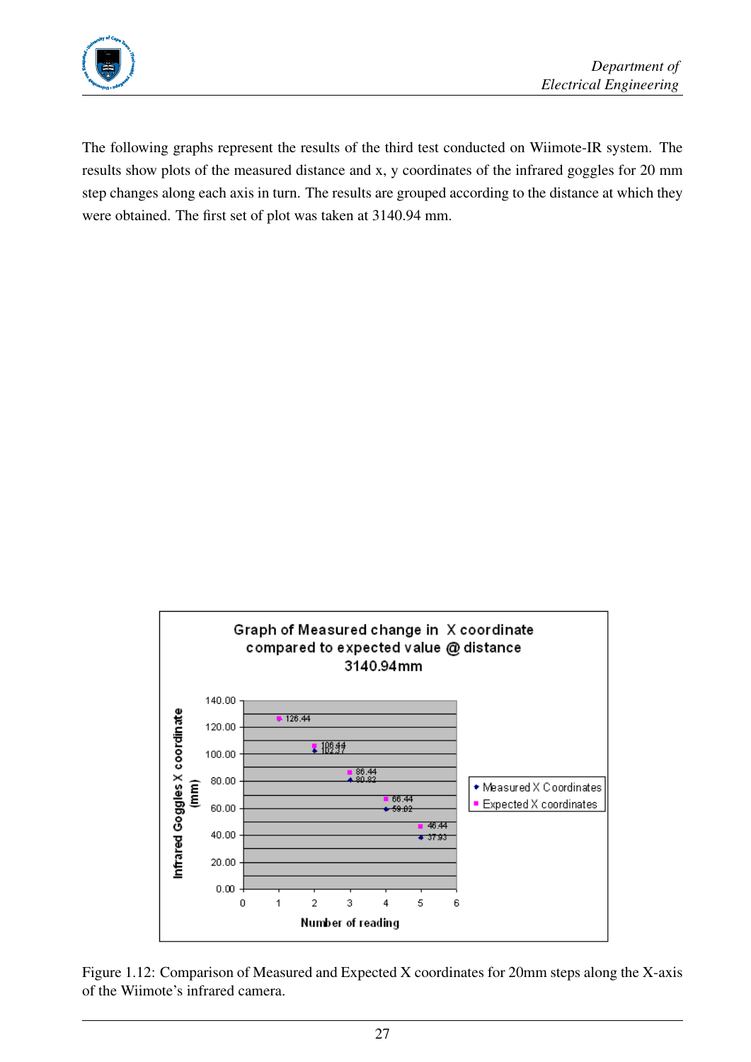The following graphs represent the results of the third test conducted on Wiimote-IR system. The results show plots of the measured distance and x, y coordinates of the infrared goggles for 20 mm step changes along each axis in turn. The results are grouped according to the distance at which they were obtained. The first set of plot was taken at 3140.94 mm.

Figure 1.12: Comparison of Measured and Expected X coordinates for 20mm steps along the X-axis of the Wiimote's infrared camera.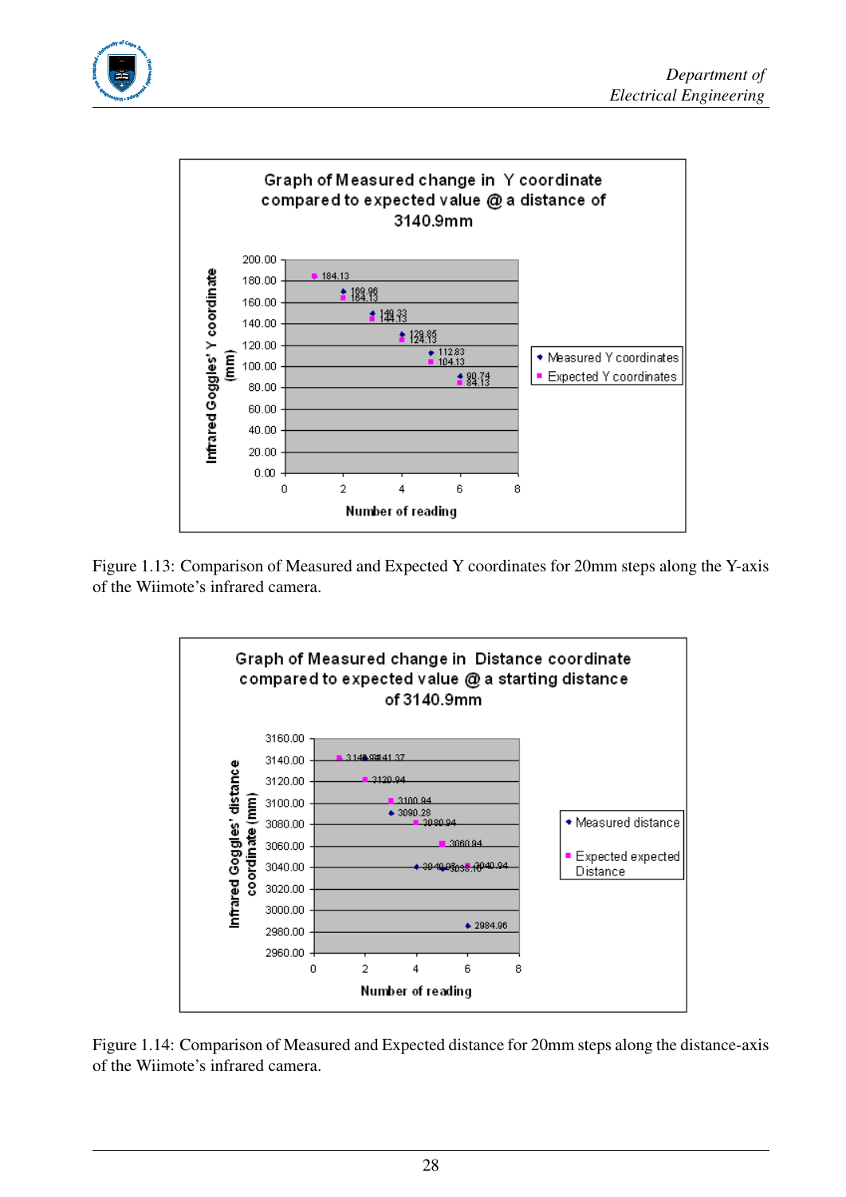Figure 1.13: Comparison of Measured and Expected Y coordinates for 20mm steps along the Y-axis of the Wiimote's infrared camera.

Figure 1.14: Comparison of Measured and Expected distance for 20mm steps along the distance-axis of the Wiimote's infrared camera.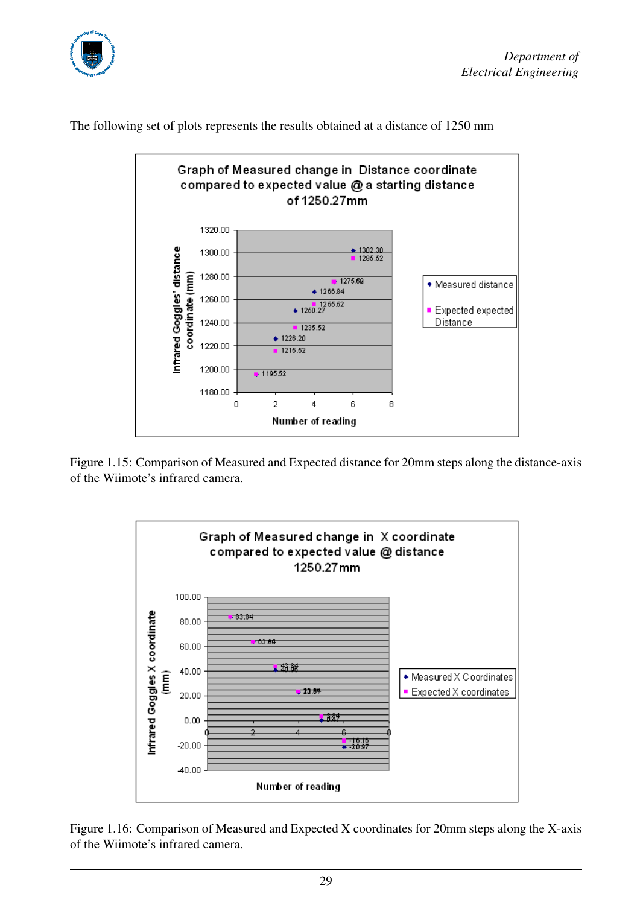The following set of plots represents the results obtained at a distance of 1250 mm

Figure 1.15: Comparison of Measured and Expected distance for 20mm steps along the distance-axis of the Wiimote's infrared camera.

Figure 1.16: Comparison of Measured and Expected X coordinates for 20mm steps along the X-axis of the Wiimote's infrared camera.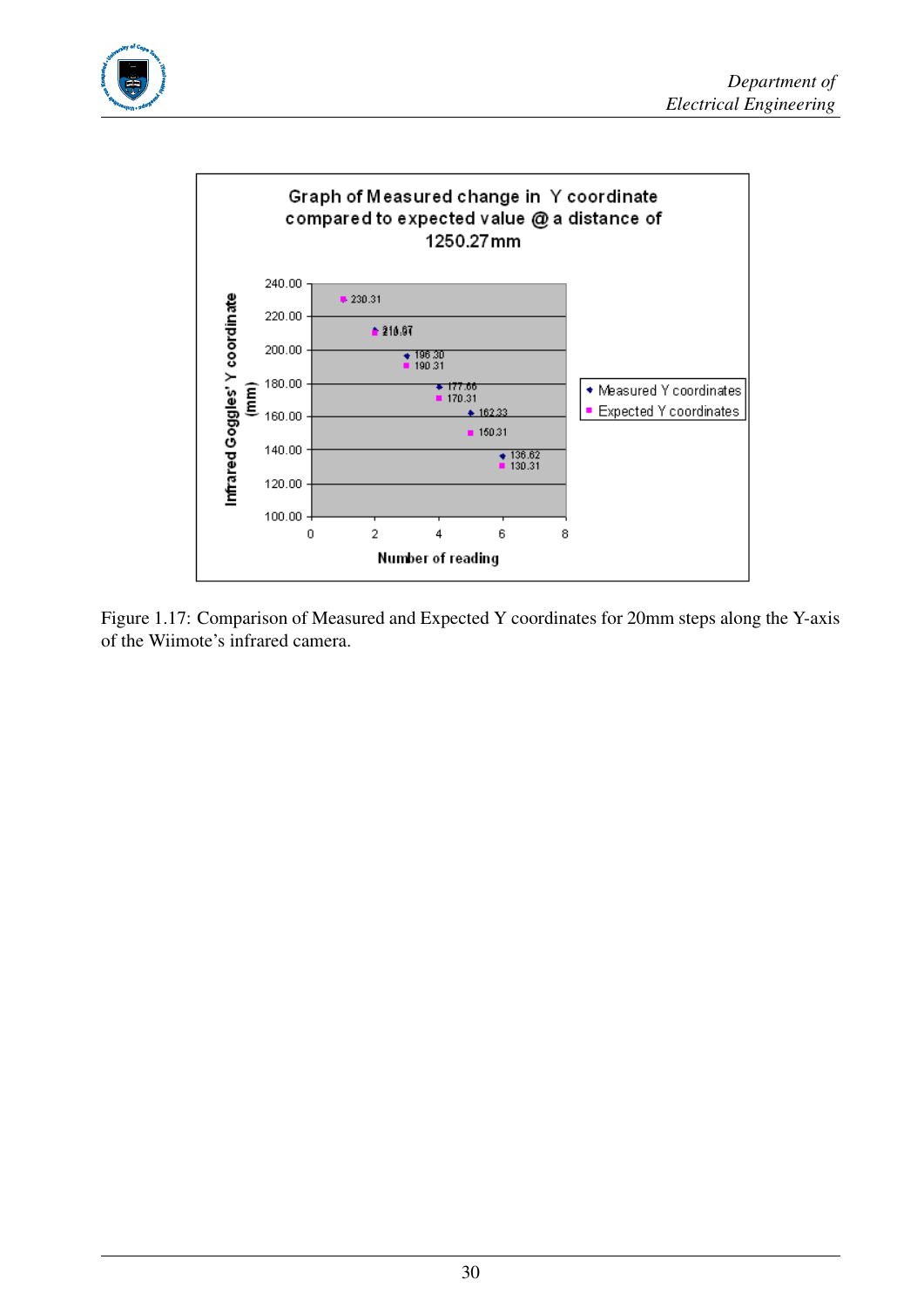Graph of Measured change in Y coordinate compared to expected value @ a distance of 1250.27mm

Figure 1.17: Comparison of Measured and Expected Y coordinates for 20mm steps along the Y-axis of the Wiimote's infrared camera.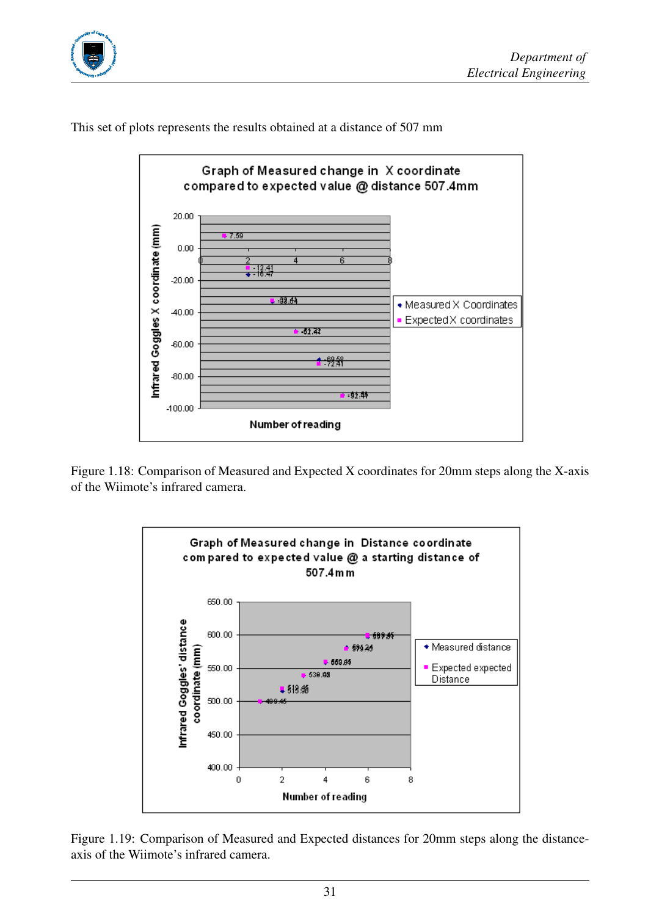This set of plots represents the results obtained at a distance of 507 mm

Figure 1.18: Comparison of Measured and Expected X coordinates for 20mm steps along the X-axis of the Wiimote's infrared camera.

Figure 1.19: Comparison of Measured and Expected distances for 20mm steps along the distance-axis of the Wiimote's infrared camera.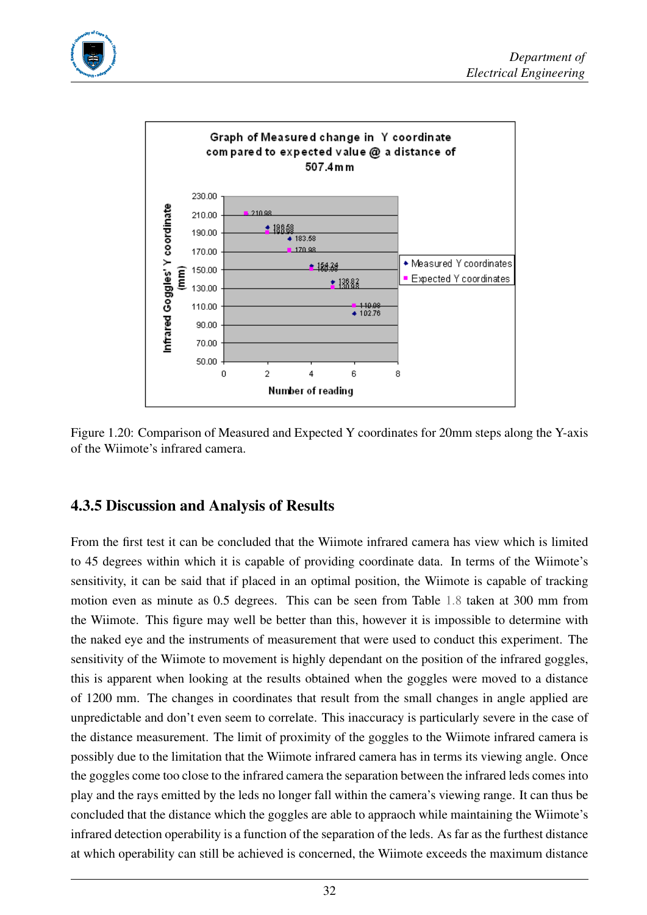Figure 1.20: Comparison of Measured and Expected Y coordinates for 20mm steps along the Y-axis of the Wiimote's infrared camera.

### 4.3.5 Discussion and Analysis of Results

From the first test it can be concluded that the Wiimote infrared camera has view which is limited to 45 degrees within which it is capable of providing coordinate data. In terms of the Wiimote's sensitivity, it can be said that if placed in an optimal position, the Wiimote is capable of tracking motion even as minute as 0.5 degrees. This can be seen from Table 1.8 taken at 300 mm from the Wiimote. This figure may well be better than this, however it is impossible to determine with the naked eye and the instruments of measurement that were used to conduct this experiment. The sensitivity of the Wiimote to movement is highly dependant on the position of the infrared goggles, this is apparent when looking at the results obtained when the goggles were moved to a distance of 1200 mm. The changes in coordinates that result from the small changes in angle applied are unpredictable and don't even seem to correlate. This inaccuracy is particularly severe in the case of the distance measurement. The limit of proximity of the goggles to the Wiimote infrared camera is possibly due to the limitation that the Wiimote infrared camera has in terms its viewing angle. Once the goggles come too close to the infrared camera the separation between the infrared leds comes into play and the rays emitted by the leds no longer fall within the camera's viewing range. It can thus be concluded that the distance which the goggles are able to appraoch while maintaining the Wiimote's infrared detection operability is a function of the separation of the leds. As far as the furthest distance at which operability can still be achieved is concerned, the Wiimote exceeds the maximum distance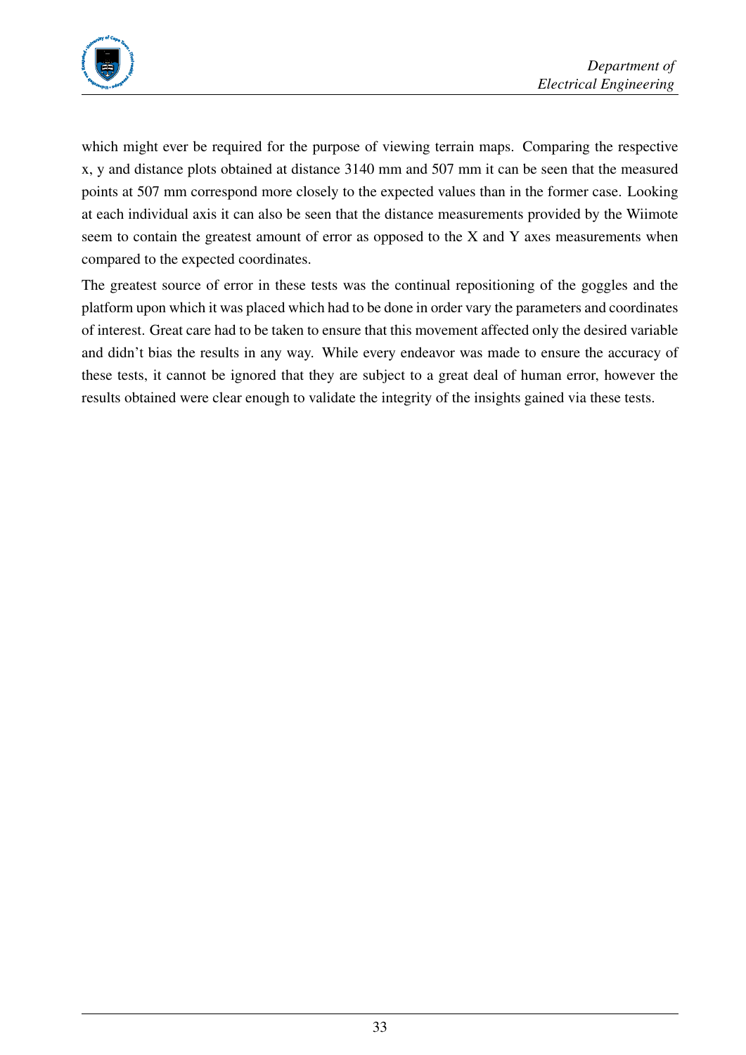which might ever be required for the purpose of viewing terrain maps. Comparing the respective x, y and distance plots obtained at distance 3140 mm and 507 mm it can be seen that the measured points at 507 mm correspond more closely to the expected values than in the former case. Looking at each individual axis it can also be seen that the distance measurements provided by the Wiimote seem to contain the greatest amount of error as opposed to the X and Y axes measurements when compared to the expected coordinates.

The greatest source of error in these tests was the continual repositioning of the goggles and the platform upon which it was placed which had to be done in order vary the parameters and coordinates of interest. Great care had to be taken to ensure that this movement affected only the desired variable and didn't bias the results in any way. While every endeavor was made to ensure the accuracy of these tests, it cannot be ignored that they are subject to a great deal of human error, however the results obtained were clear enough to validate the integrity of the insights gained via these tests.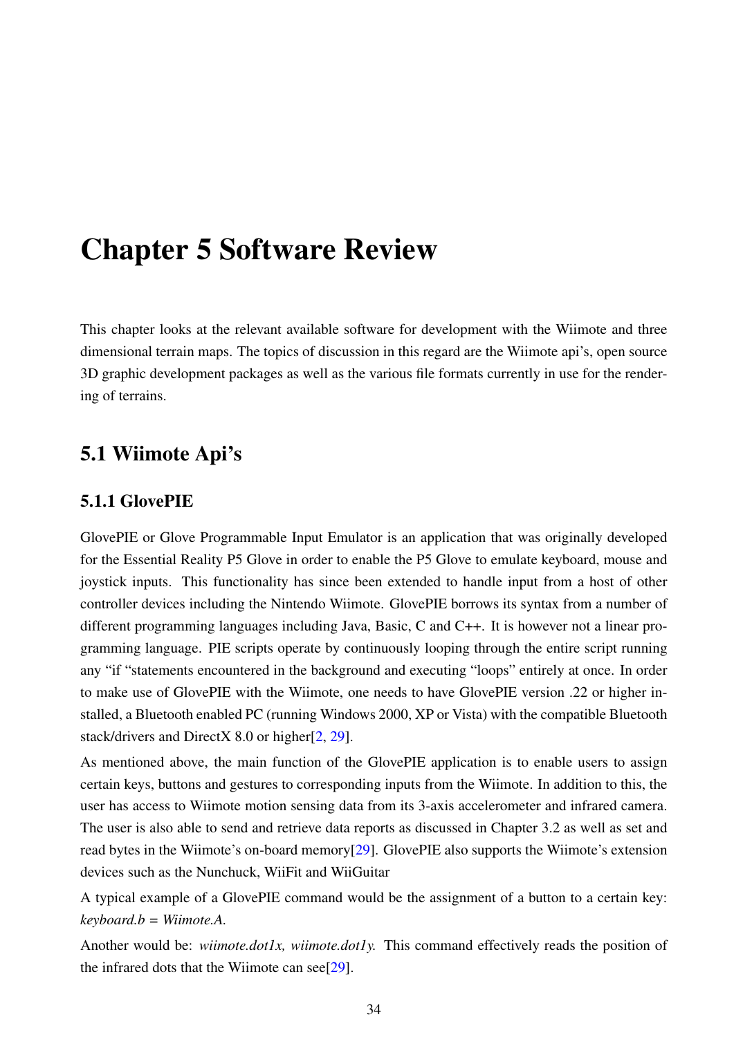# Chapter 5 Software Review

This chapter looks at the relevant available software for development with the Wiimote and three dimensional terrain maps. The topics of discussion in this regard are the Wiimote api's, open source 3D graphic development packages as well as the various file formats currently in use for the rendering of terrains.

## 5.1 Wiimote Api's

### 5.1.1 GlovePIE

GlovePIE or Glove Programmable Input Emulator is an application that was originally developed for the Essential Reality P5 Glove in order to enable the P5 Glove to emulate keyboard, mouse and joystick inputs. This functionality has since been extended to handle input from a host of other controller devices including the Nintendo Wiimote. GlovePIE borrows its syntax from a number of different programming languages including Java, Basic, C and C++. It is however not a linear programming language. PIE scripts operate by continuously looping through the entire script running any "if "statements encountered in the background and executing "loops" entirely at once. In order to make use of GlovePIE with the Wiimote, one needs to have GlovePIE version .22 or higher installed, a Bluetooth enabled PC (running Windows 2000, XP or Vista) with the compatible Bluetooth stack/drivers and DirectX 8.0 or higher[2, 29].

As mentioned above, the main function of the GlovePIE application is to enable users to assign certain keys, buttons and gestures to corresponding inputs from the Wiimote. In addition to this, the user has access to Wiimote motion sensing data from its 3-axis accelerometer and infrared camera. The user is also able to send and retrieve data reports as discussed in Chapter 3.2 as well as set and read bytes in the Wiimote's on-board memory[29]. GlovePIE also supports the Wiimote's extension devices such as the Nunchuck, WiiFit and WiiGuitar

A typical example of a GlovePIE command would be the assignment of a button to a certain key: *keyboard.b = Wiimote.A.*

Another would be: *wiimote.dot1x, wiimote.dot1y.* This command effectively reads the position of the infrared dots that the Wiimote can see[29].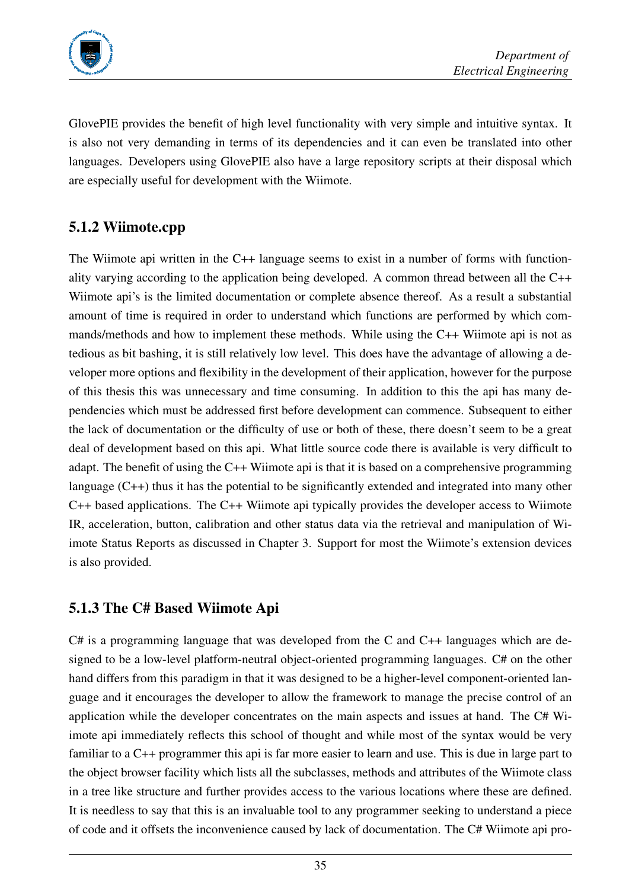GlovePIE provides the benefit of high level functionality with very simple and intuitive syntax. It is also not very demanding in terms of its dependencies and it can even be translated into other languages. Developers using GlovePIE also have a large repository scripts at their disposal which are especially useful for development with the Wiimote.

### 5.1.2 Wiimote.cpp

The Wiimote api written in the C++ language seems to exist in a number of forms with functionality varying according to the application being developed. A common thread between all the C++ Wiimote api's is the limited documentation or complete absence thereof. As a result a substantial amount of time is required in order to understand which functions are performed by which commands/methods and how to implement these methods. While using the C++ Wiimote api is not as tedious as bit bashing, it is still relatively low level. This does have the advantage of allowing a developer more options and flexibility in the development of their application, however for the purpose of this thesis this was unnecessary and time consuming. In addition to this the api has many dependencies which must be addressed first before development can commence. Subsequent to either the lack of documentation or the difficulty of use or both of these, there doesn't seem to be a great deal of development based on this api. What little source code there is available is very difficult to adapt. The benefit of using the C++ Wiimote api is that it is based on a comprehensive programming language (C++) thus it has the potential to be significantly extended and integrated into many other C++ based applications. The C++ Wiimote api typically provides the developer access to Wiimote IR, acceleration, button, calibration and other status data via the retrieval and manipulation of Wiimote Status Reports as discussed in Chapter 3. Support for most the Wiimote's extension devices is also provided.

### 5.1.3 The C# Based Wiimote Api

C# is a programming language that was developed from the C and C++ languages which are designed to be a low-level platform-neutral object-oriented programming languages. C# on the other hand differs from this paradigm in that it was designed to be a higher-level component-oriented language and it encourages the developer to allow the framework to manage the precise control of an application while the developer concentrates on the main aspects and issues at hand. The C# Wiimote api immediately reflects this school of thought and while most of the syntax would be very familiar to a C++ programmer this api is far more easier to learn and use. This is due in large part to the object browser facility which lists all the subclasses, methods and attributes of the Wiimote class in a tree like structure and further provides access to the various locations where these are defined. It is needless to say that this is an invaluable tool to any programmer seeking to understand a piece of code and it offsets the inconvenience caused by lack of documentation. The C# Wiimote api pro-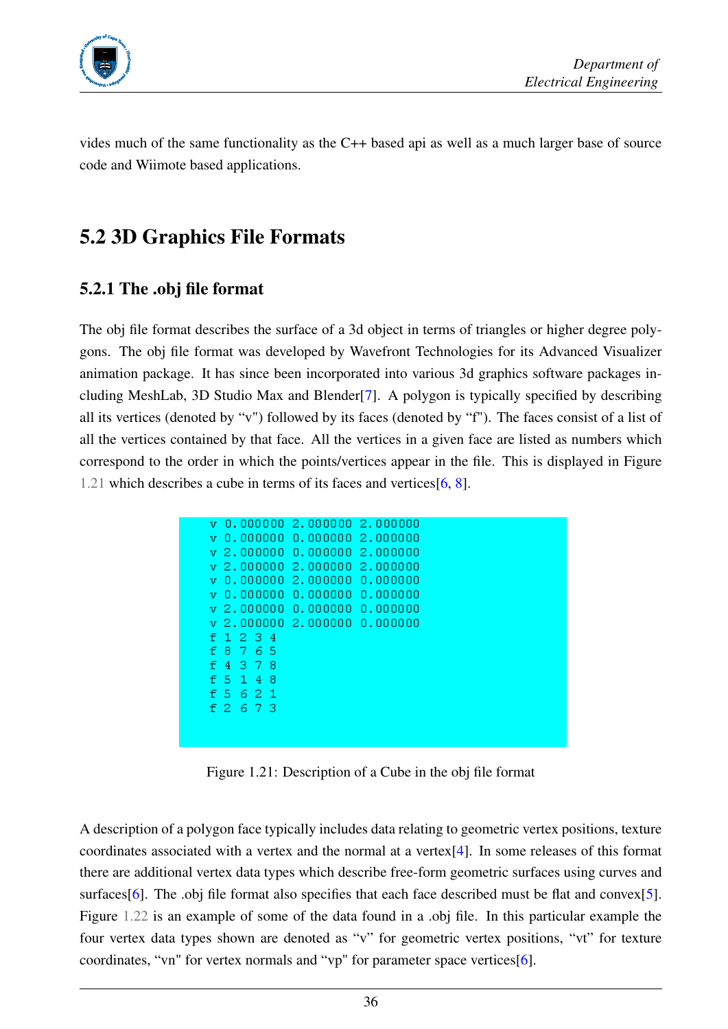vides much of the same functionality as the C++ based api as well as a much larger base of source code and Wiimote based applications.

## 5.2 3D Graphics File Formats

### 5.2.1 The .obj file format

The obj file format describes the surface of a 3d object in terms of triangles or higher degree polygons. The obj file format was developed by Wavefront Technologies for its Advanced Visualizer animation package. It has since been incorporated into various 3d graphics software packages including MeshLab, 3D Studio Max and Blender[7]. A polygon is typically specified by describing all its vertices (denoted by "v") followed by its faces (denoted by "f"). The faces consist of a list of all the vertices contained by that face. All the vertices in a given face are listed as numbers which correspond to the order in which the points/vertices appear in the file. This is displayed in Figure 1.21 which describes a cube in terms of its faces and vertices[6, 8].

```
v 0.000000 2.000000 2.000000
v 0.000000 0.000000 2.000000
v 2.000000 0.000000 2.000000
v 2.000000 2.000000 2.000000
v 0.000000 2.000000 0.000000
v 0.000000 0.000000 0.000000
v 2.000000 0.000000 0.000000
v 2.000000 2.000000 0.000000
f 1 2 3 4
f 8 7 6 5
f 4 3 7 8
f 5 1 4 8
f 5 6 2 1
f 2 6 7 3
```

Figure 1.21: Description of a Cube in the obj file format

A description of a polygon face typically includes data relating to geometric vertex positions, texture coordinates associated with a vertex and the normal at a vertex[4]. In some releases of this format there are additional vertex data types which describe free-form geometric surfaces using curves and surfaces[6]. The .obj file format also specifies that each face described must be flat and convex[5]. Figure 1.22 is an example of some of the data found in a .obj file. In this particular example the four vertex data types shown are denoted as "v" for geometric vertex positions, "vt" for texture coordinates, "vn" for vertex normals and "vp" for parameter space vertices[6].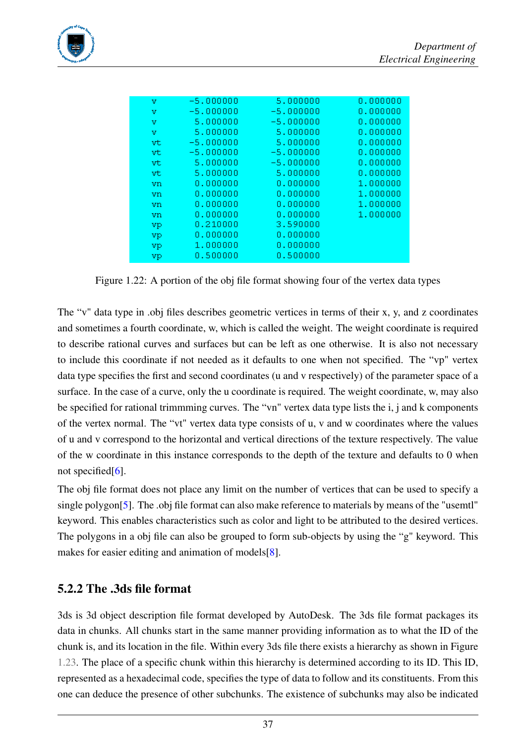```
v     -5.000000    5.000000    0.000000
v     -5.000000   -5.000000    0.000000
v      5.000000   -5.000000    0.000000
v      5.000000    5.000000    0.000000
vt    -5.000000    5.000000    0.000000
vt    -5.000000   -5.000000    0.000000
vt     5.000000   -5.000000    0.000000
vt     5.000000    5.000000    0.000000
vn     0.000000    0.000000    1.000000
vn     0.000000    0.000000    1.000000
vn     0.000000    0.000000    1.000000
vn     0.000000    0.000000    1.000000
vp     0.210000    3.590000
vp     0.000000    0.000000
vp     1.000000    0.000000
vp     0.500000    0.500000
```

Figure 1.22: A portion of the obj file format showing four of the vertex data types

The “v" data type in .obj files describes geometric vertices in terms of their x, y, and z coordinates and sometimes a fourth coordinate, w, which is called the weight. The weight coordinate is required to describe rational curves and surfaces but can be left as one otherwise. It is also not necessary to include this coordinate if not needed as it defaults to one when not specified. The “vp" vertex data type specifies the first and second coordinates (u and v respectively) of the parameter space of a surface. In the case of a curve, only the u coordinate is required. The weight coordinate, w, may also be specified for rational trimmming curves. The “vn" vertex data type lists the i, j and k components of the vertex normal. The “vt" vertex data type consists of u, v and w coordinates where the values of u and v correspond to the horizontal and vertical directions of the texture respectively. The value of the w coordinate in this instance corresponds to the depth of the texture and defaults to 0 when not specified[6].

The obj file format does not place any limit on the number of vertices that can be used to specify a single polygon[5]. The .obj file format can also make reference to materials by means of the "usemtl" keyword. This enables characteristics such as color and light to be attributed to the desired vertices. The polygons in a obj file can also be grouped to form sub-objects by using the “g" keyword. This makes for easier editing and animation of models[8].

### 5.2.2 The .3ds file format

3ds is 3d object description file format developed by AutoDesk. The 3ds file format packages its data in chunks. All chunks start in the same manner providing information as to what the ID of the chunk is, and its location in the file. Within every 3ds file there exists a hierarchy as shown in Figure 1.23. The place of a specific chunk within this hierarchy is determined according to its ID. This ID, represented as a hexadecimal code, specifies the type of data to follow and its constituents. From this one can deduce the presence of other subchunks. The existence of subchunks may also be indicated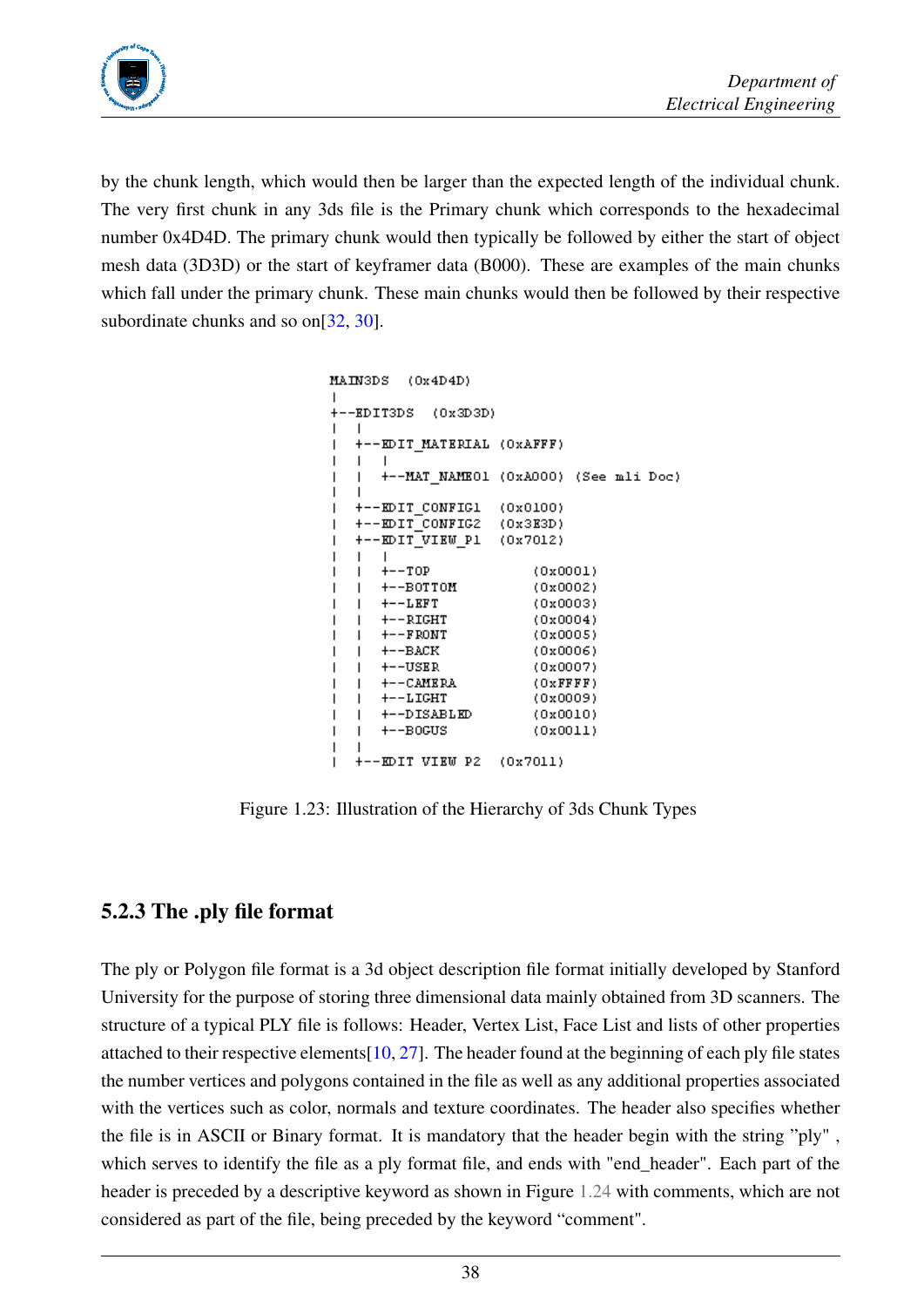by the chunk length, which would then be larger than the expected length of the individual chunk. The very first chunk in any 3ds file is the Primary chunk which corresponds to the hexadecimal number 0x4D4D. The primary chunk would then typically be followed by either the start of object mesh data (3D3D) or the start of keyframer data (B000). These are examples of the main chunks which fall under the primary chunk. These main chunks would then be followed by their respective subordinate chunks and so on[32, 30].

```
MAIN3DS  (0x4D4D)
|
+--EDIT3DS  (0x3D3D)
|  |
|  +--EDIT_MATERIAL (0xAFFF)
|  |  |
|  |  +--MAT_NAME01 (0xA000) (See mli Doc)
|  |
|  +--EDIT_CONFIG1  (0x0100)
|  +--EDIT_CONFIG2  (0x3E3D)
|  +--EDIT_VIEW_P1  (0x7012)
|  |  |
|  |  +--TOP              (0x0001)
|  |  +--BOTTOM           (0x0002)
|  |  +--LEFT             (0x0003)
|  |  +--RIGHT            (0x0004)
|  |  +--FRONT            (0x0005)
|  |  +--BACK             (0x0006)
|  |  +--USER             (0x0007)
|  |  +--CAMERA           (0xFFFF)
|  |  +--LIGHT            (0x0009)
|  |  +--DISABLED         (0x0010)
|  |  +--BOGUS            (0x0011)
|  |
|  +--EDIT VIEW P2  (0x7011)
```

Figure 1.23: Illustration of the Hierarchy of 3ds Chunk Types

### 5.2.3 The .ply file format

The ply or Polygon file format is a 3d object description file format initially developed by Stanford University for the purpose of storing three dimensional data mainly obtained from 3D scanners. The structure of a typical PLY file is follows: Header, Vertex List, Face List and lists of other properties attached to their respective elements[10, 27]. The header found at the beginning of each ply file states the number vertices and polygons contained in the file as well as any additional properties associated with the vertices such as color, normals and texture coordinates. The header also specifies whether the file is in ASCII or Binary format. It is mandatory that the header begin with the string "ply" , which serves to identify the file as a ply format file, and ends with "end_header". Each part of the header is preceded by a descriptive keyword as shown in Figure 1.24 with comments, which are not considered as part of the file, being preceded by the keyword "comment".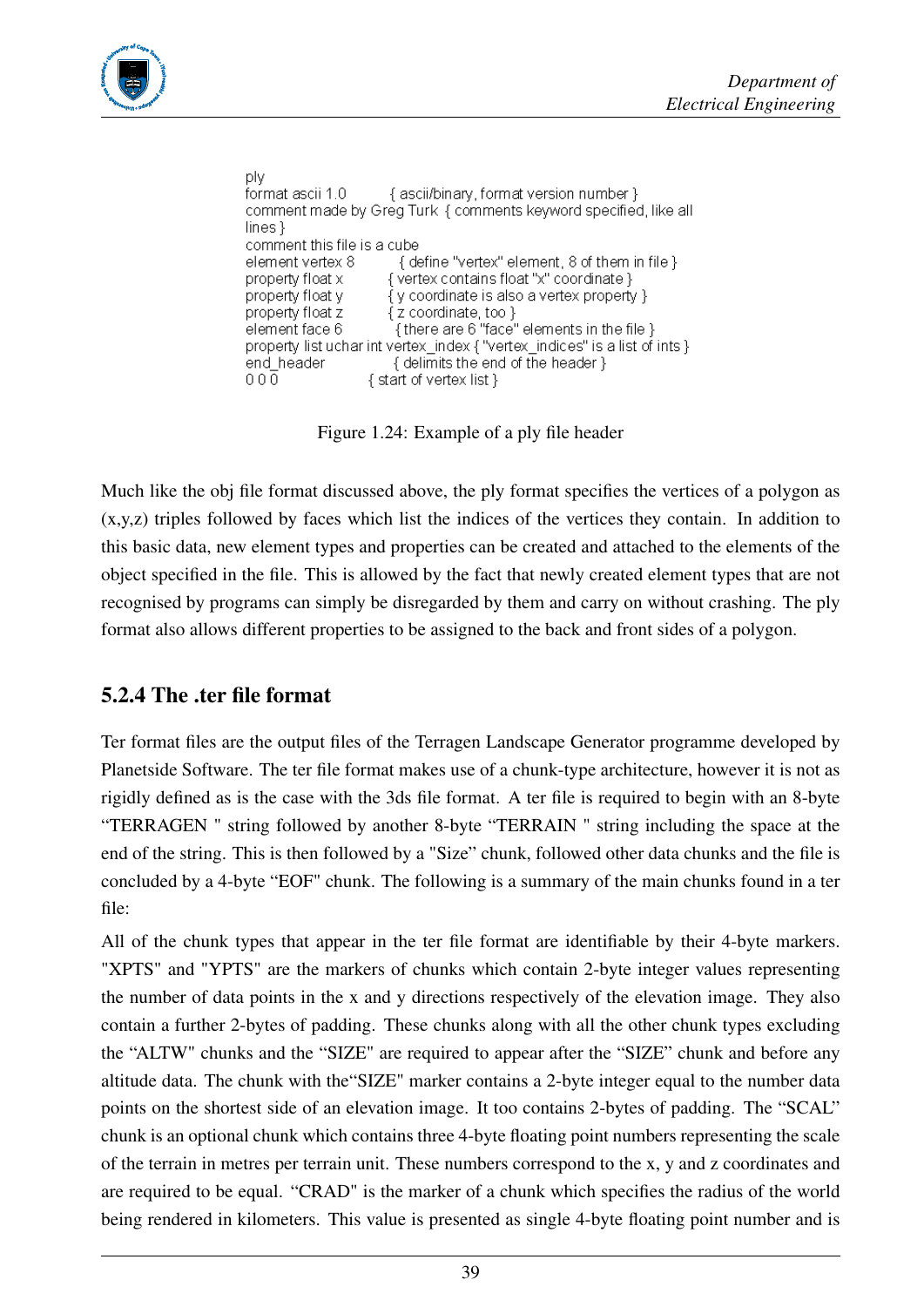```
ply
format ascii 1.0        { ascii/binary, format version number }
comment made by Greg Turk  { comments keyword specified, like all lines }
comment this file is a cube
element vertex 8          { define "vertex" element, 8 of them in file }
property float x          { vertex contains float "x" coordinate }
property float y          { y coordinate is also a vertex property }
property float z          { z coordinate, too }
element face 6            { there are 6 "face" elements in the file }
property list uchar int vertex_index { "vertex_indices" is a list of ints }
end_header                { delimits the end of the header }
0 0 0                     { start of vertex list }
```

Figure 1.24: Example of a ply file header

Much like the obj file format discussed above, the ply format specifies the vertices of a polygon as (x,y,z) triples followed by faces which list the indices of the vertices they contain. In addition to this basic data, new element types and properties can be created and attached to the elements of the object specified in the file. This is allowed by the fact that newly created element types that are not recognised by programs can simply be disregarded by them and carry on without crashing. The ply format also allows different properties to be assigned to the back and front sides of a polygon.

### 5.2.4 The .ter file format

Ter format files are the output files of the Terragen Landscape Generator programme developed by Planetside Software. The ter file format makes use of a chunk-type architecture, however it is not as rigidly defined as is the case with the 3ds file format. A ter file is required to begin with an 8-byte "TERRAGEN " string followed by another 8-byte "TERRAIN " string including the space at the end of the string. This is then followed by a "Size" chunk, followed other data chunks and the file is concluded by a 4-byte "EOF" chunk. The following is a summary of the main chunks found in a ter file:

All of the chunk types that appear in the ter file format are identifiable by their 4-byte markers. "XPTS" and "YPTS" are the markers of chunks which contain 2-byte integer values representing the number of data points in the x and y directions respectively of the elevation image. They also contain a further 2-bytes of padding. These chunks along with all the other chunk types excluding the "ALTW" chunks and the "SIZE" are required to appear after the "SIZE" chunk and before any altitude data. The chunk with the"SIZE" marker contains a 2-byte integer equal to the number data points on the shortest side of an elevation image. It too contains 2-bytes of padding. The "SCAL" chunk is an optional chunk which contains three 4-byte floating point numbers representing the scale of the terrain in metres per terrain unit. These numbers correspond to the x, y and z coordinates and are required to be equal. "CRAD" is the marker of a chunk which specifies the radius of the world being rendered in kilometers. This value is presented as single 4-byte floating point number and is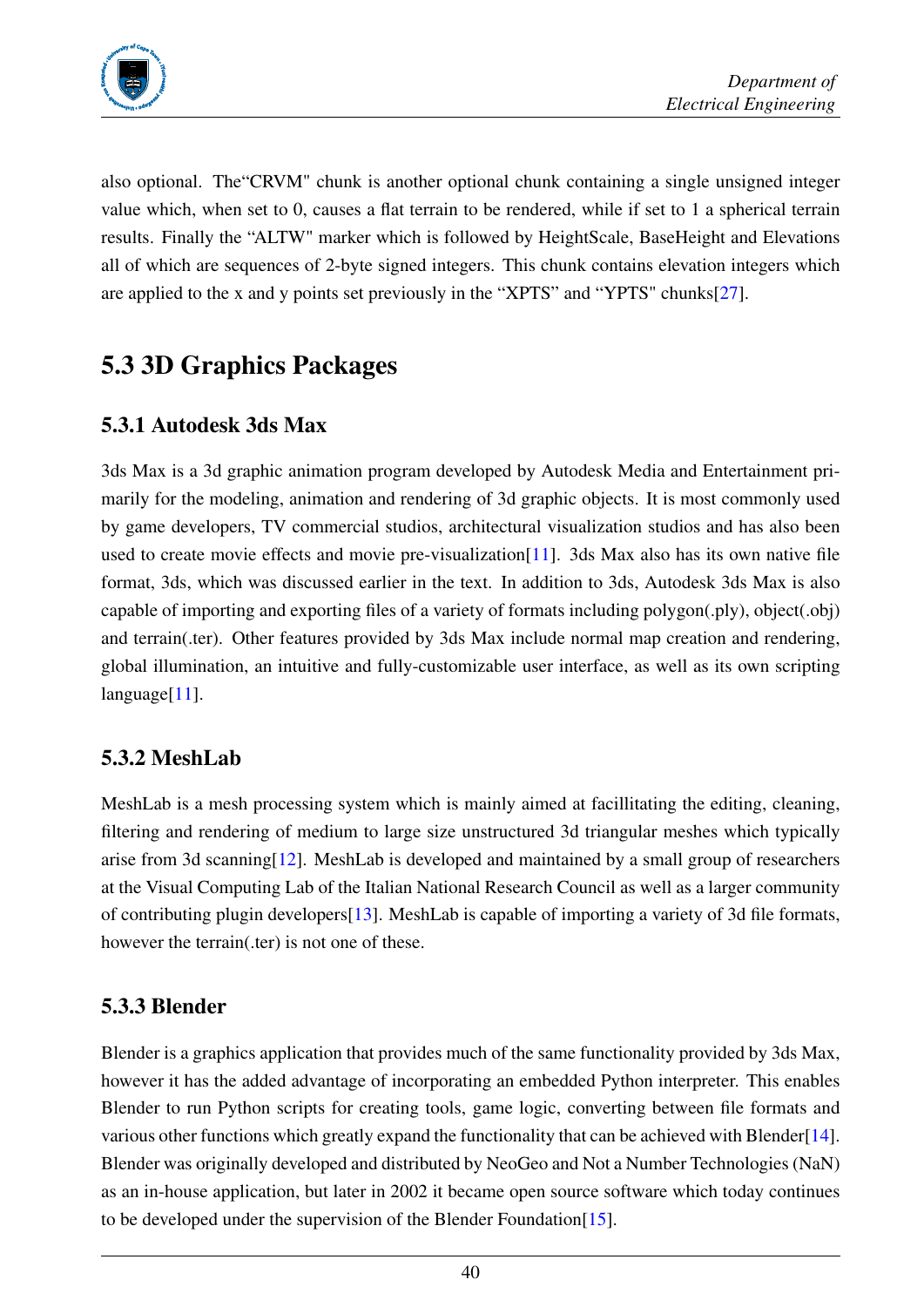also optional. The“CRVM" chunk is another optional chunk containing a single unsigned integer value which, when set to 0, causes a flat terrain to be rendered, while if set to 1 a spherical terrain results. Finally the “ALTW" marker which is followed by HeightScale, BaseHeight and Elevations all of which are sequences of 2-byte signed integers. This chunk contains elevation integers which are applied to the x and y points set previously in the “XPTS” and “YPTS" chunks[27].

## 5.3 3D Graphics Packages

### 5.3.1 Autodesk 3ds Max

3ds Max is a 3d graphic animation program developed by Autodesk Media and Entertainment primarily for the modeling, animation and rendering of 3d graphic objects. It is most commonly used by game developers, TV commercial studios, architectural visualization studios and has also been used to create movie effects and movie pre-visualization[11]. 3ds Max also has its own native file format, 3ds, which was discussed earlier in the text. In addition to 3ds, Autodesk 3ds Max is also capable of importing and exporting files of a variety of formats including polygon(.ply), object(.obj) and terrain(.ter). Other features provided by 3ds Max include normal map creation and rendering, global illumination, an intuitive and fully-customizable user interface, as well as its own scripting language[11].

### 5.3.2 MeshLab

MeshLab is a mesh processing system which is mainly aimed at facillitating the editing, cleaning, filtering and rendering of medium to large size unstructured 3d triangular meshes which typically arise from 3d scanning[12]. MeshLab is developed and maintained by a small group of researchers at the Visual Computing Lab of the Italian National Research Council as well as a larger community of contributing plugin developers[13]. MeshLab is capable of importing a variety of 3d file formats, however the terrain(.ter) is not one of these.

### 5.3.3 Blender

Blender is a graphics application that provides much of the same functionality provided by 3ds Max, however it has the added advantage of incorporating an embedded Python interpreter. This enables Blender to run Python scripts for creating tools, game logic, converting between file formats and various other functions which greatly expand the functionality that can be achieved with Blender[14]. Blender was originally developed and distributed by NeoGeo and Not a Number Technologies (NaN) as an in-house application, but later in 2002 it became open source software which today continues to be developed under the supervision of the Blender Foundation[15].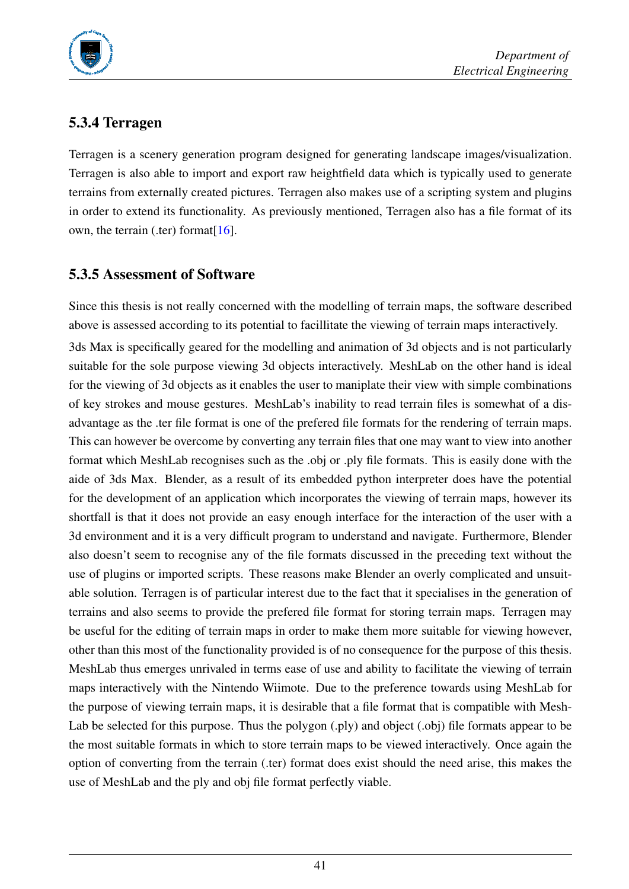### 5.3.4 Terragen

Terragen is a scenery generation program designed for generating landscape images/visualization. Terragen is also able to import and export raw heightfield data which is typically used to generate terrains from externally created pictures. Terragen also makes use of a scripting system and plugins in order to extend its functionality. As previously mentioned, Terragen also has a file format of its own, the terrain (.ter) format[16].

### 5.3.5 Assessment of Software

Since this thesis is not really concerned with the modelling of terrain maps, the software described above is assessed according to its potential to facillitate the viewing of terrain maps interactively.

3ds Max is specifically geared for the modelling and animation of 3d objects and is not particularly suitable for the sole purpose viewing 3d objects interactively. MeshLab on the other hand is ideal for the viewing of 3d objects as it enables the user to maniplate their view with simple combinations of key strokes and mouse gestures. MeshLab's inability to read terrain files is somewhat of a disadvantage as the .ter file format is one of the prefered file formats for the rendering of terrain maps. This can however be overcome by converting any terrain files that one may want to view into another format which MeshLab recognises such as the .obj or .ply file formats. This is easily done with the aide of 3ds Max. Blender, as a result of its embedded python interpreter does have the potential for the development of an application which incorporates the viewing of terrain maps, however its shortfall is that it does not provide an easy enough interface for the interaction of the user with a 3d environment and it is a very difficult program to understand and navigate. Furthermore, Blender also doesn't seem to recognise any of the file formats discussed in the preceding text without the use of plugins or imported scripts. These reasons make Blender an overly complicated and unsuitable solution. Terragen is of particular interest due to the fact that it specialises in the generation of terrains and also seems to provide the prefered file format for storing terrain maps. Terragen may be useful for the editing of terrain maps in order to make them more suitable for viewing however, other than this most of the functionality provided is of no consequence for the purpose of this thesis. MeshLab thus emerges unrivaled in terms ease of use and ability to facilitate the viewing of terrain maps interactively with the Nintendo Wiimote. Due to the preference towards using MeshLab for the purpose of viewing terrain maps, it is desirable that a file format that is compatible with MeshLab be selected for this purpose. Thus the polygon (.ply) and object (.obj) file formats appear to be the most suitable formats in which to store terrain maps to be viewed interactively. Once again the option of converting from the terrain (.ter) format does exist should the need arise, this makes the use of MeshLab and the ply and obj file format perfectly viable.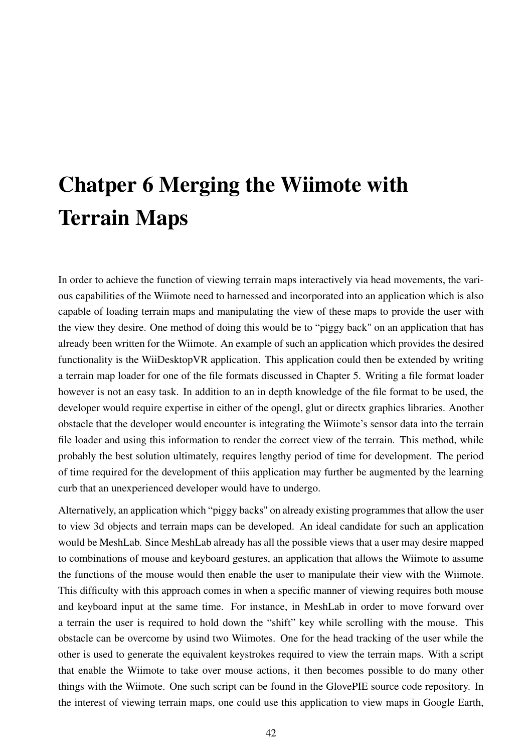# Chatper 6 Merging the Wiimote with Terrain Maps

In order to achieve the function of viewing terrain maps interactively via head movements, the various capabilities of the Wiimote need to harnessed and incorporated into an application which is also capable of loading terrain maps and manipulating the view of these maps to provide the user with the view they desire. One method of doing this would be to "piggy back" on an application that has already been written for the Wiimote. An example of such an application which provides the desired functionality is the WiiDesktopVR application. This application could then be extended by writing a terrain map loader for one of the file formats discussed in Chapter 5. Writing a file format loader however is not an easy task. In addition to an in depth knowledge of the file format to be used, the developer would require expertise in either of the opengl, glut or directx graphics libraries. Another obstacle that the developer would encounter is integrating the Wiimote's sensor data into the terrain file loader and using this information to render the correct view of the terrain. This method, while probably the best solution ultimately, requires lengthy period of time for development. The period of time required for the development of thiis application may further be augmented by the learning curb that an unexperienced developer would have to undergo.

Alternatively, an application which "piggy backs" on already existing programmes that allow the user to view 3d objects and terrain maps can be developed. An ideal candidate for such an application would be MeshLab. Since MeshLab already has all the possible views that a user may desire mapped to combinations of mouse and keyboard gestures, an application that allows the Wiimote to assume the functions of the mouse would then enable the user to manipulate their view with the Wiimote. This difficulty with this approach comes in when a specific manner of viewing requires both mouse and keyboard input at the same time. For instance, in MeshLab in order to move forward over a terrain the user is required to hold down the "shift" key while scrolling with the mouse. This obstacle can be overcome by usind two Wiimotes. One for the head tracking of the user while the other is used to generate the equivalent keystrokes required to view the terrain maps. With a script that enable the Wiimote to take over mouse actions, it then becomes possible to do many other things with the Wiimote. One such script can be found in the GlovePIE source code repository. In the interest of viewing terrain maps, one could use this application to view maps in Google Earth,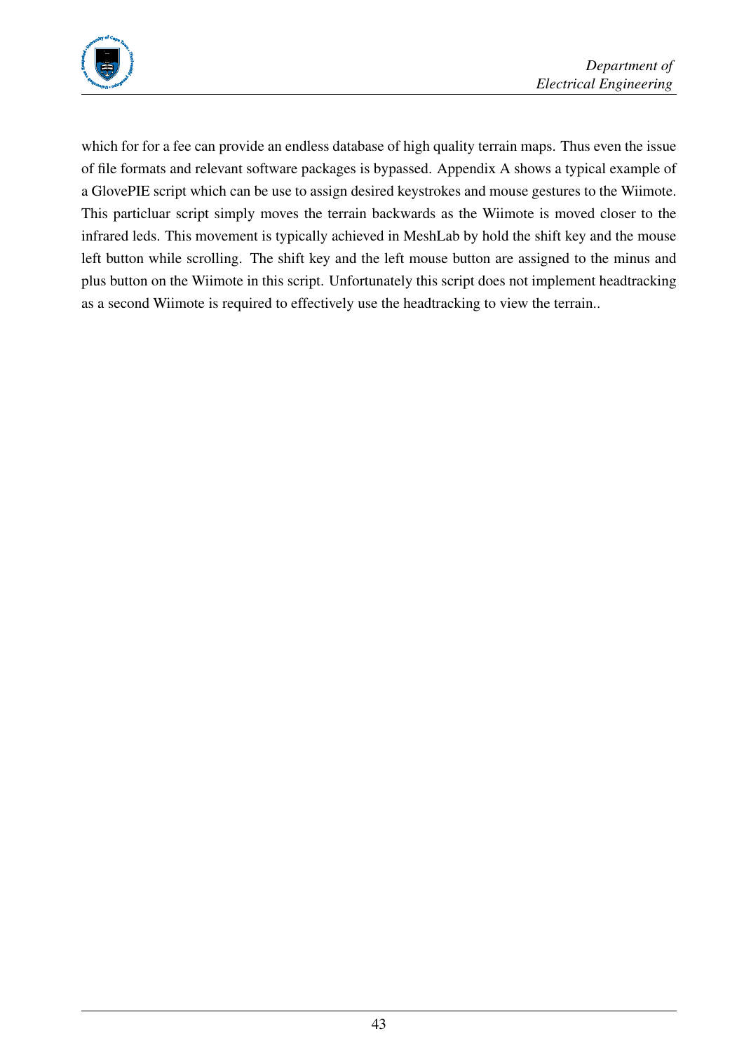which for for a fee can provide an endless database of high quality terrain maps. Thus even the issue of file formats and relevant software packages is bypassed. Appendix A shows a typical example of a GlovePIE script which can be use to assign desired keystrokes and mouse gestures to the Wiimote. This particluar script simply moves the terrain backwards as the Wiimote is moved closer to the infrared leds. This movement is typically achieved in MeshLab by hold the shift key and the mouse left button while scrolling. The shift key and the left mouse button are assigned to the minus and plus button on the Wiimote in this script. Unfortunately this script does not implement headtracking as a second Wiimote is required to effectively use the headtracking to view the terrain..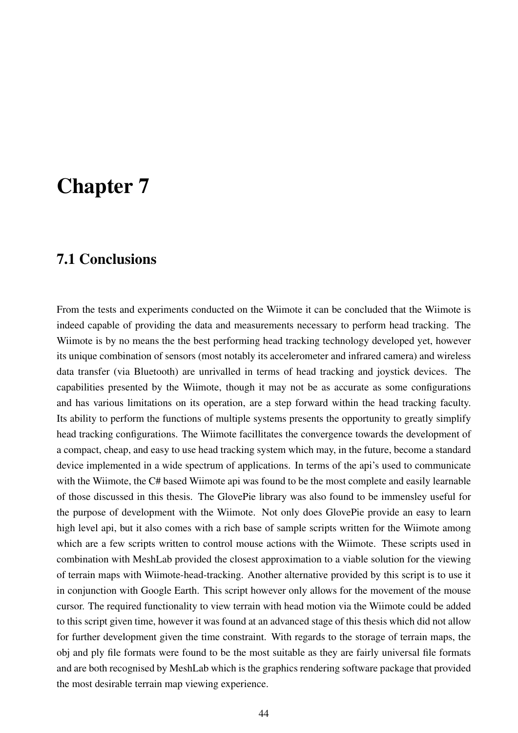# Chapter 7

## 7.1 Conclusions

From the tests and experiments conducted on the Wiimote it can be concluded that the Wiimote is indeed capable of providing the data and measurements necessary to perform head tracking. The Wiimote is by no means the the best performing head tracking technology developed yet, however its unique combination of sensors (most notably its accelerometer and infrared camera) and wireless data transfer (via Bluetooth) are unrivalled in terms of head tracking and joystick devices. The capabilities presented by the Wiimote, though it may not be as accurate as some configurations and has various limitations on its operation, are a step forward within the head tracking faculty. Its ability to perform the functions of multiple systems presents the opportunity to greatly simplify head tracking configurations. The Wiimote facillitates the convergence towards the development of a compact, cheap, and easy to use head tracking system which may, in the future, become a standard device implemented in a wide spectrum of applications. In terms of the api's used to communicate with the Wiimote, the C# based Wiimote api was found to be the most complete and easily learnable of those discussed in this thesis. The GlovePie library was also found to be immensley useful for the purpose of development with the Wiimote. Not only does GlovePie provide an easy to learn high level api, but it also comes with a rich base of sample scripts written for the Wiimote among which are a few scripts written to control mouse actions with the Wiimote. These scripts used in combination with MeshLab provided the closest approximation to a viable solution for the viewing of terrain maps with Wiimote-head-tracking. Another alternative provided by this script is to use it in conjunction with Google Earth. This script however only allows for the movement of the mouse cursor. The required functionality to view terrain with head motion via the Wiimote could be added to this script given time, however it was found at an advanced stage of this thesis which did not allow for further development given the time constraint. With regards to the storage of terrain maps, the obj and ply file formats were found to be the most suitable as they are fairly universal file formats and are both recognised by MeshLab which is the graphics rendering software package that provided the most desirable terrain map viewing experience.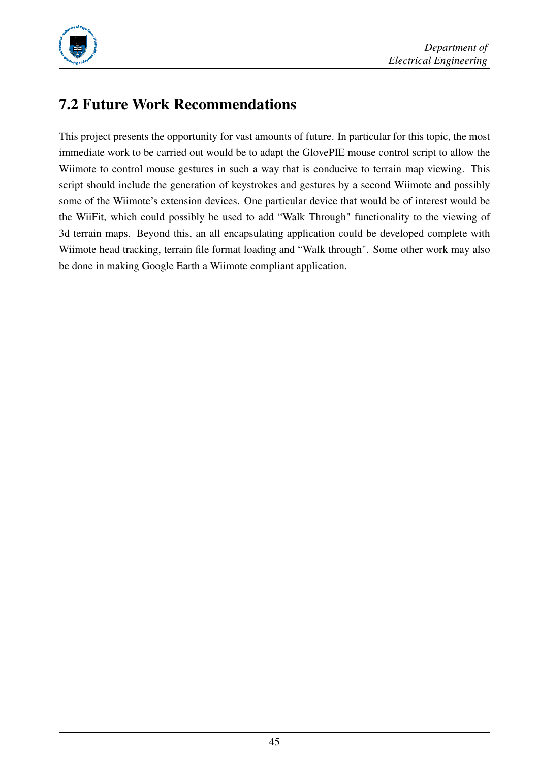## 7.2 Future Work Recommendations

This project presents the opportunity for vast amounts of future. In particular for this topic, the most immediate work to be carried out would be to adapt the GlovePIE mouse control script to allow the Wiimote to control mouse gestures in such a way that is conducive to terrain map viewing. This script should include the generation of keystrokes and gestures by a second Wiimote and possibly some of the Wiimote's extension devices. One particular device that would be of interest would be the WiiFit, which could possibly be used to add "Walk Through" functionality to the viewing of 3d terrain maps. Beyond this, an all encapsulating application could be developed complete with Wiimote head tracking, terrain file format loading and "Walk through". Some other work may also be done in making Google Earth a Wiimote compliant application.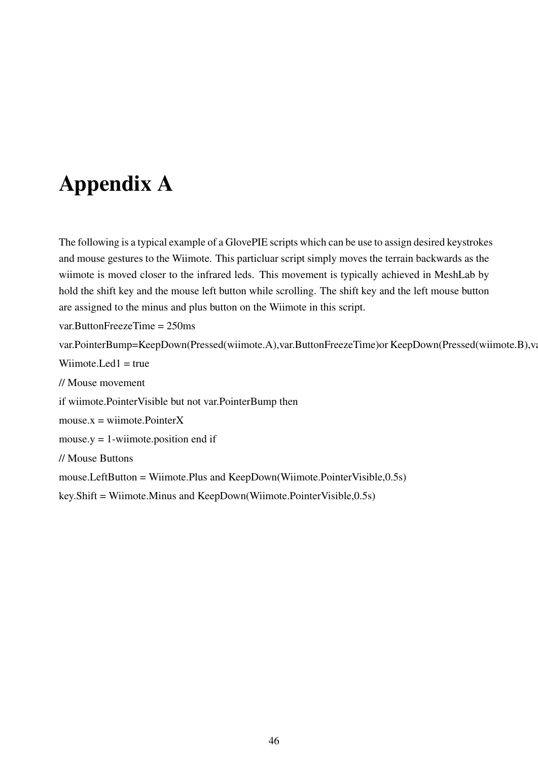# Appendix A

The following is a typical example of a GlovePIE scripts which can be use to assign desired keystrokes and mouse gestures to the Wiimote. This particluar script simply moves the terrain backwards as the wiimote is moved closer to the infrared leds. This movement is typically achieved in MeshLab by hold the shift key and the mouse left button while scrolling. The shift key and the left mouse button are assigned to the minus and plus button on the Wiimote in this script.

```
var.ButtonFreezeTime = 250ms
var.PointerBump=KeepDown(Pressed(wiimote.A),var.ButtonFreezeTime)or KeepDown(Pressed(wiimote.B),va
Wiimote.Led1 = true
// Mouse movement
if wiimote.PointerVisible but not var.PointerBump then
mouse.x = wiimote.PointerX
mouse.y = 1-wiimote.position end if
// Mouse Buttons
mouse.LeftButton = Wiimote.Plus and KeepDown(Wiimote.PointerVisible,0.5s)
key.Shift = Wiimote.Minus and KeepDown(Wiimote.PointerVisible,0.5s)
```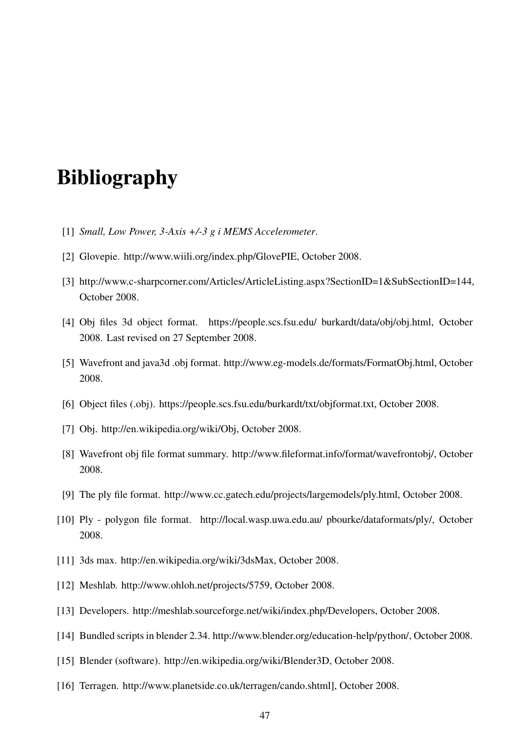# Bibliography

[1] *Small, Low Power, 3-Axis +/-3 g i MEMS Accelerometer*.

[2] Glovepie. http://www.wiili.org/index.php/GlovePIE, October 2008.

[3] http://www.c-sharpcorner.com/Articles/ArticleListing.aspx?SectionID=1&SubSectionID=144, October 2008.

[4] Obj files 3d object format. https://people.scs.fsu.edu/ burkardt/data/obj/obj.html, October 2008. Last revised on 27 September 2008.

[5] Wavefront and java3d .obj format. http://www.eg-models.de/formats/FormatObj.html, October 2008.

[6] Object files (.obj). https://people.scs.fsu.edu/burkardt/txt/objformat.txt, October 2008.

[7] Obj. http://en.wikipedia.org/wiki/Obj, October 2008.

[8] Wavefront obj file format summary. http://www.fileformat.info/format/wavefrontobj/, October 2008.

[9] The ply file format. http://www.cc.gatech.edu/projects/largemodels/ply.html, October 2008.

[10] Ply - polygon file format. http://local.wasp.uwa.edu.au/ pbourke/dataformats/ply/, October 2008.

[11] 3ds max. http://en.wikipedia.org/wiki/3dsMax, October 2008.

[12] Meshlab. http://www.ohloh.net/projects/5759, October 2008.

[13] Developers. http://meshlab.sourceforge.net/wiki/index.php/Developers, October 2008.

[14] Bundled scripts in blender 2.34. http://www.blender.org/education-help/python/, October 2008.

[15] Blender (software). http://en.wikipedia.org/wiki/Blender3D, October 2008.

[16] Terragen. http://www.planetside.co.uk/terragen/cando.shtml], October 2008.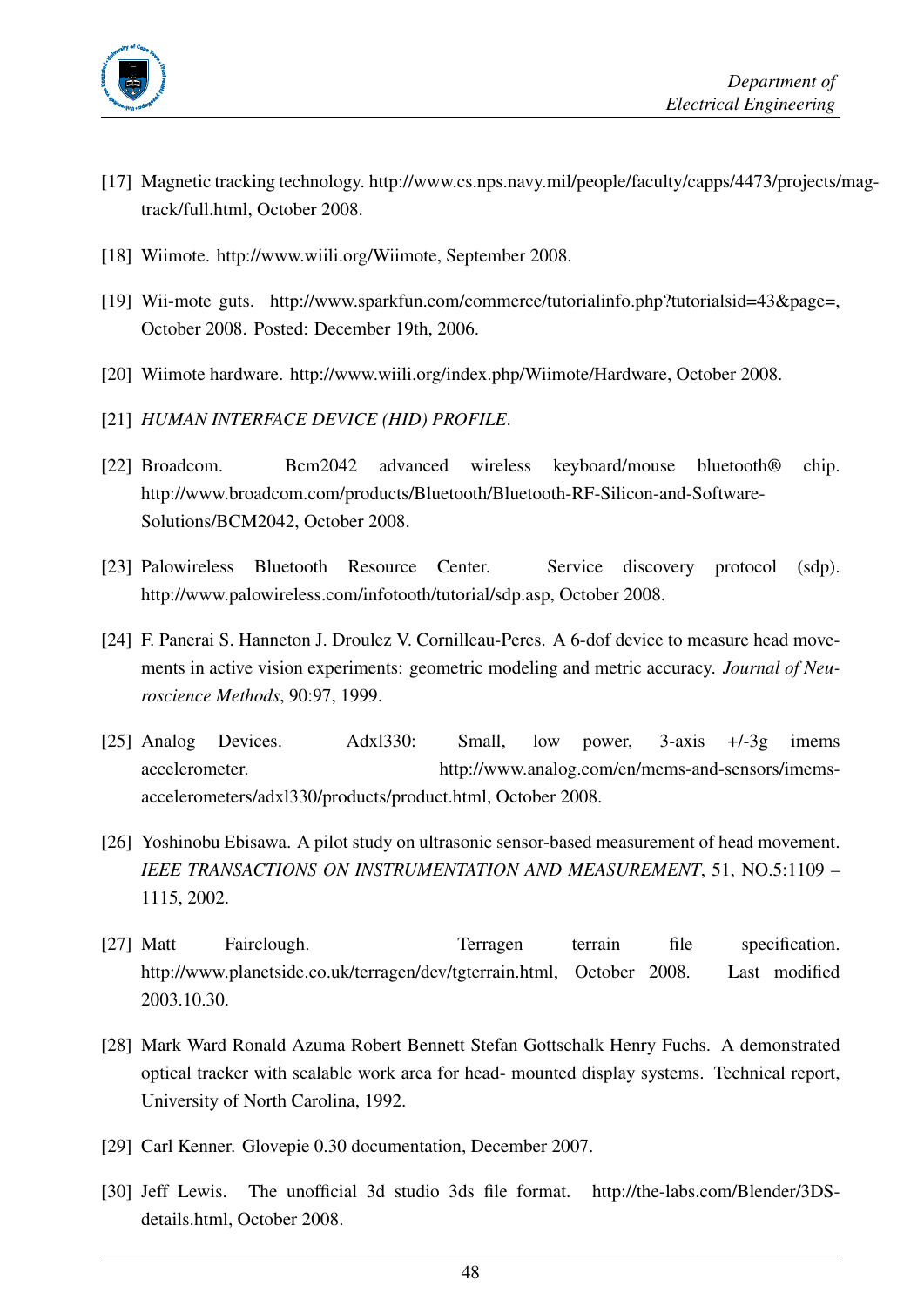[17] Magnetic tracking technology. http://www.cs.nps.navy.mil/people/faculty/capps/4473/projects/mag-track/full.html, October 2008.

[18] Wiimote. http://www.wiili.org/Wiimote, September 2008.

[19] Wii-mote guts. http://www.sparkfun.com/commerce/tutorialinfo.php?tutorialsid=43&page=, October 2008. Posted: December 19th, 2006.

[20] Wiimote hardware. http://www.wiili.org/index.php/Wiimote/Hardware, October 2008.

[21] *HUMAN INTERFACE DEVICE (HID) PROFILE*.

[22] Broadcom. Bcm2042 advanced wireless keyboard/mouse bluetooth® chip. http://www.broadcom.com/products/Bluetooth/Bluetooth-RF-Silicon-and-Software-Solutions/BCM2042, October 2008.

[23] Palowireless Bluetooth Resource Center. Service discovery protocol (sdp). http://www.palowireless.com/infotooth/tutorial/sdp.asp, October 2008.

[24] F. Panerai S. Hanneton J. Droulez V. Cornilleau-Peres. A 6-dof device to measure head movements in active vision experiments: geometric modeling and metric accuracy. *Journal of Neuroscience Methods*, 90:97, 1999.

[25] Analog Devices. Adxl330: Small, low power, 3-axis +/-3g imems accelerometer. http://www.analog.com/en/mems-and-sensors/imems-accelerometers/adxl330/products/product.html, October 2008.

[26] Yoshinobu Ebisawa. A pilot study on ultrasonic sensor-based measurement of head movement. *IEEE TRANSACTIONS ON INSTRUMENTATION AND MEASUREMENT*, 51, NO.5:1109 – 1115, 2002.

[27] Matt Fairclough. Terragen terrain file specification. http://www.planetside.co.uk/terragen/dev/tgterrain.html, October 2008. Last modified 2003.10.30.

[28] Mark Ward Ronald Azuma Robert Bennett Stefan Gottschalk Henry Fuchs. A demonstrated optical tracker with scalable work area for head- mounted display systems. Technical report, University of North Carolina, 1992.

[29] Carl Kenner. Glovepie 0.30 documentation, December 2007.

[30] Jeff Lewis. The unofficial 3d studio 3ds file format. http://the-labs.com/Blender/3DS-details.html, October 2008.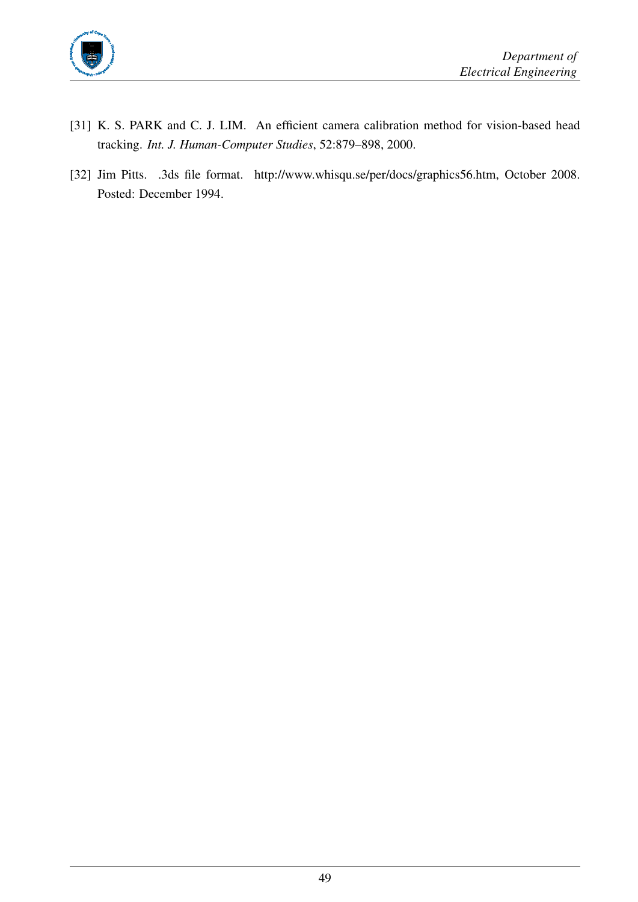[31] K. S. PARK and C. J. LIM. An efficient camera calibration method for vision-based head tracking. *Int. J. Human-Computer Studies*, 52:879–898, 2000.

[32] Jim Pitts. .3ds file format. http://www.whisqu.se/per/docs/graphics56.htm, October 2008. Posted: December 1994.